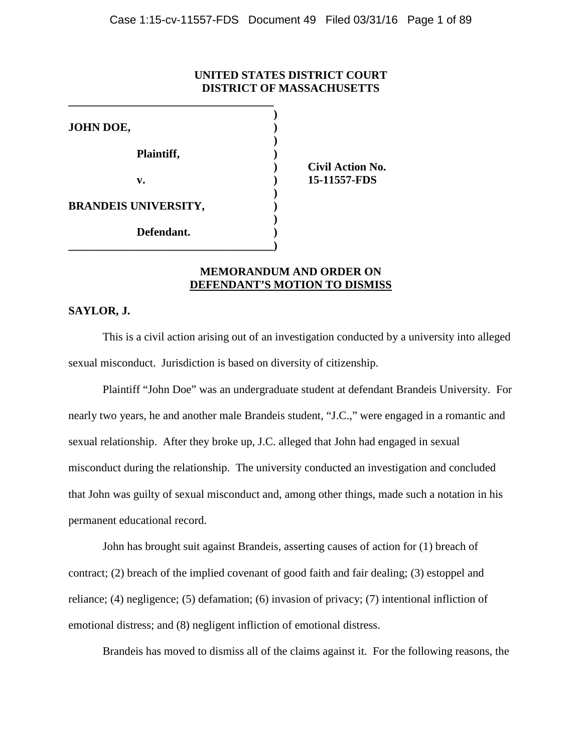**UNITED STATES DISTRICT COURT**
**DISTRICT OF MASSACHUSETTS**

| | | |
|---|---|---|
| **JOHN DOE,** | ) | |
| **Plaintiff,** | ) | |
| **v.** | ) | **Civil Action No. 15-11557-FDS** |
| **BRANDEIS UNIVERSITY,** | ) | |
| **Defendant.** | ) | |

**MEMORANDUM AND ORDER ON**
**DEFENDANT'S MOTION TO DISMISS**

**SAYLOR, J.**

This is a civil action arising out of an investigation conducted by a university into alleged sexual misconduct. Jurisdiction is based on diversity of citizenship.

Plaintiff "John Doe" was an undergraduate student at defendant Brandeis University. For nearly two years, he and another male Brandeis student, "J.C.," were engaged in a romantic and sexual relationship. After they broke up, J.C. alleged that John had engaged in sexual misconduct during the relationship. The university conducted an investigation and concluded that John was guilty of sexual misconduct and, among other things, made such a notation in his permanent educational record.

John has brought suit against Brandeis, asserting causes of action for (1) breach of contract; (2) breach of the implied covenant of good faith and fair dealing; (3) estoppel and reliance; (4) negligence; (5) defamation; (6) invasion of privacy; (7) intentional infliction of emotional distress; and (8) negligent infliction of emotional distress.

Brandeis has moved to dismiss all of the claims against it. For the following reasons, the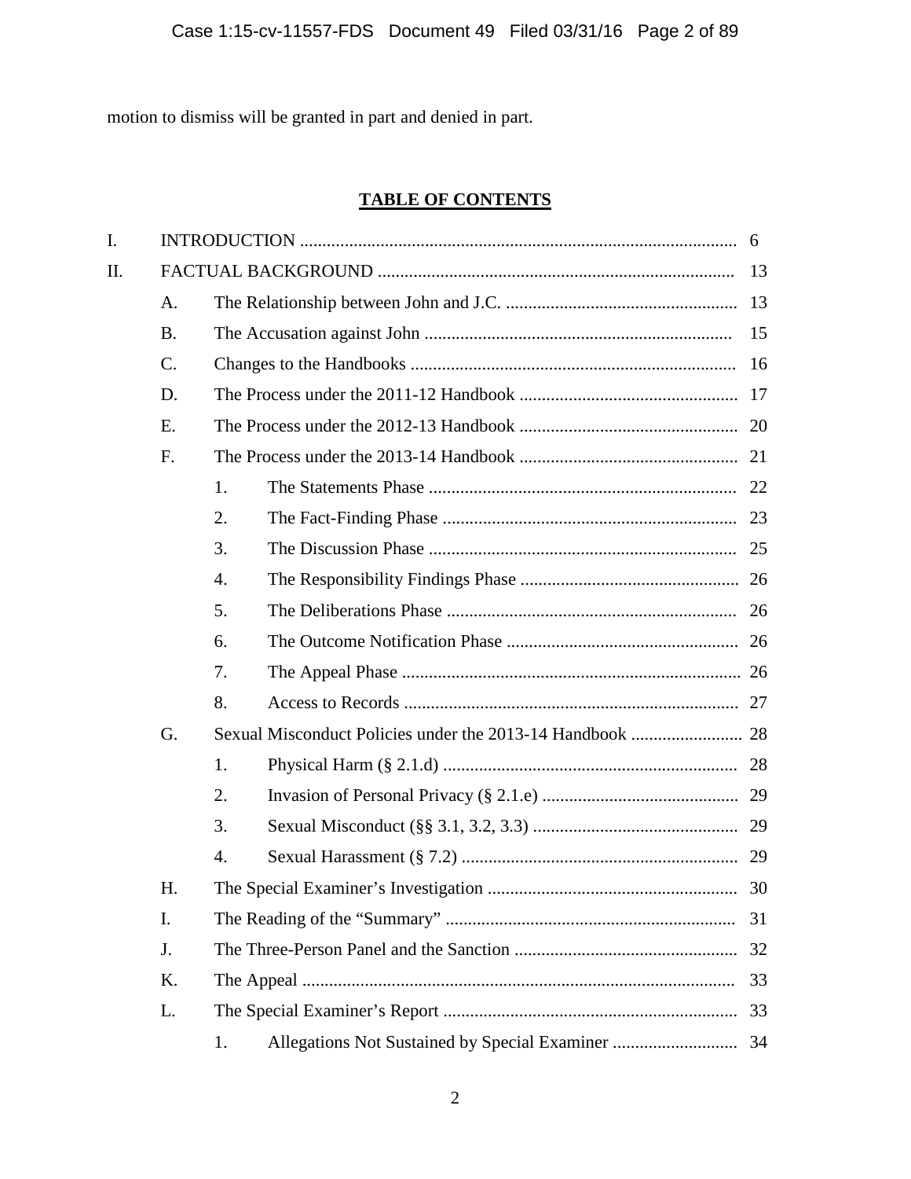motion to dismiss will be granted in part and denied in part.

## TABLE OF CONTENTS

I. INTRODUCTION ........................................................................................... 6

II. FACTUAL BACKGROUND ............................................................................ 13

- A. The Relationship between John and J.C. .................................................... 13
- B. The Accusation against John ..................................................................... 15
- C. Changes to the Handbooks ......................................................................... 16
- D. The Process under the 2011-12 Handbook ................................................. 17
- E. The Process under the 2012-13 Handbook ................................................. 20
- F. The Process under the 2013-14 Handbook ................................................. 21
  - 1. The Statements Phase ..................................................................... 22
  - 2. The Fact-Finding Phase .................................................................. 23
  - 3. The Discussion Phase ..................................................................... 25
  - 4. The Responsibility Findings Phase ................................................. 26
  - 5. The Deliberations Phase ................................................................. 26
  - 6. The Outcome Notification Phase .................................................... 26
  - 7. The Appeal Phase ............................................................................ 26
  - 8. Access to Records ........................................................................... 27
- G. Sexual Misconduct Policies under the 2013-14 Handbook ......................... 28
  - 1. Physical Harm (§ 2.1.d) .................................................................. 28
  - 2. Invasion of Personal Privacy (§ 2.1.e) ............................................ 29
  - 3. Sexual Misconduct (§§ 3.1, 3.2, 3.3) .............................................. 29
  - 4. Sexual Harassment (§ 7.2) .............................................................. 29
- H. The Special Examiner's Investigation ........................................................ 30
- I. The Reading of the "Summary" ................................................................. 31
- J. The Three-Person Panel and the Sanction .................................................. 32
- K. The Appeal ................................................................................................. 33
- L. The Special Examiner's Report .................................................................. 33
  - 1. Allegations Not Sustained by Special Examiner ............................ 34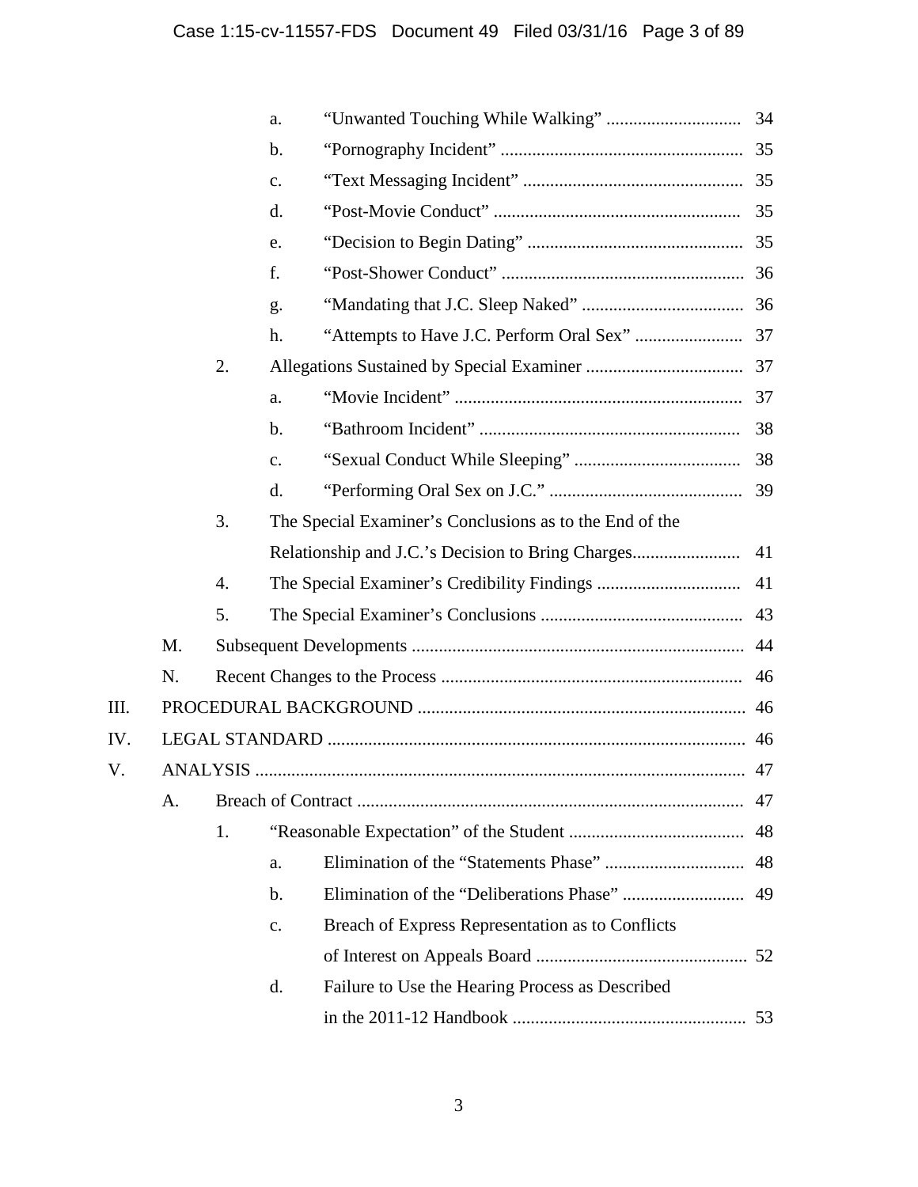a. "Unwanted Touching While Walking" .............................. 34

b. "Pornography Incident" ...................................................... 35

c. "Text Messaging Incident" ................................................. 35

d. "Post-Movie Conduct" ....................................................... 35

e. "Decision to Begin Dating" ................................................ 35

f. "Post-Shower Conduct" ...................................................... 36

g. "Mandating that J.C. Sleep Naked" .................................... 36

h. "Attempts to Have J.C. Perform Oral Sex" ........................ 37

2. Allegations Sustained by Special Examiner ................................... 37

a. "Movie Incident" ................................................................ 37

b. "Bathroom Incident" .......................................................... 38

c. "Sexual Conduct While Sleeping" ..................................... 38

d. "Performing Oral Sex on J.C." ........................................... 39

3. The Special Examiner's Conclusions as to the End of the Relationship and J.C.'s Decision to Bring Charges........................ 41

4. The Special Examiner's Credibility Findings ................................ 41

5. The Special Examiner's Conclusions ............................................. 43

M. Subsequent Developments .......................................................................... 44

N. Recent Changes to the Process ................................................................... 46

III. PROCEDURAL BACKGROUND ......................................................................... 46

IV. LEGAL STANDARD ............................................................................................ 46

V. ANALYSIS ............................................................................................................ 47

A. Breach of Contract ...................................................................................... 47

1. "Reasonable Expectation" of the Student ....................................... 48

a. Elimination of the "Statements Phase" ............................... 48

b. Elimination of the "Deliberations Phase" ........................... 49

c. Breach of Express Representation as to Conflicts of Interest on Appeals Board ............................................... 52

d. Failure to Use the Hearing Process as Described in the 2011-12 Handbook .................................................... 53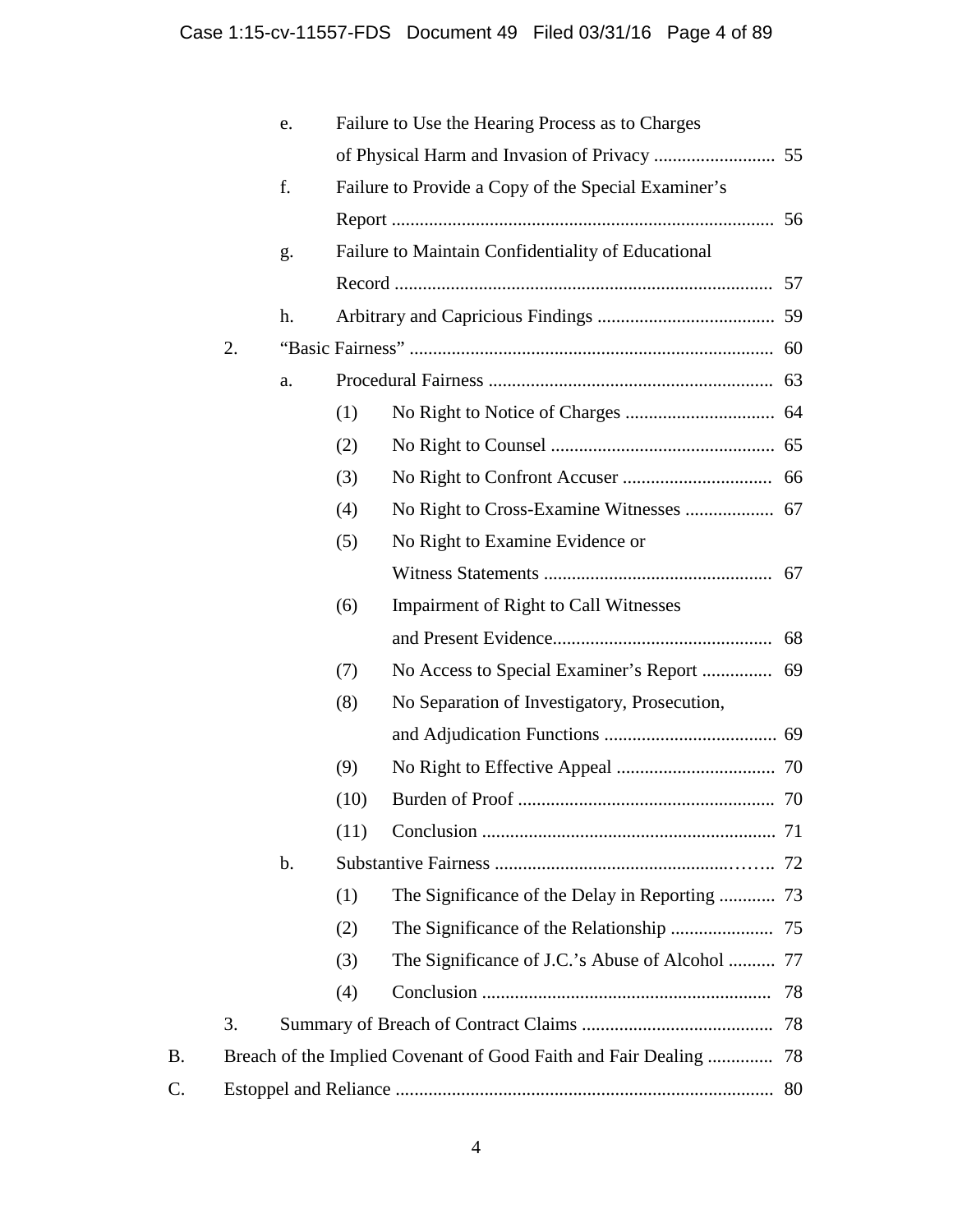- e. Failure to Use the Hearing Process as to Charges of Physical Harm and Invasion of Privacy .......................... 55
- f. Failure to Provide a Copy of the Special Examiner's Report ................................................................................ 56
- g. Failure to Maintain Confidentiality of Educational Record ................................................................................ 57
- h. Arbitrary and Capricious Findings ...................................... 59

2. "Basic Fairness" ............................................................................. 60
   - a. Procedural Fairness ............................................................ 63
     - (1) No Right to Notice of Charges ................................ 64
     - (2) No Right to Counsel ................................................ 65
     - (3) No Right to Confront Accuser ................................ 66
     - (4) No Right to Cross-Examine Witnesses ................... 67
     - (5) No Right to Examine Evidence or Witness Statements ................................................. 67
     - (6) Impairment of Right to Call Witnesses and Present Evidence............................................... 68
     - (7) No Access to Special Examiner's Report ............... 69
     - (8) No Separation of Investigatory, Prosecution, and Adjudication Functions ..................................... 69
     - (9) No Right to Effective Appeal .................................. 70
     - (10) Burden of Proof ....................................................... 70
     - (11) Conclusion ............................................................... 71
   - b. Substantive Fairness ............................................................ 72
     - (1) The Significance of the Delay in Reporting ............ 73
     - (2) The Significance of the Relationship ...................... 75
     - (3) The Significance of J.C.'s Abuse of Alcohol .......... 77
     - (4) Conclusion .............................................................. 78

3. Summary of Breach of Contract Claims ......................................... 78

B. Breach of the Implied Covenant of Good Faith and Fair Dealing .............. 78

C. Estoppel and Reliance ................................................................................ 80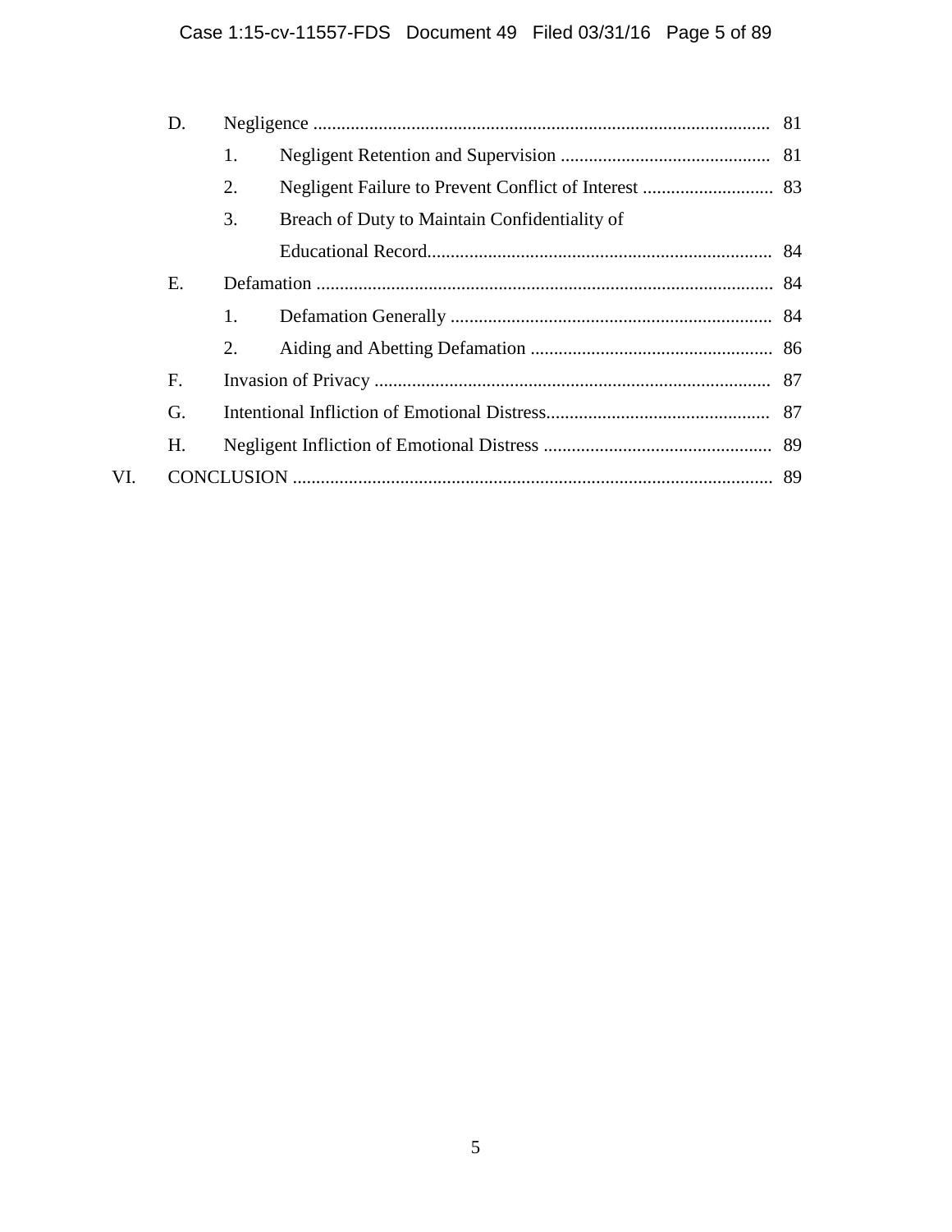| | | | |
|---|---|---|---|
| D. | Negligence | | 81 |
| | 1. | Negligent Retention and Supervision | 81 |
| | 2. | Negligent Failure to Prevent Conflict of Interest | 83 |
| | 3. | Breach of Duty to Maintain Confidentiality of Educational Record | 84 |
| E. | Defamation | | 84 |
| | 1. | Defamation Generally | 84 |
| | 2. | Aiding and Abetting Defamation | 86 |
| F. | Invasion of Privacy | | 87 |
| G. | Intentional Infliction of Emotional Distress | | 87 |
| H. | Negligent Infliction of Emotional Distress | | 89 |

VI. CONCLUSION .......... 89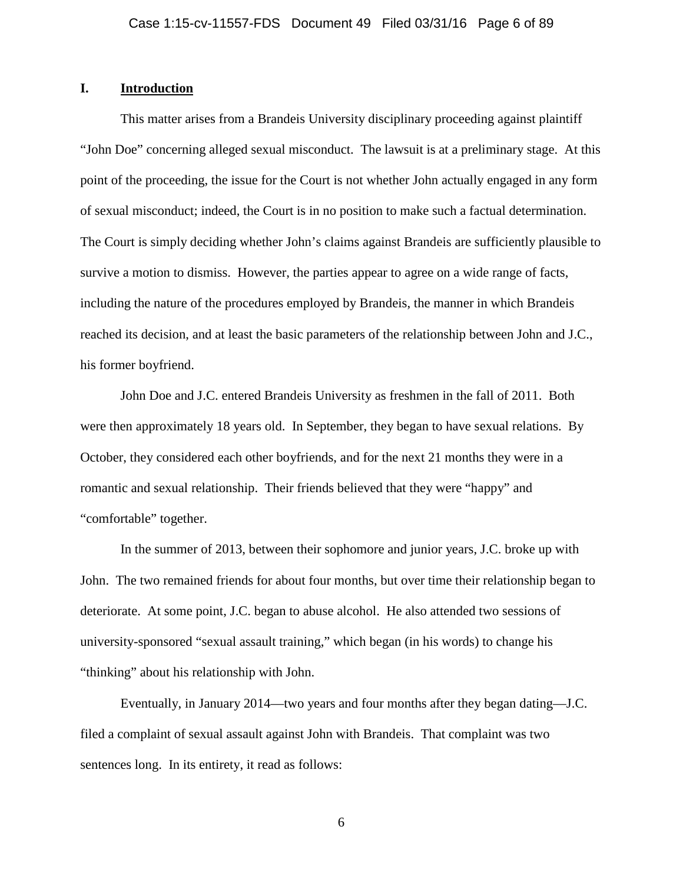## I. Introduction

This matter arises from a Brandeis University disciplinary proceeding against plaintiff "John Doe" concerning alleged sexual misconduct. The lawsuit is at a preliminary stage. At this point of the proceeding, the issue for the Court is not whether John actually engaged in any form of sexual misconduct; indeed, the Court is in no position to make such a factual determination. The Court is simply deciding whether John's claims against Brandeis are sufficiently plausible to survive a motion to dismiss. However, the parties appear to agree on a wide range of facts, including the nature of the procedures employed by Brandeis, the manner in which Brandeis reached its decision, and at least the basic parameters of the relationship between John and J.C., his former boyfriend.

John Doe and J.C. entered Brandeis University as freshmen in the fall of 2011. Both were then approximately 18 years old. In September, they began to have sexual relations. By October, they considered each other boyfriends, and for the next 21 months they were in a romantic and sexual relationship. Their friends believed that they were "happy" and "comfortable" together.

In the summer of 2013, between their sophomore and junior years, J.C. broke up with John. The two remained friends for about four months, but over time their relationship began to deteriorate. At some point, J.C. began to abuse alcohol. He also attended two sessions of university-sponsored "sexual assault training," which began (in his words) to change his "thinking" about his relationship with John.

Eventually, in January 2014—two years and four months after they began dating—J.C. filed a complaint of sexual assault against John with Brandeis. That complaint was two sentences long. In its entirety, it read as follows: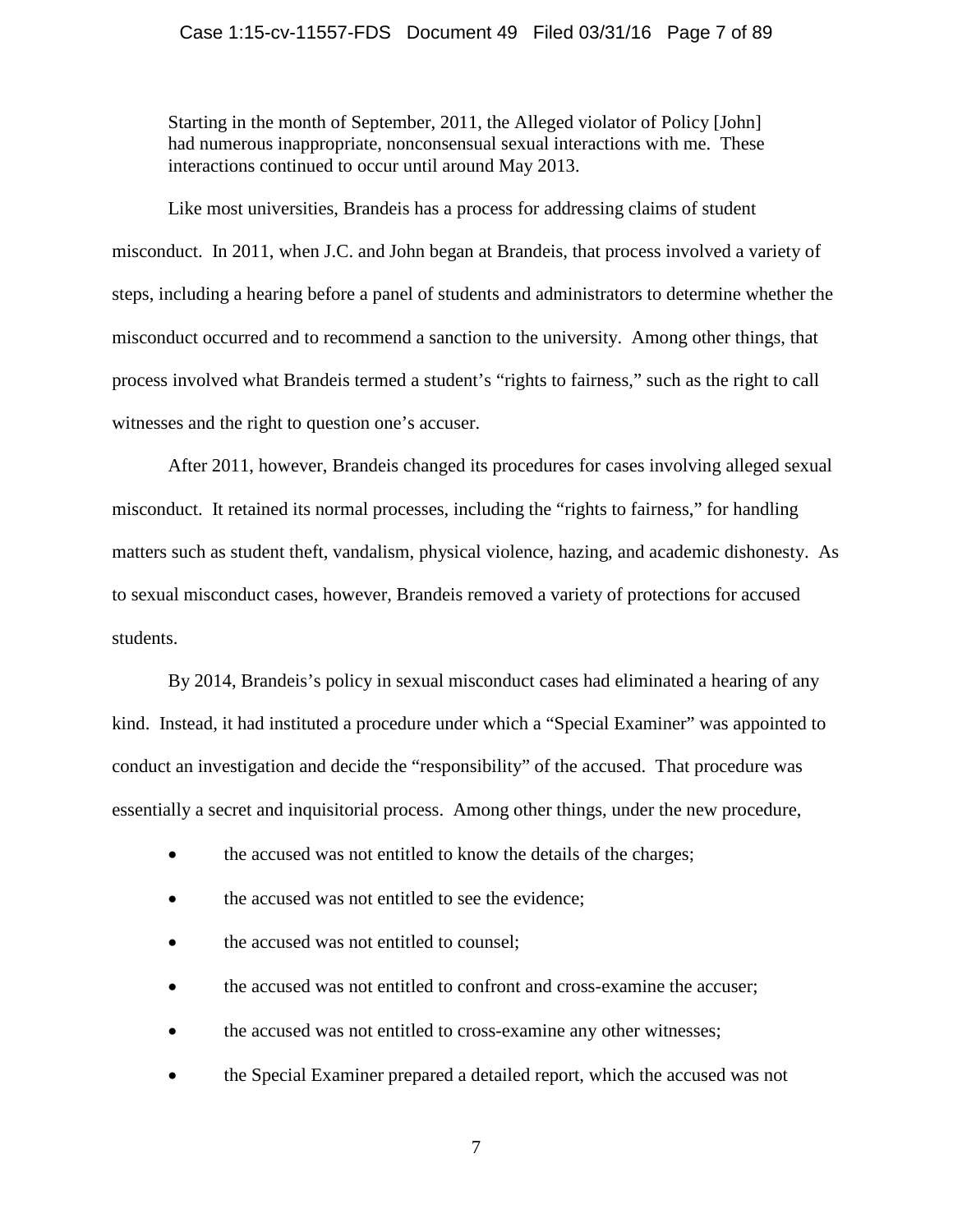> Starting in the month of September, 2011, the Alleged violator of Policy [John] had numerous inappropriate, nonconsensual sexual interactions with me. These interactions continued to occur until around May 2013.

Like most universities, Brandeis has a process for addressing claims of student misconduct. In 2011, when J.C. and John began at Brandeis, that process involved a variety of steps, including a hearing before a panel of students and administrators to determine whether the misconduct occurred and to recommend a sanction to the university. Among other things, that process involved what Brandeis termed a student's "rights to fairness," such as the right to call witnesses and the right to question one's accuser.

After 2011, however, Brandeis changed its procedures for cases involving alleged sexual misconduct. It retained its normal processes, including the "rights to fairness," for handling matters such as student theft, vandalism, physical violence, hazing, and academic dishonesty. As to sexual misconduct cases, however, Brandeis removed a variety of protections for accused students.

By 2014, Brandeis's policy in sexual misconduct cases had eliminated a hearing of any kind. Instead, it had instituted a procedure under which a "Special Examiner" was appointed to conduct an investigation and decide the "responsibility" of the accused. That procedure was essentially a secret and inquisitorial process. Among other things, under the new procedure,

- the accused was not entitled to know the details of the charges;
- the accused was not entitled to see the evidence;
- the accused was not entitled to counsel;
- the accused was not entitled to confront and cross-examine the accuser;
- the accused was not entitled to cross-examine any other witnesses;
- the Special Examiner prepared a detailed report, which the accused was not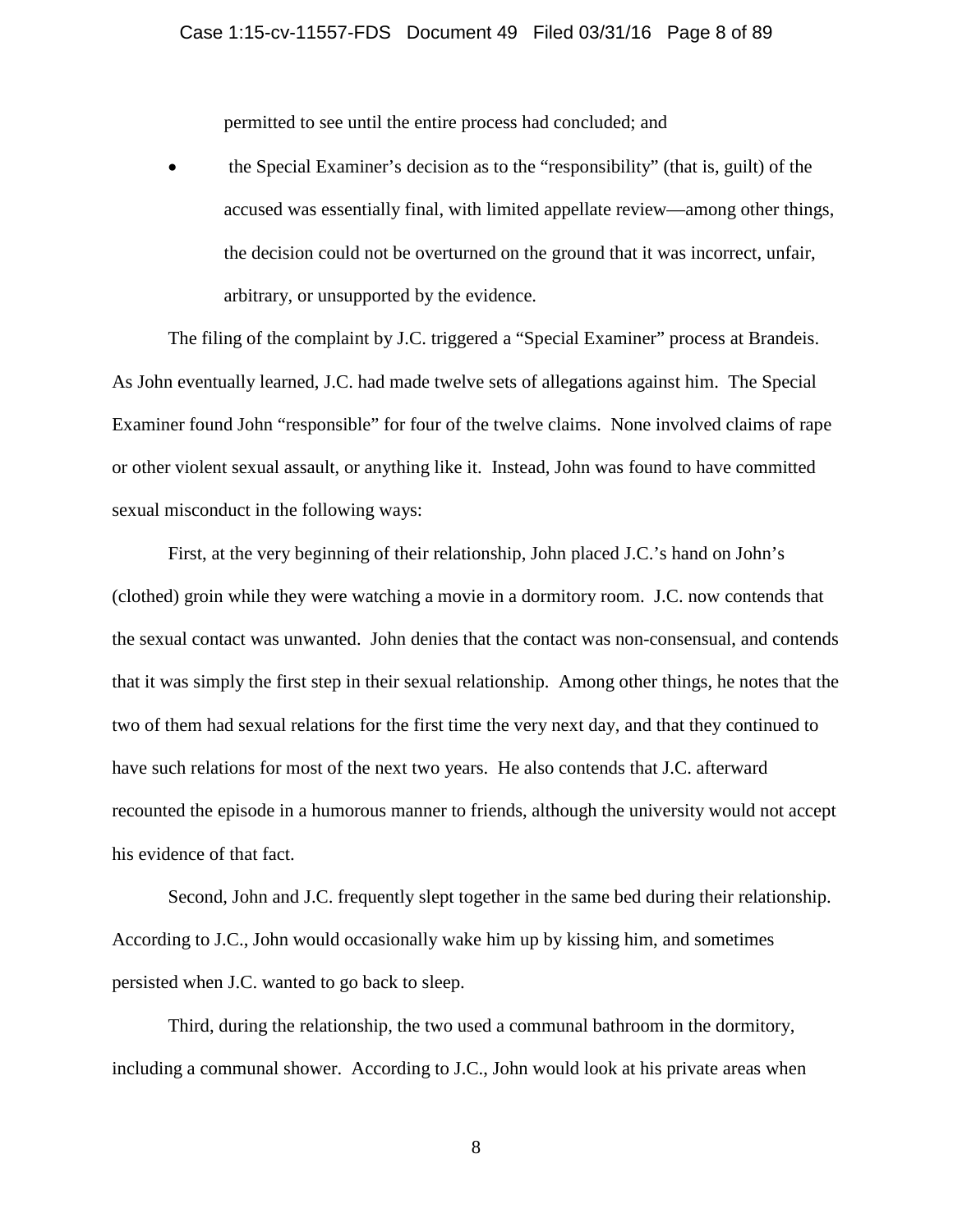permitted to see until the entire process had concluded; and

- the Special Examiner's decision as to the "responsibility" (that is, guilt) of the accused was essentially final, with limited appellate review—among other things, the decision could not be overturned on the ground that it was incorrect, unfair, arbitrary, or unsupported by the evidence.

The filing of the complaint by J.C. triggered a "Special Examiner" process at Brandeis. As John eventually learned, J.C. had made twelve sets of allegations against him. The Special Examiner found John "responsible" for four of the twelve claims. None involved claims of rape or other violent sexual assault, or anything like it. Instead, John was found to have committed sexual misconduct in the following ways:

First, at the very beginning of their relationship, John placed J.C.'s hand on John's (clothed) groin while they were watching a movie in a dormitory room. J.C. now contends that the sexual contact was unwanted. John denies that the contact was non-consensual, and contends that it was simply the first step in their sexual relationship. Among other things, he notes that the two of them had sexual relations for the first time the very next day, and that they continued to have such relations for most of the next two years. He also contends that J.C. afterward recounted the episode in a humorous manner to friends, although the university would not accept his evidence of that fact.

Second, John and J.C. frequently slept together in the same bed during their relationship. According to J.C., John would occasionally wake him up by kissing him, and sometimes persisted when J.C. wanted to go back to sleep.

Third, during the relationship, the two used a communal bathroom in the dormitory, including a communal shower. According to J.C., John would look at his private areas when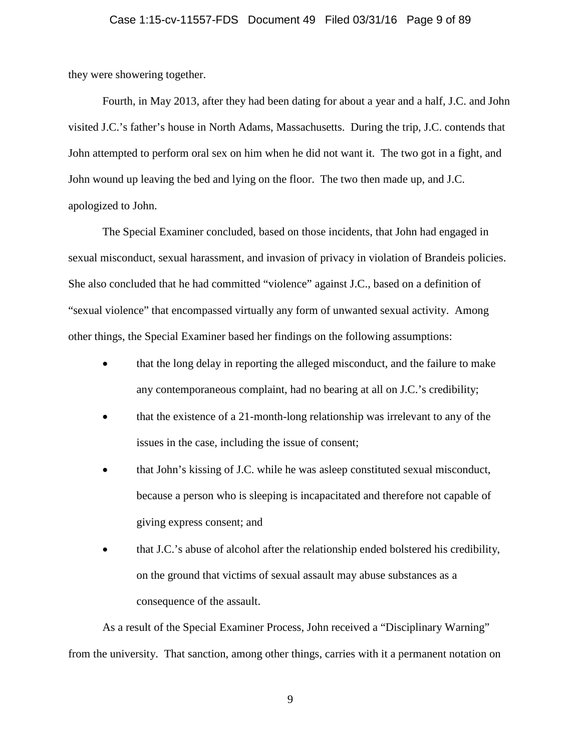they were showering together.

Fourth, in May 2013, after they had been dating for about a year and a half, J.C. and John visited J.C.'s father's house in North Adams, Massachusetts. During the trip, J.C. contends that John attempted to perform oral sex on him when he did not want it. The two got in a fight, and John wound up leaving the bed and lying on the floor. The two then made up, and J.C. apologized to John.

The Special Examiner concluded, based on those incidents, that John had engaged in sexual misconduct, sexual harassment, and invasion of privacy in violation of Brandeis policies. She also concluded that he had committed "violence" against J.C., based on a definition of "sexual violence" that encompassed virtually any form of unwanted sexual activity. Among other things, the Special Examiner based her findings on the following assumptions:

- that the long delay in reporting the alleged misconduct, and the failure to make any contemporaneous complaint, had no bearing at all on J.C.'s credibility;
- that the existence of a 21-month-long relationship was irrelevant to any of the issues in the case, including the issue of consent;
- that John's kissing of J.C. while he was asleep constituted sexual misconduct, because a person who is sleeping is incapacitated and therefore not capable of giving express consent; and
- that J.C.'s abuse of alcohol after the relationship ended bolstered his credibility, on the ground that victims of sexual assault may abuse substances as a consequence of the assault.

As a result of the Special Examiner Process, John received a "Disciplinary Warning" from the university. That sanction, among other things, carries with it a permanent notation on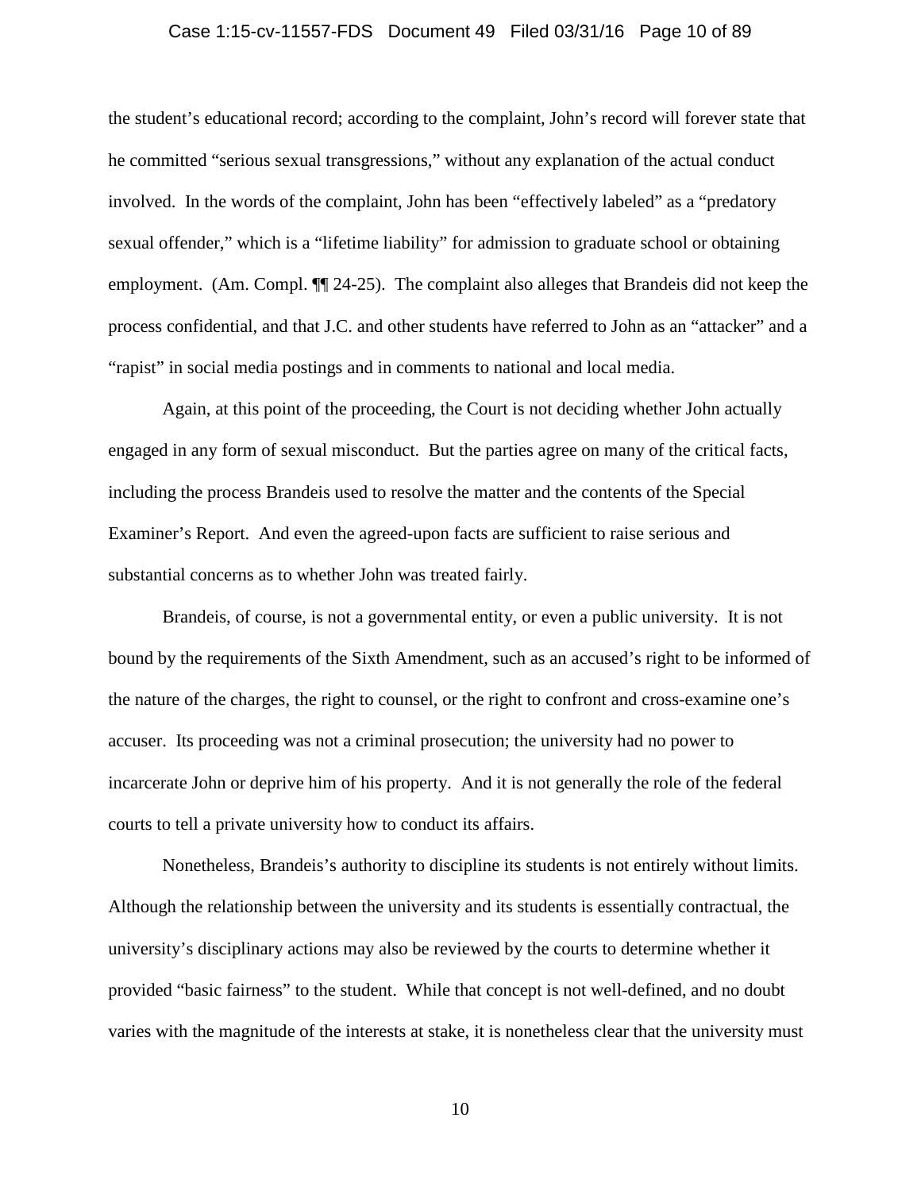the student's educational record; according to the complaint, John's record will forever state that he committed "serious sexual transgressions," without any explanation of the actual conduct involved. In the words of the complaint, John has been "effectively labeled" as a "predatory sexual offender," which is a "lifetime liability" for admission to graduate school or obtaining employment. (Am. Compl. ¶¶ 24-25). The complaint also alleges that Brandeis did not keep the process confidential, and that J.C. and other students have referred to John as an "attacker" and a "rapist" in social media postings and in comments to national and local media.

Again, at this point of the proceeding, the Court is not deciding whether John actually engaged in any form of sexual misconduct. But the parties agree on many of the critical facts, including the process Brandeis used to resolve the matter and the contents of the Special Examiner's Report. And even the agreed-upon facts are sufficient to raise serious and substantial concerns as to whether John was treated fairly.

Brandeis, of course, is not a governmental entity, or even a public university. It is not bound by the requirements of the Sixth Amendment, such as an accused's right to be informed of the nature of the charges, the right to counsel, or the right to confront and cross-examine one's accuser. Its proceeding was not a criminal prosecution; the university had no power to incarcerate John or deprive him of his property. And it is not generally the role of the federal courts to tell a private university how to conduct its affairs.

Nonetheless, Brandeis's authority to discipline its students is not entirely without limits. Although the relationship between the university and its students is essentially contractual, the university's disciplinary actions may also be reviewed by the courts to determine whether it provided "basic fairness" to the student. While that concept is not well-defined, and no doubt varies with the magnitude of the interests at stake, it is nonetheless clear that the university must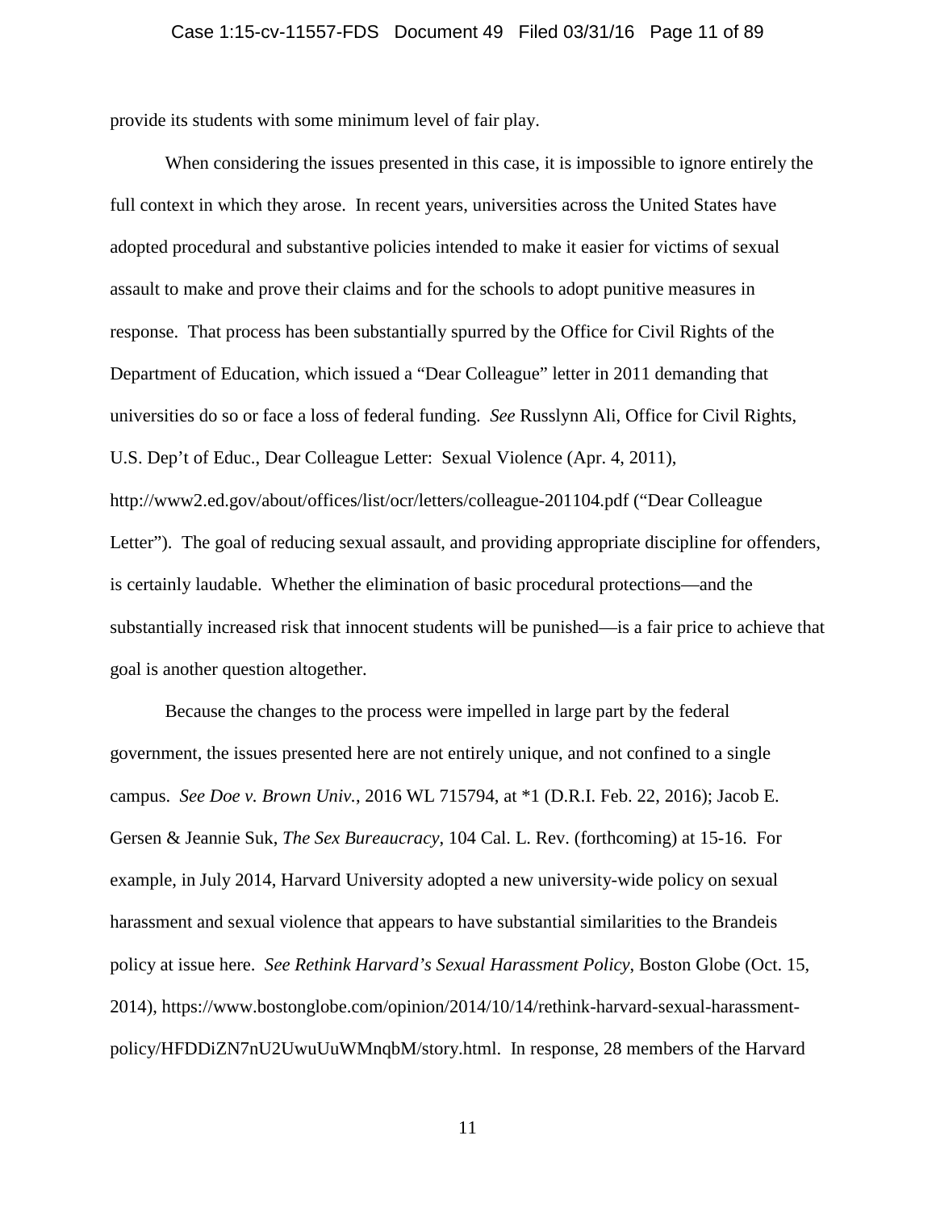provide its students with some minimum level of fair play.

When considering the issues presented in this case, it is impossible to ignore entirely the full context in which they arose. In recent years, universities across the United States have adopted procedural and substantive policies intended to make it easier for victims of sexual assault to make and prove their claims and for the schools to adopt punitive measures in response. That process has been substantially spurred by the Office for Civil Rights of the Department of Education, which issued a "Dear Colleague" letter in 2011 demanding that universities do so or face a loss of federal funding. *See* Russlynn Ali, Office for Civil Rights, U.S. Dep't of Educ., Dear Colleague Letter: Sexual Violence (Apr. 4, 2011), http://www2.ed.gov/about/offices/list/ocr/letters/colleague-201104.pdf ("Dear Colleague Letter"). The goal of reducing sexual assault, and providing appropriate discipline for offenders, is certainly laudable. Whether the elimination of basic procedural protections—and the substantially increased risk that innocent students will be punished—is a fair price to achieve that goal is another question altogether.

Because the changes to the process were impelled in large part by the federal government, the issues presented here are not entirely unique, and not confined to a single campus. *See Doe v. Brown Univ.*, 2016 WL 715794, at *1 (D.R.I. Feb. 22, 2016); Jacob E. Gersen & Jeannie Suk, *The Sex Bureaucracy*, 104 Cal. L. Rev. (forthcoming) at 15-16. For example, in July 2014, Harvard University adopted a new university-wide policy on sexual harassment and sexual violence that appears to have substantial similarities to the Brandeis policy at issue here. *See Rethink Harvard's Sexual Harassment Policy*, Boston Globe (Oct. 15, 2014), https://www.bostonglobe.com/opinion/2014/10/14/rethink-harvard-sexual-harassment-policy/HFDDiZN7nU2UwuUuWMnqbM/story.html. In response, 28 members of the Harvard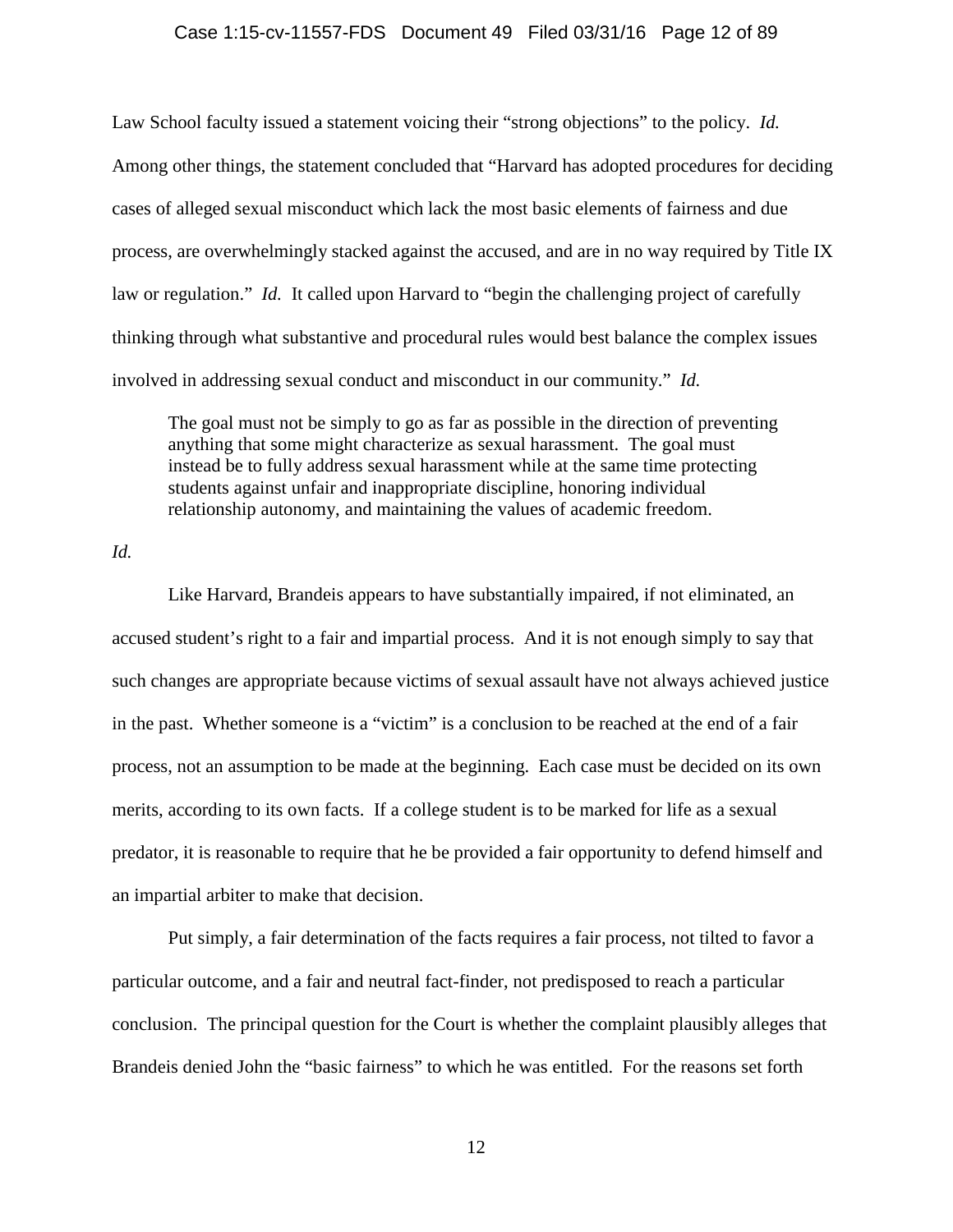Law School faculty issued a statement voicing their "strong objections" to the policy. *Id.* Among other things, the statement concluded that "Harvard has adopted procedures for deciding cases of alleged sexual misconduct which lack the most basic elements of fairness and due process, are overwhelmingly stacked against the accused, and are in no way required by Title IX law or regulation." *Id.* It called upon Harvard to "begin the challenging project of carefully thinking through what substantive and procedural rules would best balance the complex issues involved in addressing sexual conduct and misconduct in our community." *Id.*

> The goal must not be simply to go as far as possible in the direction of preventing anything that some might characterize as sexual harassment. The goal must instead be to fully address sexual harassment while at the same time protecting students against unfair and inappropriate discipline, honoring individual relationship autonomy, and maintaining the values of academic freedom.

*Id.*

Like Harvard, Brandeis appears to have substantially impaired, if not eliminated, an accused student's right to a fair and impartial process. And it is not enough simply to say that such changes are appropriate because victims of sexual assault have not always achieved justice in the past. Whether someone is a "victim" is a conclusion to be reached at the end of a fair process, not an assumption to be made at the beginning. Each case must be decided on its own merits, according to its own facts. If a college student is to be marked for life as a sexual predator, it is reasonable to require that he be provided a fair opportunity to defend himself and an impartial arbiter to make that decision.

Put simply, a fair determination of the facts requires a fair process, not tilted to favor a particular outcome, and a fair and neutral fact-finder, not predisposed to reach a particular conclusion. The principal question for the Court is whether the complaint plausibly alleges that Brandeis denied John the "basic fairness" to which he was entitled. For the reasons set forth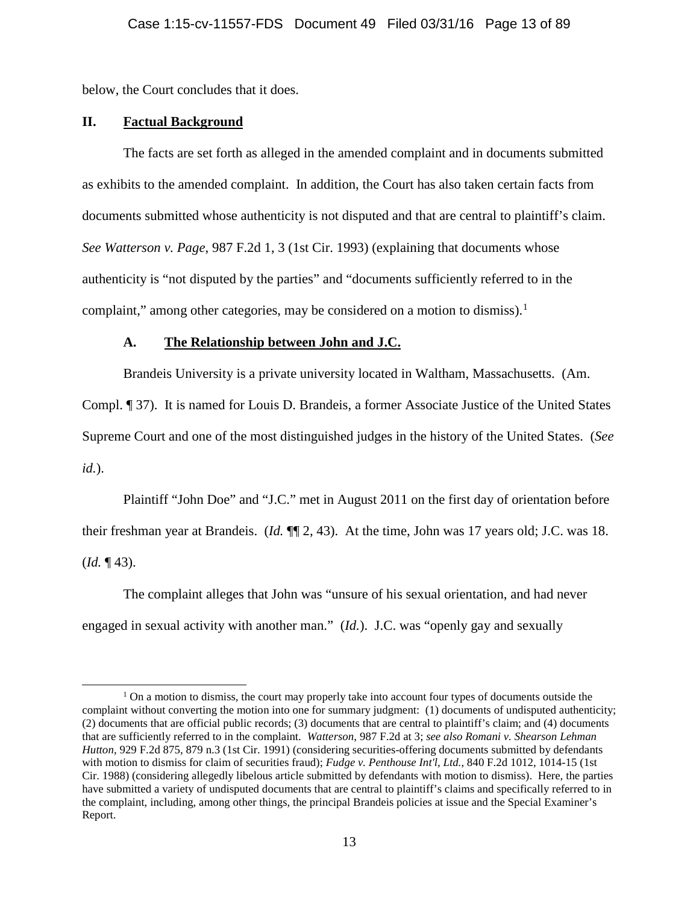below, the Court concludes that it does.

## II. Factual Background

The facts are set forth as alleged in the amended complaint and in documents submitted as exhibits to the amended complaint. In addition, the Court has also taken certain facts from documents submitted whose authenticity is not disputed and that are central to plaintiff's claim. *See Watterson v. Page*, 987 F.2d 1, 3 (1st Cir. 1993) (explaining that documents whose authenticity is "not disputed by the parties" and "documents sufficiently referred to in the complaint," among other categories, may be considered on a motion to dismiss).[1]

### A. The Relationship between John and J.C.

Brandeis University is a private university located in Waltham, Massachusetts. (Am. Compl. ¶ 37). It is named for Louis D. Brandeis, a former Associate Justice of the United States Supreme Court and one of the most distinguished judges in the history of the United States. (*See id.*).

Plaintiff "John Doe" and "J.C." met in August 2011 on the first day of orientation before their freshman year at Brandeis. (*Id.* ¶¶ 2, 43). At the time, John was 17 years old; J.C. was 18. (*Id.* ¶ 43).

The complaint alleges that John was "unsure of his sexual orientation, and had never engaged in sexual activity with another man." (*Id.*). J.C. was "openly gay and sexually

[1] On a motion to dismiss, the court may properly take into account four types of documents outside the complaint without converting the motion into one for summary judgment: (1) documents of undisputed authenticity; (2) documents that are official public records; (3) documents that are central to plaintiff's claim; and (4) documents that are sufficiently referred to in the complaint. *Watterson*, 987 F.2d at 3; *see also Romani v. Shearson Lehman Hutton*, 929 F.2d 875, 879 n.3 (1st Cir. 1991) (considering securities-offering documents submitted by defendants with motion to dismiss for claim of securities fraud); *Fudge v. Penthouse Int'l, Ltd.*, 840 F.2d 1012, 1014-15 (1st Cir. 1988) (considering allegedly libelous article submitted by defendants with motion to dismiss). Here, the parties have submitted a variety of undisputed documents that are central to plaintiff's claims and specifically referred to in the complaint, including, among other things, the principal Brandeis policies at issue and the Special Examiner's Report.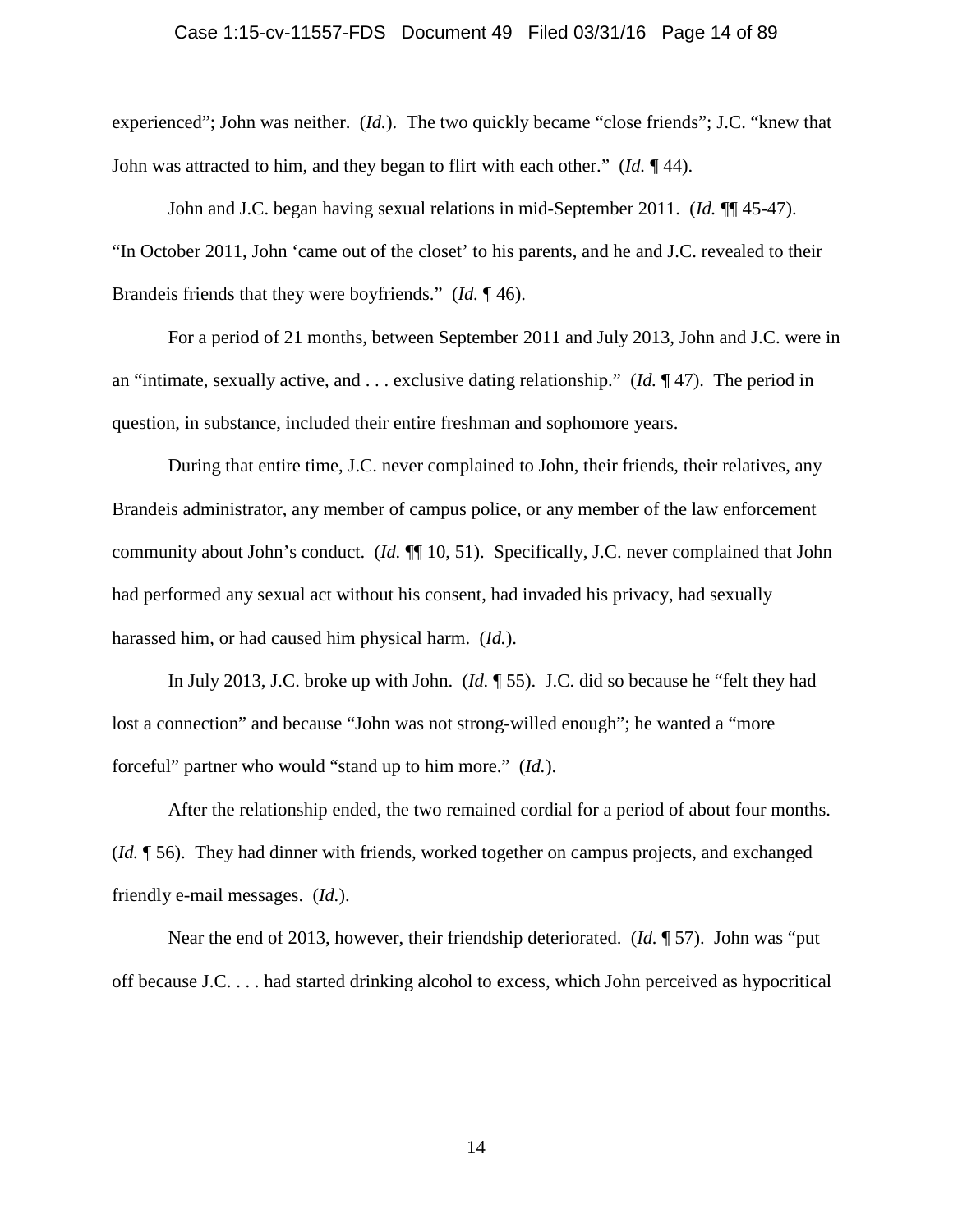experienced"; John was neither. (*Id.*). The two quickly became "close friends"; J.C. "knew that John was attracted to him, and they began to flirt with each other." (*Id.* ¶ 44).

John and J.C. began having sexual relations in mid-September 2011. (*Id.* ¶¶ 45-47). "In October 2011, John 'came out of the closet' to his parents, and he and J.C. revealed to their Brandeis friends that they were boyfriends." (*Id.* ¶ 46).

For a period of 21 months, between September 2011 and July 2013, John and J.C. were in an "intimate, sexually active, and . . . exclusive dating relationship." (*Id.* ¶ 47). The period in question, in substance, included their entire freshman and sophomore years.

During that entire time, J.C. never complained to John, their friends, their relatives, any Brandeis administrator, any member of campus police, or any member of the law enforcement community about John's conduct. (*Id.* ¶¶ 10, 51). Specifically, J.C. never complained that John had performed any sexual act without his consent, had invaded his privacy, had sexually harassed him, or had caused him physical harm. (*Id.*).

In July 2013, J.C. broke up with John. (*Id.* ¶ 55). J.C. did so because he "felt they had lost a connection" and because "John was not strong-willed enough"; he wanted a "more forceful" partner who would "stand up to him more." (*Id.*).

After the relationship ended, the two remained cordial for a period of about four months. (*Id.* ¶ 56). They had dinner with friends, worked together on campus projects, and exchanged friendly e-mail messages. (*Id.*).

Near the end of 2013, however, their friendship deteriorated. (*Id.* ¶ 57). John was "put off because J.C. . . . had started drinking alcohol to excess, which John perceived as hypocritical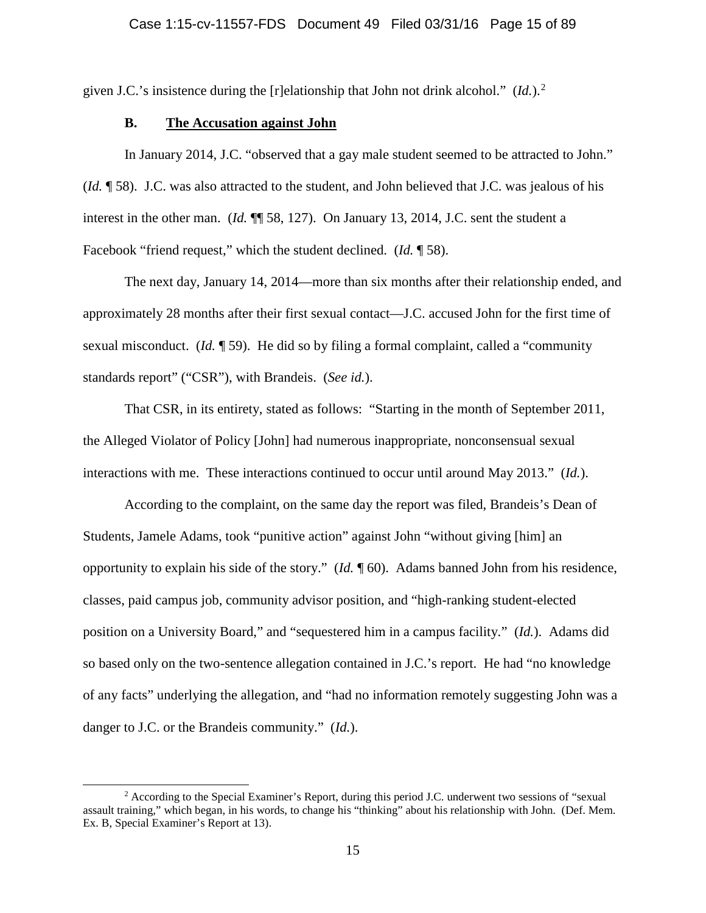given J.C.'s insistence during the [r]elationship that John not drink alcohol." (*Id.*).[2]

### B. The Accusation against John

In January 2014, J.C. "observed that a gay male student seemed to be attracted to John." (*Id.* ¶ 58). J.C. was also attracted to the student, and John believed that J.C. was jealous of his interest in the other man. (*Id.* ¶¶ 58, 127). On January 13, 2014, J.C. sent the student a Facebook "friend request," which the student declined. (*Id.* ¶ 58).

The next day, January 14, 2014—more than six months after their relationship ended, and approximately 28 months after their first sexual contact—J.C. accused John for the first time of sexual misconduct. (*Id.* ¶ 59). He did so by filing a formal complaint, called a "community standards report" ("CSR"), with Brandeis. (*See id.*).

That CSR, in its entirety, stated as follows: "Starting in the month of September 2011, the Alleged Violator of Policy [John] had numerous inappropriate, nonconsensual sexual interactions with me. These interactions continued to occur until around May 2013." (*Id.*).

According to the complaint, on the same day the report was filed, Brandeis's Dean of Students, Jamele Adams, took "punitive action" against John "without giving [him] an opportunity to explain his side of the story." (*Id.* ¶ 60). Adams banned John from his residence, classes, paid campus job, community advisor position, and "high-ranking student-elected position on a University Board," and "sequestered him in a campus facility." (*Id.*). Adams did so based only on the two-sentence allegation contained in J.C.'s report. He had "no knowledge of any facts" underlying the allegation, and "had no information remotely suggesting John was a danger to J.C. or the Brandeis community." (*Id.*).

---

[2] According to the Special Examiner's Report, during this period J.C. underwent two sessions of "sexual assault training," which began, in his words, to change his "thinking" about his relationship with John. (Def. Mem. Ex. B, Special Examiner's Report at 13).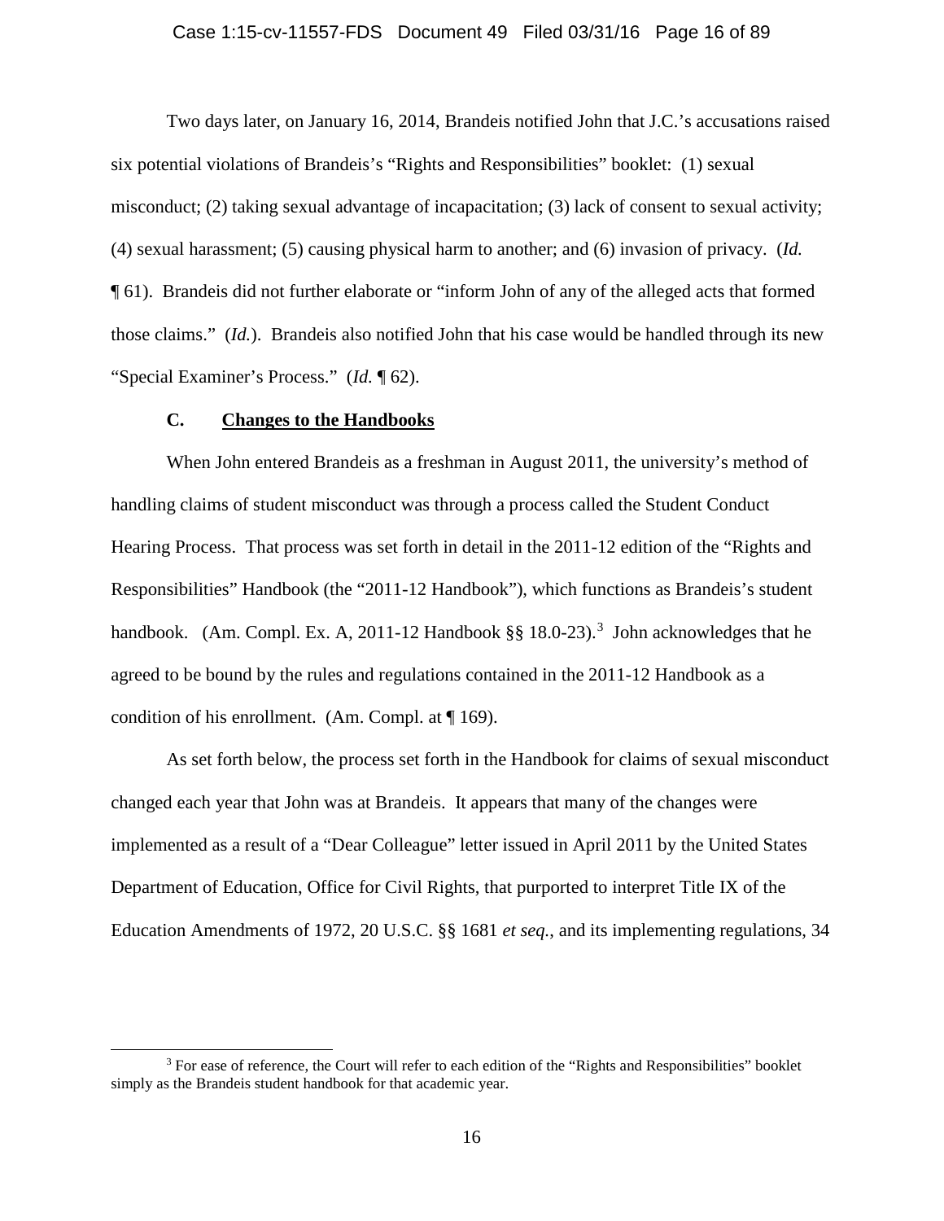Two days later, on January 16, 2014, Brandeis notified John that J.C.'s accusations raised six potential violations of Brandeis's "Rights and Responsibilities" booklet: (1) sexual misconduct; (2) taking sexual advantage of incapacitation; (3) lack of consent to sexual activity; (4) sexual harassment; (5) causing physical harm to another; and (6) invasion of privacy. (*Id.* ¶ 61). Brandeis did not further elaborate or "inform John of any of the alleged acts that formed those claims." (*Id.*). Brandeis also notified John that his case would be handled through its new "Special Examiner's Process." (*Id.* ¶ 62).

### C. Changes to the Handbooks

When John entered Brandeis as a freshman in August 2011, the university's method of handling claims of student misconduct was through a process called the Student Conduct Hearing Process. That process was set forth in detail in the 2011-12 edition of the "Rights and Responsibilities" Handbook (the "2011-12 Handbook"), which functions as Brandeis's student handbook. (Am. Compl. Ex. A, 2011-12 Handbook §§ 18.0-23).[3] John acknowledges that he agreed to be bound by the rules and regulations contained in the 2011-12 Handbook as a condition of his enrollment. (Am. Compl. at ¶ 169).

As set forth below, the process set forth in the Handbook for claims of sexual misconduct changed each year that John was at Brandeis. It appears that many of the changes were implemented as a result of a "Dear Colleague" letter issued in April 2011 by the United States Department of Education, Office for Civil Rights, that purported to interpret Title IX of the Education Amendments of 1972, 20 U.S.C. §§ 1681 *et seq.*, and its implementing regulations, 34

---

[3] For ease of reference, the Court will refer to each edition of the "Rights and Responsibilities" booklet simply as the Brandeis student handbook for that academic year.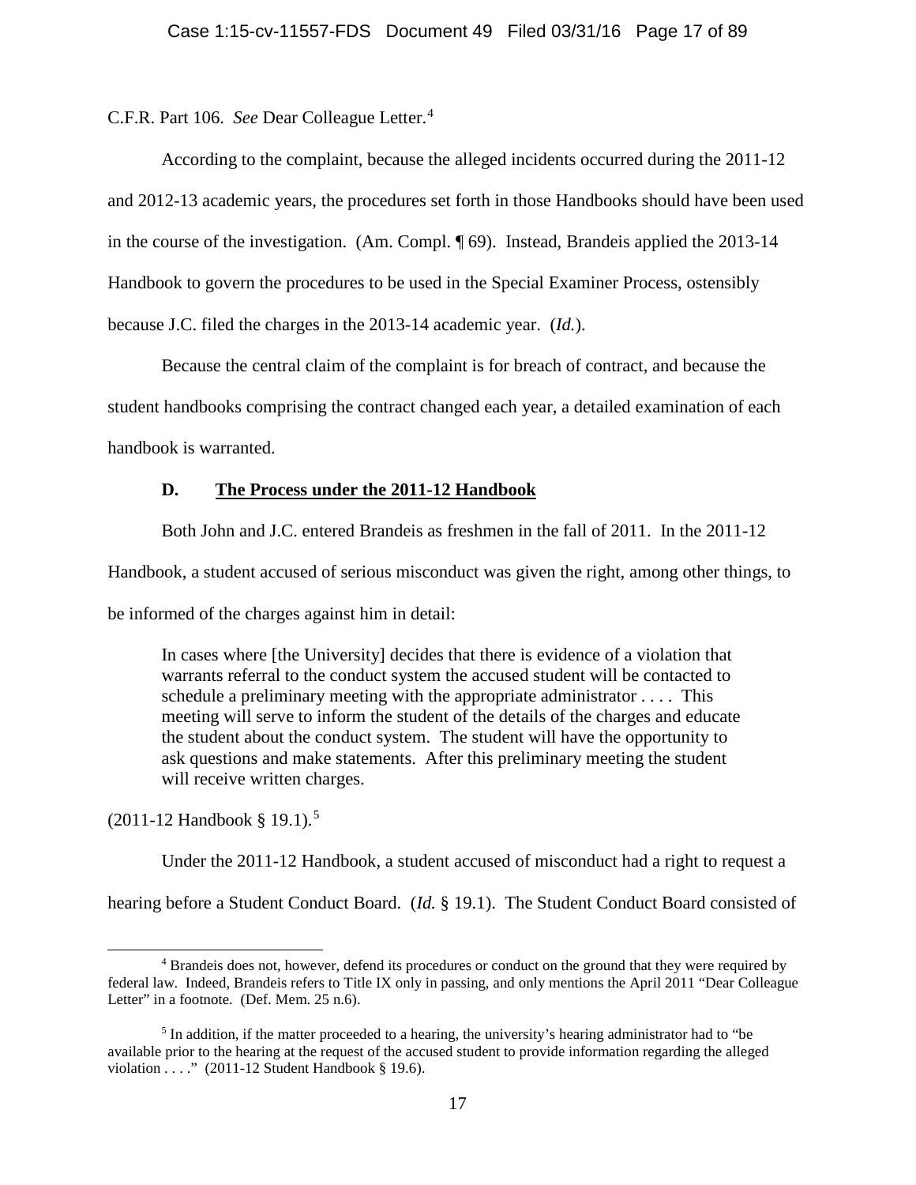C.F.R. Part 106. *See* Dear Colleague Letter.[4]

According to the complaint, because the alleged incidents occurred during the 2011-12 and 2012-13 academic years, the procedures set forth in those Handbooks should have been used in the course of the investigation. (Am. Compl. ¶ 69). Instead, Brandeis applied the 2013-14 Handbook to govern the procedures to be used in the Special Examiner Process, ostensibly because J.C. filed the charges in the 2013-14 academic year. (*Id.*).

Because the central claim of the complaint is for breach of contract, and because the student handbooks comprising the contract changed each year, a detailed examination of each handbook is warranted.

### D. <u>The Process under the 2011-12 Handbook</u>

Both John and J.C. entered Brandeis as freshmen in the fall of 2011. In the 2011-12 Handbook, a student accused of serious misconduct was given the right, among other things, to be informed of the charges against him in detail:

> In cases where [the University] decides that there is evidence of a violation that warrants referral to the conduct system the accused student will be contacted to schedule a preliminary meeting with the appropriate administrator . . . . This meeting will serve to inform the student of the details of the charges and educate the student about the conduct system. The student will have the opportunity to ask questions and make statements. After this preliminary meeting the student will receive written charges.

(2011-12 Handbook § 19.1).[5]

Under the 2011-12 Handbook, a student accused of misconduct had a right to request a hearing before a Student Conduct Board. (*Id.* § 19.1). The Student Conduct Board consisted of

---

[4] Brandeis does not, however, defend its procedures or conduct on the ground that they were required by federal law. Indeed, Brandeis refers to Title IX only in passing, and only mentions the April 2011 "Dear Colleague Letter" in a footnote. (Def. Mem. 25 n.6).

[5] In addition, if the matter proceeded to a hearing, the university's hearing administrator had to "be available prior to the hearing at the request of the accused student to provide information regarding the alleged violation . . . ." (2011-12 Student Handbook § 19.6).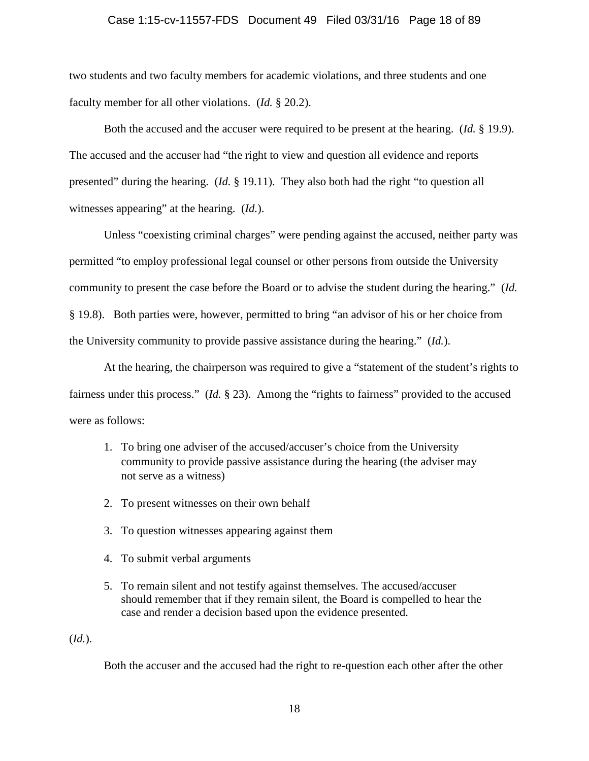two students and two faculty members for academic violations, and three students and one faculty member for all other violations. (*Id.* § 20.2).

Both the accused and the accuser were required to be present at the hearing. (*Id.* § 19.9). The accused and the accuser had "the right to view and question all evidence and reports presented" during the hearing. (*Id.* § 19.11). They also both had the right "to question all witnesses appearing" at the hearing. (*Id.*).

Unless "coexisting criminal charges" were pending against the accused, neither party was permitted "to employ professional legal counsel or other persons from outside the University community to present the case before the Board or to advise the student during the hearing." (*Id.* § 19.8). Both parties were, however, permitted to bring "an advisor of his or her choice from the University community to provide passive assistance during the hearing." (*Id.*).

At the hearing, the chairperson was required to give a "statement of the student's rights to fairness under this process." (*Id.* § 23). Among the "rights to fairness" provided to the accused were as follows:

> 1. To bring one adviser of the accused/accuser's choice from the University community to provide passive assistance during the hearing (the adviser may not serve as a witness)
>
> 2. To present witnesses on their own behalf
>
> 3. To question witnesses appearing against them
>
> 4. To submit verbal arguments
>
> 5. To remain silent and not testify against themselves. The accused/accuser should remember that if they remain silent, the Board is compelled to hear the case and render a decision based upon the evidence presented.

(*Id.*).

Both the accuser and the accused had the right to re-question each other after the other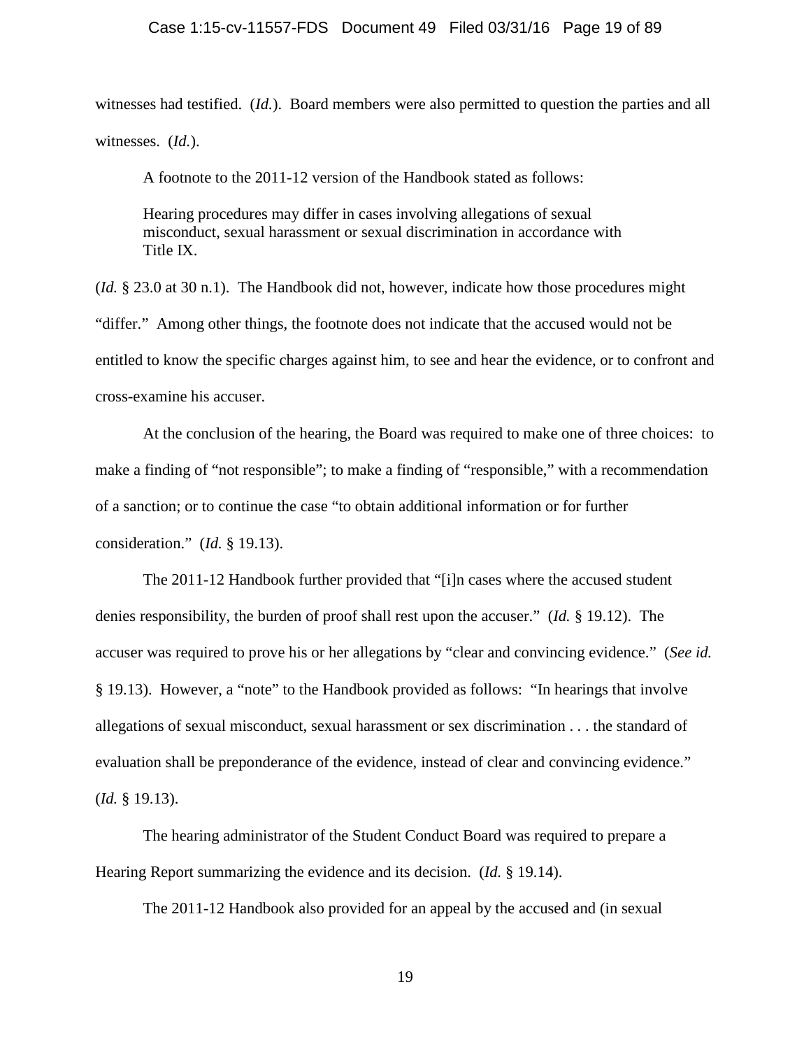witnesses had testified. (*Id.*). Board members were also permitted to question the parties and all witnesses. (*Id.*).

A footnote to the 2011-12 version of the Handbook stated as follows:

> Hearing procedures may differ in cases involving allegations of sexual misconduct, sexual harassment or sexual discrimination in accordance with Title IX.

(*Id.* § 23.0 at 30 n.1). The Handbook did not, however, indicate how those procedures might "differ." Among other things, the footnote does not indicate that the accused would not be entitled to know the specific charges against him, to see and hear the evidence, or to confront and cross-examine his accuser.

At the conclusion of the hearing, the Board was required to make one of three choices: to make a finding of "not responsible"; to make a finding of "responsible," with a recommendation of a sanction; or to continue the case "to obtain additional information or for further consideration." (*Id.* § 19.13).

The 2011-12 Handbook further provided that "[i]n cases where the accused student denies responsibility, the burden of proof shall rest upon the accuser." (*Id.* § 19.12). The accuser was required to prove his or her allegations by "clear and convincing evidence." (*See id.* § 19.13). However, a "note" to the Handbook provided as follows: "In hearings that involve allegations of sexual misconduct, sexual harassment or sex discrimination . . . the standard of evaluation shall be preponderance of the evidence, instead of clear and convincing evidence." (*Id.* § 19.13).

The hearing administrator of the Student Conduct Board was required to prepare a Hearing Report summarizing the evidence and its decision. (*Id.* § 19.14).

The 2011-12 Handbook also provided for an appeal by the accused and (in sexual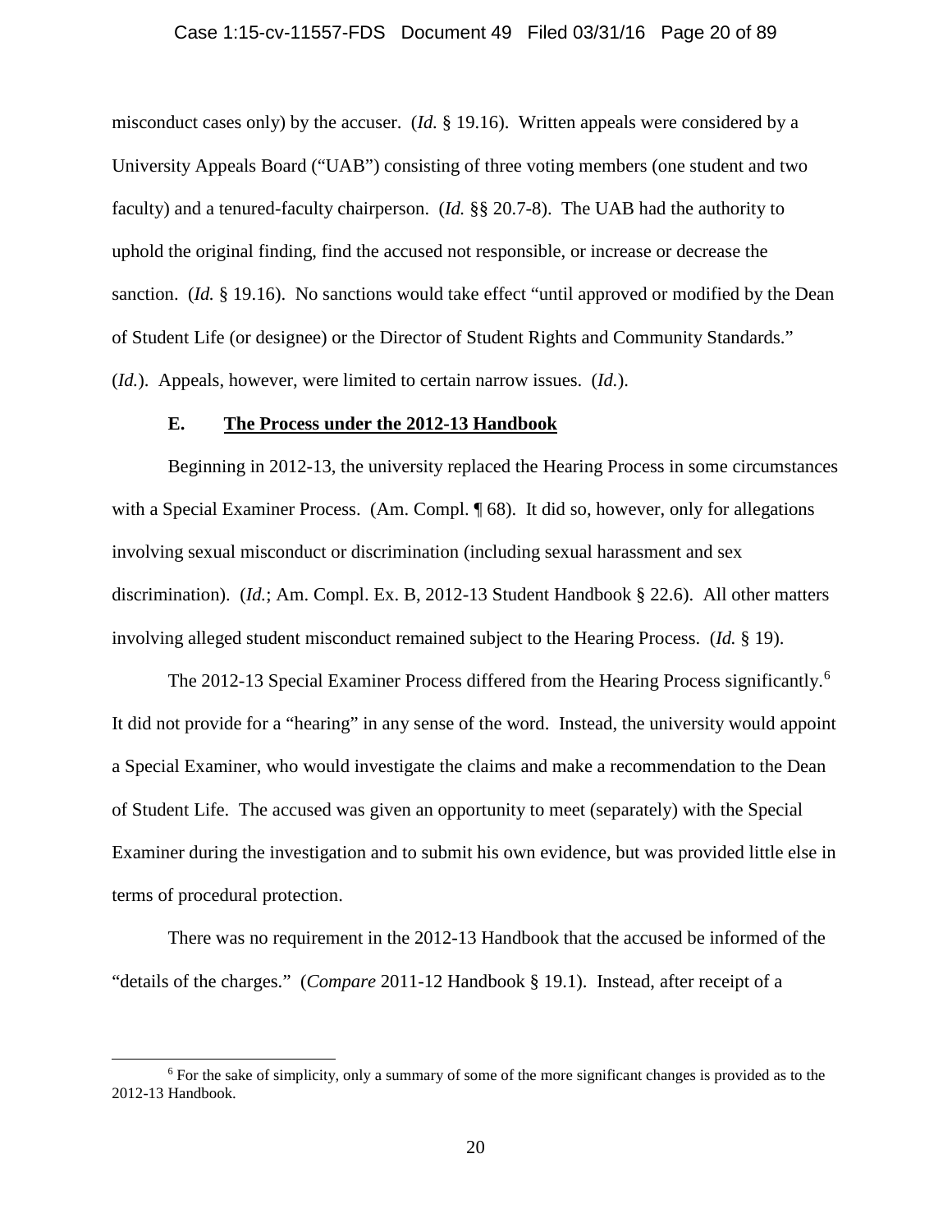misconduct cases only) by the accuser. (*Id.* § 19.16). Written appeals were considered by a University Appeals Board ("UAB") consisting of three voting members (one student and two faculty) and a tenured-faculty chairperson. (*Id.* §§ 20.7-8). The UAB had the authority to uphold the original finding, find the accused not responsible, or increase or decrease the sanction. (*Id.* § 19.16). No sanctions would take effect "until approved or modified by the Dean of Student Life (or designee) or the Director of Student Rights and Community Standards." (*Id.*). Appeals, however, were limited to certain narrow issues. (*Id.*).

### E. <u>The Process under the 2012-13 Handbook</u>

Beginning in 2012-13, the university replaced the Hearing Process in some circumstances with a Special Examiner Process. (Am. Compl. ¶ 68). It did so, however, only for allegations involving sexual misconduct or discrimination (including sexual harassment and sex discrimination). (*Id.*; Am. Compl. Ex. B, 2012-13 Student Handbook § 22.6). All other matters involving alleged student misconduct remained subject to the Hearing Process. (*Id.* § 19).

The 2012-13 Special Examiner Process differed from the Hearing Process significantly.[6] It did not provide for a "hearing" in any sense of the word. Instead, the university would appoint a Special Examiner, who would investigate the claims and make a recommendation to the Dean of Student Life. The accused was given an opportunity to meet (separately) with the Special Examiner during the investigation and to submit his own evidence, but was provided little else in terms of procedural protection.

There was no requirement in the 2012-13 Handbook that the accused be informed of the "details of the charges." (*Compare* 2011-12 Handbook § 19.1). Instead, after receipt of a

[6] For the sake of simplicity, only a summary of some of the more significant changes is provided as to the 2012-13 Handbook.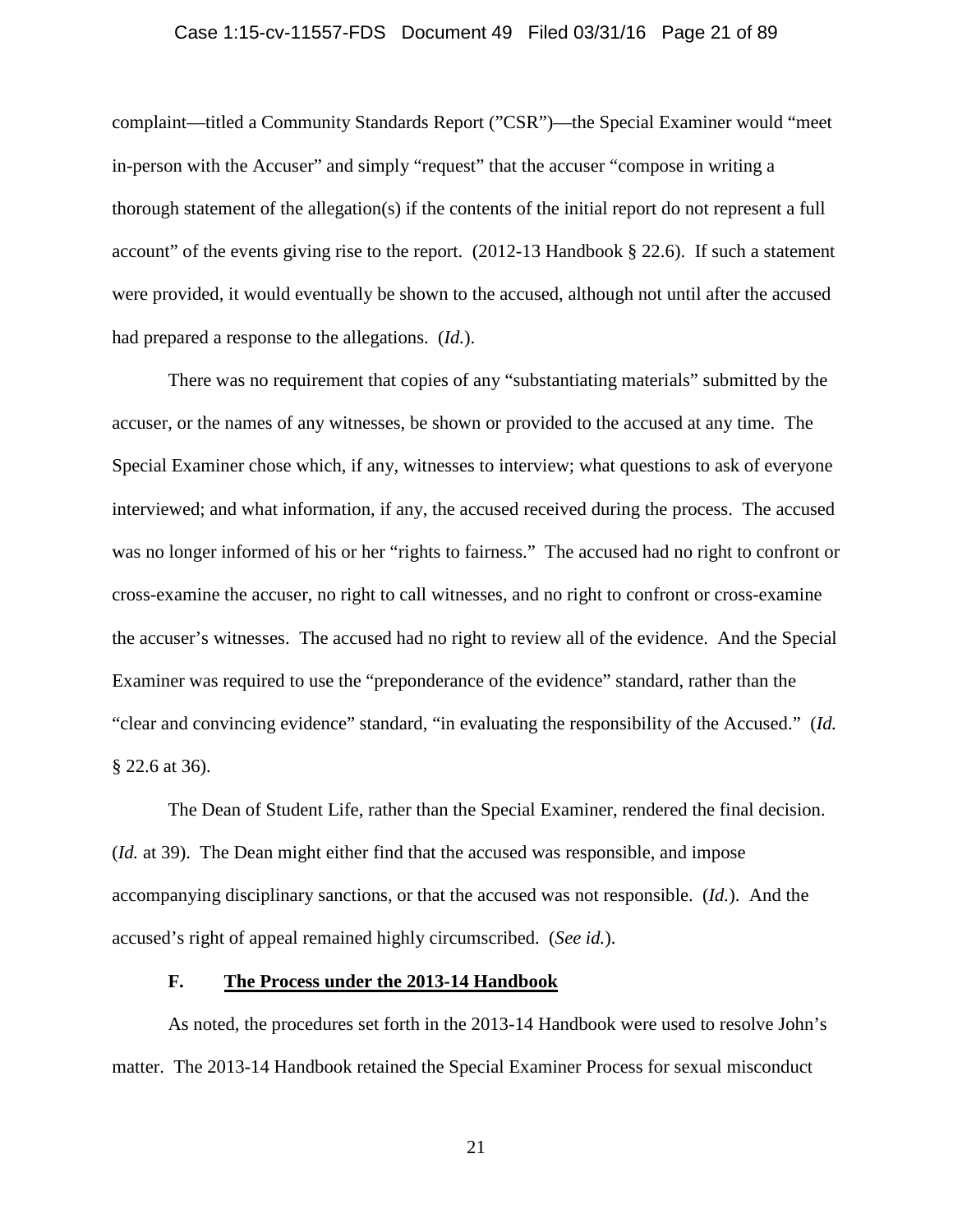complaint—titled a Community Standards Report ("CSR")—the Special Examiner would "meet in-person with the Accuser" and simply "request" that the accuser "compose in writing a thorough statement of the allegation(s) if the contents of the initial report do not represent a full account" of the events giving rise to the report. (2012-13 Handbook § 22.6). If such a statement were provided, it would eventually be shown to the accused, although not until after the accused had prepared a response to the allegations. (*Id.*).

There was no requirement that copies of any "substantiating materials" submitted by the accuser, or the names of any witnesses, be shown or provided to the accused at any time. The Special Examiner chose which, if any, witnesses to interview; what questions to ask of everyone interviewed; and what information, if any, the accused received during the process. The accused was no longer informed of his or her "rights to fairness." The accused had no right to confront or cross-examine the accuser, no right to call witnesses, and no right to confront or cross-examine the accuser's witnesses. The accused had no right to review all of the evidence. And the Special Examiner was required to use the "preponderance of the evidence" standard, rather than the "clear and convincing evidence" standard, "in evaluating the responsibility of the Accused." (*Id.* § 22.6 at 36).

The Dean of Student Life, rather than the Special Examiner, rendered the final decision. (*Id.* at 39). The Dean might either find that the accused was responsible, and impose accompanying disciplinary sanctions, or that the accused was not responsible. (*Id.*). And the accused's right of appeal remained highly circumscribed. (*See id.*).

### F. The Process under the 2013-14 Handbook

As noted, the procedures set forth in the 2013-14 Handbook were used to resolve John's matter. The 2013-14 Handbook retained the Special Examiner Process for sexual misconduct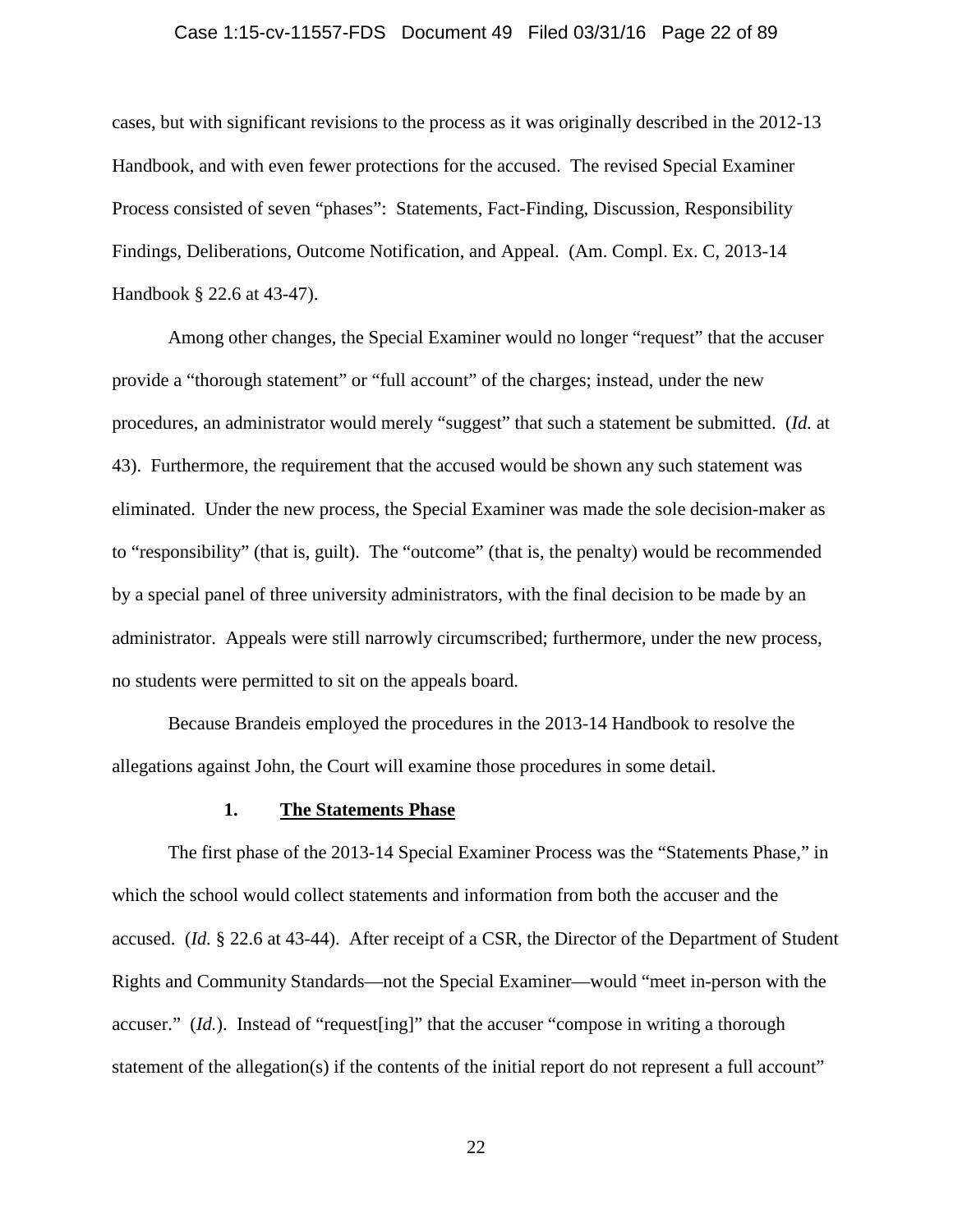cases, but with significant revisions to the process as it was originally described in the 2012-13 Handbook, and with even fewer protections for the accused. The revised Special Examiner Process consisted of seven "phases": Statements, Fact-Finding, Discussion, Responsibility Findings, Deliberations, Outcome Notification, and Appeal. (Am. Compl. Ex. C, 2013-14 Handbook § 22.6 at 43-47).

Among other changes, the Special Examiner would no longer "request" that the accuser provide a "thorough statement" or "full account" of the charges; instead, under the new procedures, an administrator would merely "suggest" that such a statement be submitted. (*Id.* at 43). Furthermore, the requirement that the accused would be shown any such statement was eliminated. Under the new process, the Special Examiner was made the sole decision-maker as to "responsibility" (that is, guilt). The "outcome" (that is, the penalty) would be recommended by a special panel of three university administrators, with the final decision to be made by an administrator. Appeals were still narrowly circumscribed; furthermore, under the new process, no students were permitted to sit on the appeals board.

Because Brandeis employed the procedures in the 2013-14 Handbook to resolve the allegations against John, the Court will examine those procedures in some detail.

### 1. The Statements Phase

The first phase of the 2013-14 Special Examiner Process was the "Statements Phase," in which the school would collect statements and information from both the accuser and the accused. (*Id.* § 22.6 at 43-44). After receipt of a CSR, the Director of the Department of Student Rights and Community Standards—not the Special Examiner—would "meet in-person with the accuser." (*Id.*). Instead of "request[ing]" that the accuser "compose in writing a thorough statement of the allegation(s) if the contents of the initial report do not represent a full account"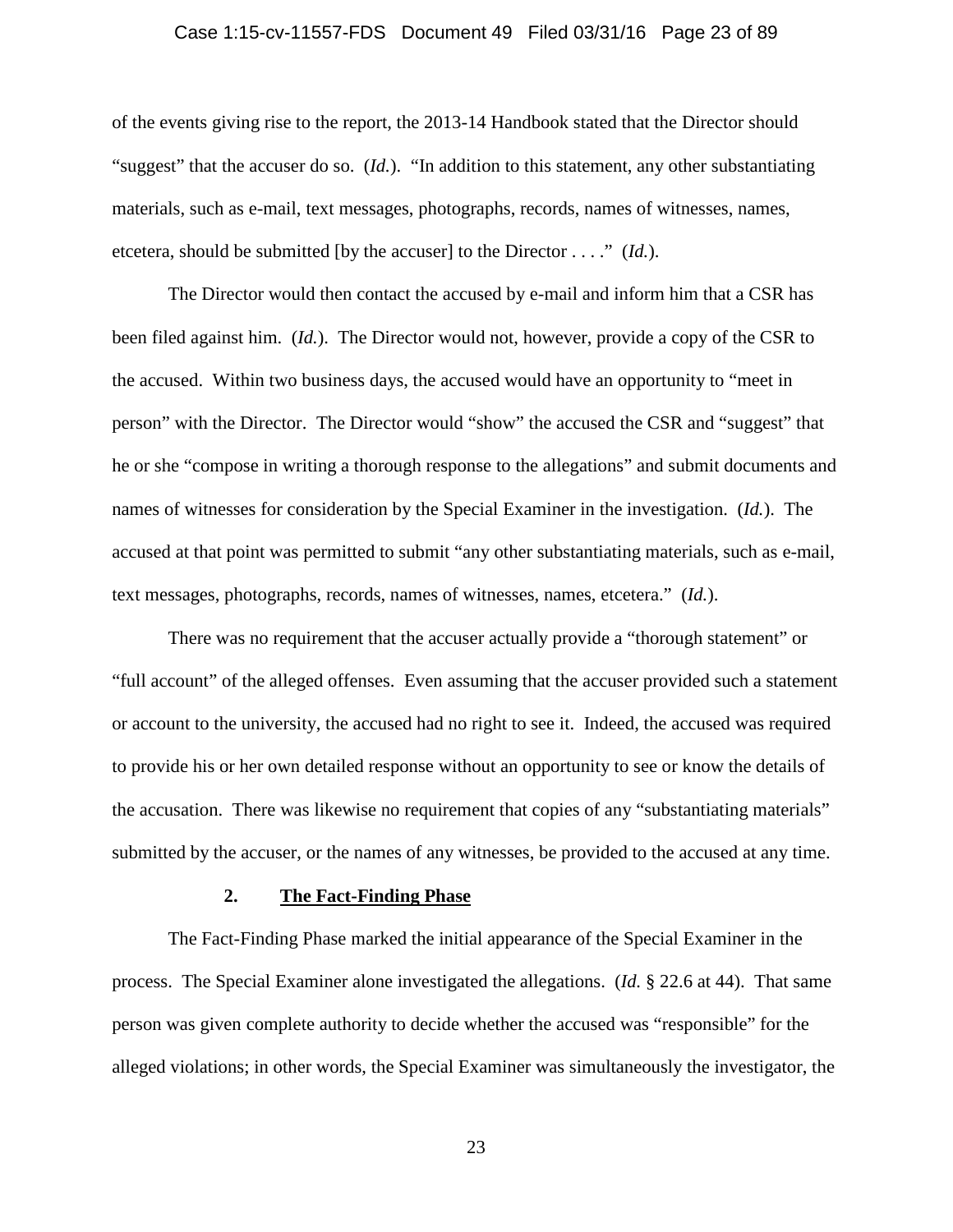of the events giving rise to the report, the 2013-14 Handbook stated that the Director should "suggest" that the accuser do so. (*Id.*). "In addition to this statement, any other substantiating materials, such as e-mail, text messages, photographs, records, names of witnesses, names, etcetera, should be submitted [by the accuser] to the Director . . . ." (*Id.*).

The Director would then contact the accused by e-mail and inform him that a CSR has been filed against him. (*Id.*). The Director would not, however, provide a copy of the CSR to the accused. Within two business days, the accused would have an opportunity to "meet in person" with the Director. The Director would "show" the accused the CSR and "suggest" that he or she "compose in writing a thorough response to the allegations" and submit documents and names of witnesses for consideration by the Special Examiner in the investigation. (*Id.*). The accused at that point was permitted to submit "any other substantiating materials, such as e-mail, text messages, photographs, records, names of witnesses, names, etcetera." (*Id.*).

There was no requirement that the accuser actually provide a "thorough statement" or "full account" of the alleged offenses. Even assuming that the accuser provided such a statement or account to the university, the accused had no right to see it. Indeed, the accused was required to provide his or her own detailed response without an opportunity to see or know the details of the accusation. There was likewise no requirement that copies of any "substantiating materials" submitted by the accuser, or the names of any witnesses, be provided to the accused at any time.

### 2. **The Fact-Finding Phase**

The Fact-Finding Phase marked the initial appearance of the Special Examiner in the process. The Special Examiner alone investigated the allegations. (*Id.* § 22.6 at 44). That same person was given complete authority to decide whether the accused was "responsible" for the alleged violations; in other words, the Special Examiner was simultaneously the investigator, the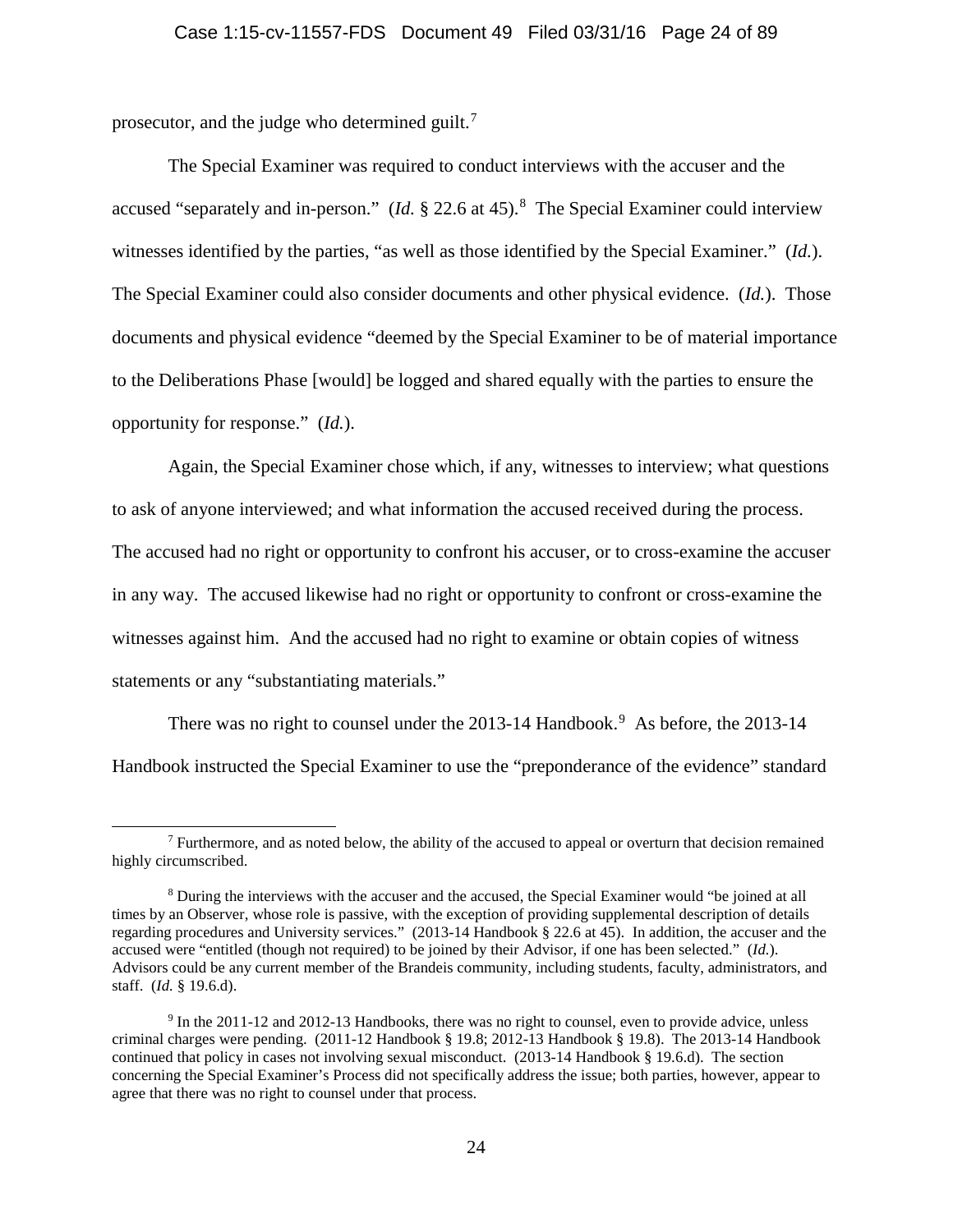prosecutor, and the judge who determined guilt.[7]

The Special Examiner was required to conduct interviews with the accuser and the accused "separately and in-person." (*Id.* § 22.6 at 45).[8] The Special Examiner could interview witnesses identified by the parties, "as well as those identified by the Special Examiner." (*Id.*). The Special Examiner could also consider documents and other physical evidence. (*Id.*). Those documents and physical evidence "deemed by the Special Examiner to be of material importance to the Deliberations Phase [would] be logged and shared equally with the parties to ensure the opportunity for response." (*Id.*).

Again, the Special Examiner chose which, if any, witnesses to interview; what questions to ask of anyone interviewed; and what information the accused received during the process. The accused had no right or opportunity to confront his accuser, or to cross-examine the accuser in any way. The accused likewise had no right or opportunity to confront or cross-examine the witnesses against him. And the accused had no right to examine or obtain copies of witness statements or any "substantiating materials."

There was no right to counsel under the 2013-14 Handbook.[9] As before, the 2013-14 Handbook instructed the Special Examiner to use the "preponderance of the evidence" standard

---

[7] Furthermore, and as noted below, the ability of the accused to appeal or overturn that decision remained highly circumscribed.

[8] During the interviews with the accuser and the accused, the Special Examiner would "be joined at all times by an Observer, whose role is passive, with the exception of providing supplemental description of details regarding procedures and University services." (2013-14 Handbook § 22.6 at 45). In addition, the accuser and the accused were "entitled (though not required) to be joined by their Advisor, if one has been selected." (*Id.*). Advisors could be any current member of the Brandeis community, including students, faculty, administrators, and staff. (*Id.* § 19.6.d).

[9] In the 2011-12 and 2012-13 Handbooks, there was no right to counsel, even to provide advice, unless criminal charges were pending. (2011-12 Handbook § 19.8; 2012-13 Handbook § 19.8). The 2013-14 Handbook continued that policy in cases not involving sexual misconduct. (2013-14 Handbook § 19.6.d). The section concerning the Special Examiner's Process did not specifically address the issue; both parties, however, appear to agree that there was no right to counsel under that process.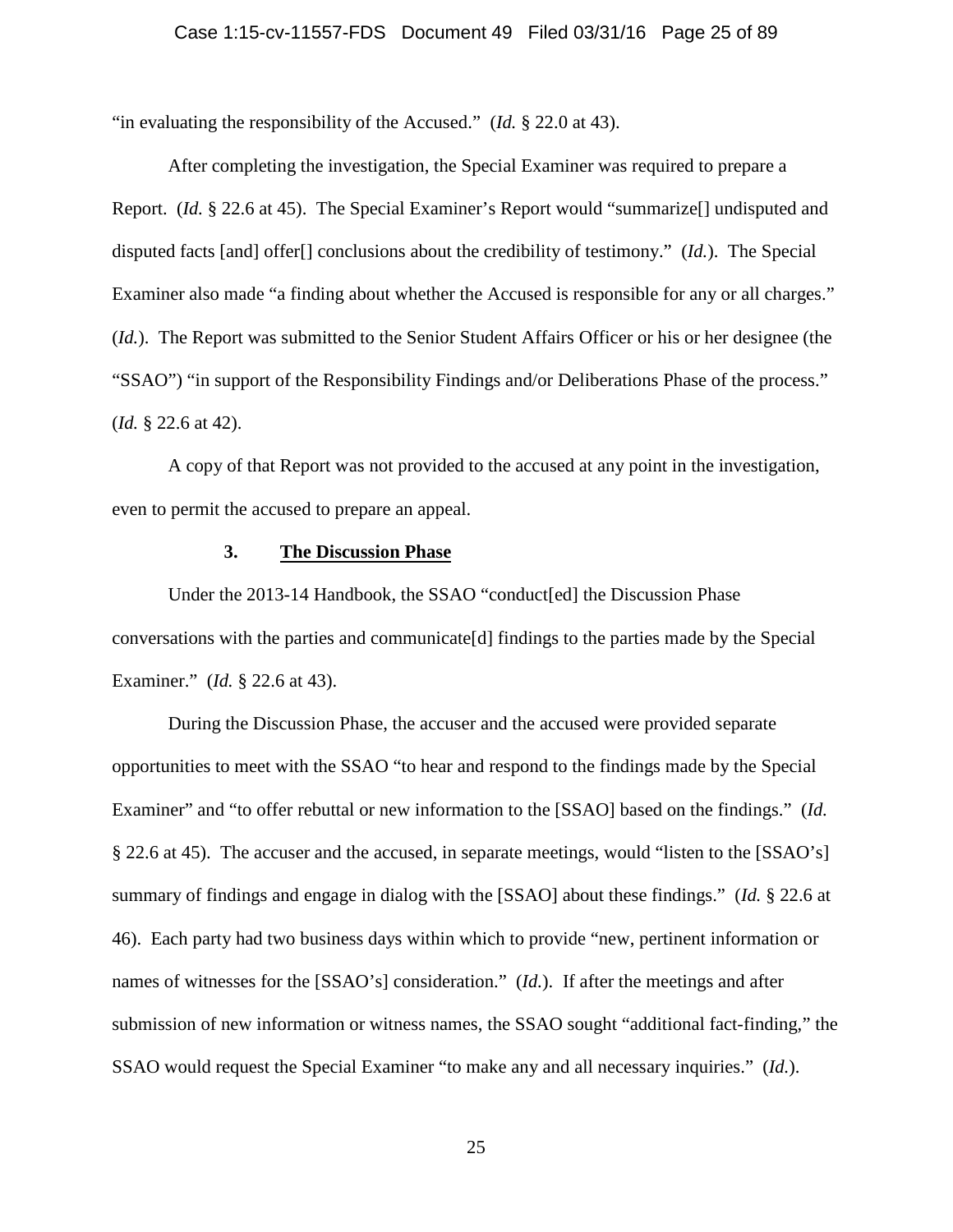"in evaluating the responsibility of the Accused." (*Id.* § 22.0 at 43).

After completing the investigation, the Special Examiner was required to prepare a Report. (*Id.* § 22.6 at 45). The Special Examiner's Report would "summarize[] undisputed and disputed facts [and] offer[] conclusions about the credibility of testimony." (*Id.*). The Special Examiner also made "a finding about whether the Accused is responsible for any or all charges." (*Id.*). The Report was submitted to the Senior Student Affairs Officer or his or her designee (the "SSAO") "in support of the Responsibility Findings and/or Deliberations Phase of the process." (*Id.* § 22.6 at 42).

A copy of that Report was not provided to the accused at any point in the investigation, even to permit the accused to prepare an appeal.

### 3. <u>The Discussion Phase</u>

Under the 2013-14 Handbook, the SSAO "conduct[ed] the Discussion Phase conversations with the parties and communicate[d] findings to the parties made by the Special Examiner." (*Id.* § 22.6 at 43).

During the Discussion Phase, the accuser and the accused were provided separate opportunities to meet with the SSAO "to hear and respond to the findings made by the Special Examiner" and "to offer rebuttal or new information to the [SSAO] based on the findings." (*Id.* § 22.6 at 45). The accuser and the accused, in separate meetings, would "listen to the [SSAO's] summary of findings and engage in dialog with the [SSAO] about these findings." (*Id.* § 22.6 at 46). Each party had two business days within which to provide "new, pertinent information or names of witnesses for the [SSAO's] consideration." (*Id.*). If after the meetings and after submission of new information or witness names, the SSAO sought "additional fact-finding," the SSAO would request the Special Examiner "to make any and all necessary inquiries." (*Id.*).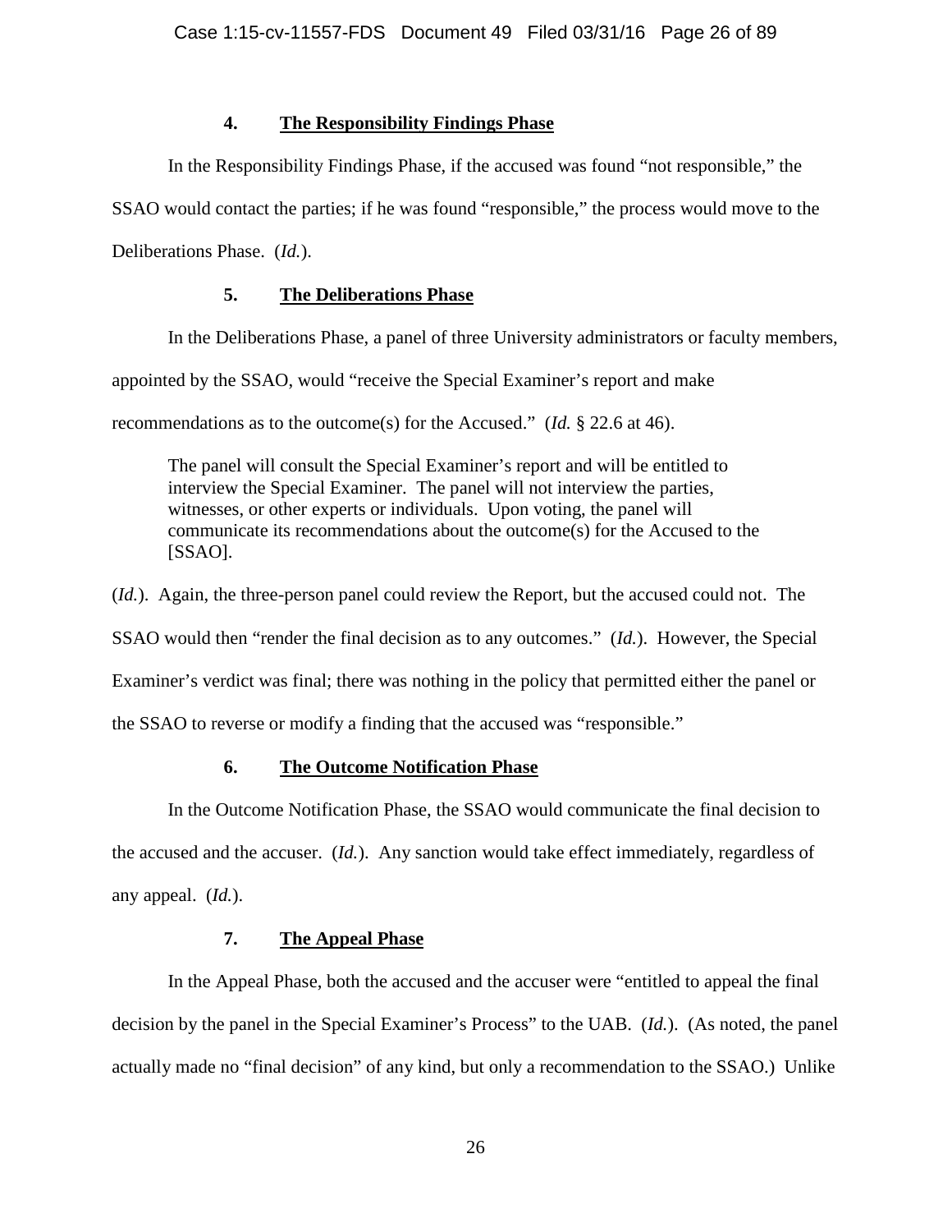#### 4. **The Responsibility Findings Phase**

In the Responsibility Findings Phase, if the accused was found "not responsible," the SSAO would contact the parties; if he was found "responsible," the process would move to the Deliberations Phase. (*Id.*).

#### 5. **The Deliberations Phase**

In the Deliberations Phase, a panel of three University administrators or faculty members, appointed by the SSAO, would "receive the Special Examiner's report and make recommendations as to the outcome(s) for the Accused." (*Id.* § 22.6 at 46).

> The panel will consult the Special Examiner's report and will be entitled to interview the Special Examiner. The panel will not interview the parties, witnesses, or other experts or individuals. Upon voting, the panel will communicate its recommendations about the outcome(s) for the Accused to the [SSAO].

(*Id.*). Again, the three-person panel could review the Report, but the accused could not. The SSAO would then "render the final decision as to any outcomes." (*Id.*). However, the Special Examiner's verdict was final; there was nothing in the policy that permitted either the panel or the SSAO to reverse or modify a finding that the accused was "responsible."

#### 6. **The Outcome Notification Phase**

In the Outcome Notification Phase, the SSAO would communicate the final decision to the accused and the accuser. (*Id.*). Any sanction would take effect immediately, regardless of any appeal. (*Id.*).

#### 7. **The Appeal Phase**

In the Appeal Phase, both the accused and the accuser were "entitled to appeal the final decision by the panel in the Special Examiner's Process" to the UAB. (*Id.*). (As noted, the panel actually made no "final decision" of any kind, but only a recommendation to the SSAO.) Unlike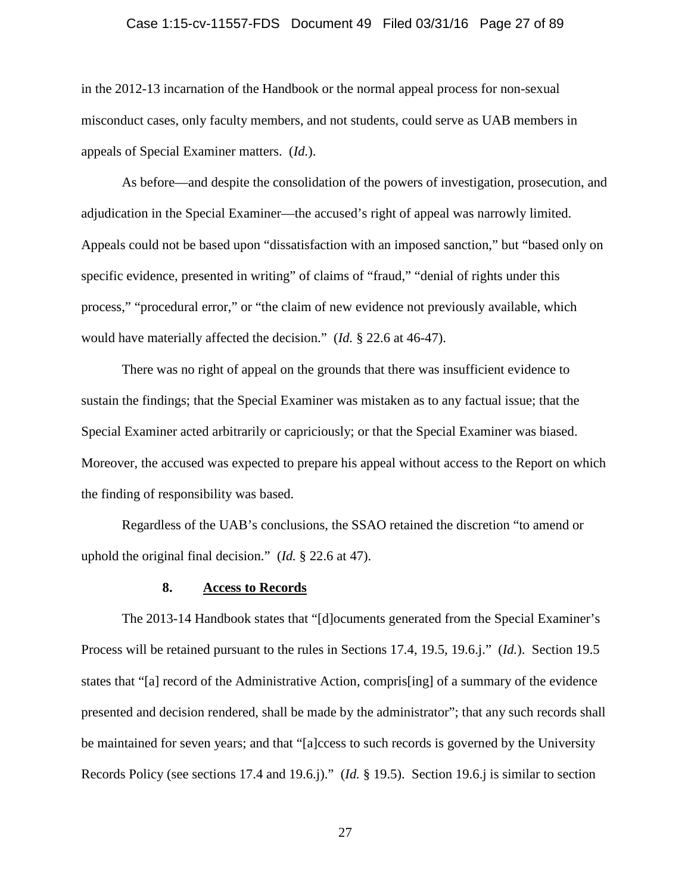in the 2012-13 incarnation of the Handbook or the normal appeal process for non-sexual misconduct cases, only faculty members, and not students, could serve as UAB members in appeals of Special Examiner matters. (*Id.*).

As before—and despite the consolidation of the powers of investigation, prosecution, and adjudication in the Special Examiner—the accused's right of appeal was narrowly limited. Appeals could not be based upon "dissatisfaction with an imposed sanction," but "based only on specific evidence, presented in writing" of claims of "fraud," "denial of rights under this process," "procedural error," or "the claim of new evidence not previously available, which would have materially affected the decision." (*Id.* § 22.6 at 46-47).

There was no right of appeal on the grounds that there was insufficient evidence to sustain the findings; that the Special Examiner was mistaken as to any factual issue; that the Special Examiner acted arbitrarily or capriciously; or that the Special Examiner was biased. Moreover, the accused was expected to prepare his appeal without access to the Report on which the finding of responsibility was based.

Regardless of the UAB's conclusions, the SSAO retained the discretion "to amend or uphold the original final decision." (*Id.* § 22.6 at 47).

#### 8. <u>Access to Records</u>

The 2013-14 Handbook states that "[d]ocuments generated from the Special Examiner's Process will be retained pursuant to the rules in Sections 17.4, 19.5, 19.6.j." (*Id.*). Section 19.5 states that "[a] record of the Administrative Action, compris[ing] of a summary of the evidence presented and decision rendered, shall be made by the administrator"; that any such records shall be maintained for seven years; and that "[a]ccess to such records is governed by the University Records Policy (see sections 17.4 and 19.6.j)." (*Id.* § 19.5). Section 19.6.j is similar to section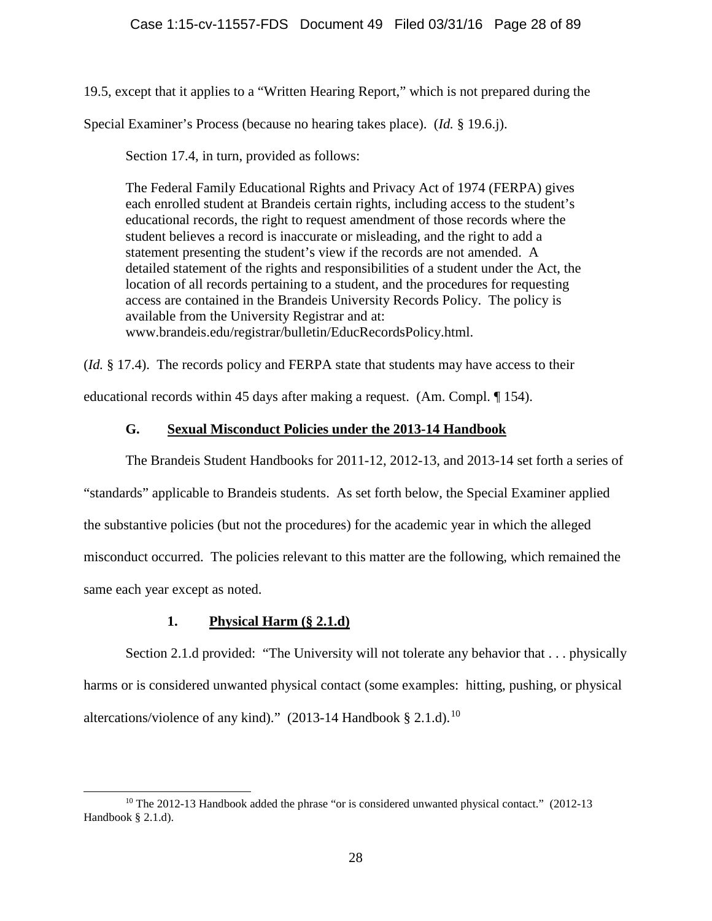19.5, except that it applies to a "Written Hearing Report," which is not prepared during the Special Examiner's Process (because no hearing takes place). (*Id.* § 19.6.j).

Section 17.4, in turn, provided as follows:

> The Federal Family Educational Rights and Privacy Act of 1974 (FERPA) gives each enrolled student at Brandeis certain rights, including access to the student's educational records, the right to request amendment of those records where the student believes a record is inaccurate or misleading, and the right to add a statement presenting the student's view if the records are not amended. A detailed statement of the rights and responsibilities of a student under the Act, the location of all records pertaining to a student, and the procedures for requesting access are contained in the Brandeis University Records Policy. The policy is available from the University Registrar and at: www.brandeis.edu/registrar/bulletin/EducRecordsPolicy.html.

(*Id.* § 17.4). The records policy and FERPA state that students may have access to their educational records within 45 days after making a request. (Am. Compl. ¶ 154).

### G. Sexual Misconduct Policies under the 2013-14 Handbook

The Brandeis Student Handbooks for 2011-12, 2012-13, and 2013-14 set forth a series of "standards" applicable to Brandeis students. As set forth below, the Special Examiner applied the substantive policies (but not the procedures) for the academic year in which the alleged misconduct occurred. The policies relevant to this matter are the following, which remained the same each year except as noted.

#### 1. Physical Harm (§ 2.1.d)

Section 2.1.d provided: "The University will not tolerate any behavior that . . . physically harms or is considered unwanted physical contact (some examples: hitting, pushing, or physical altercations/violence of any kind)." (2013-14 Handbook § 2.1.d).[10]

---

[10] The 2012-13 Handbook added the phrase "or is considered unwanted physical contact." (2012-13 Handbook § 2.1.d).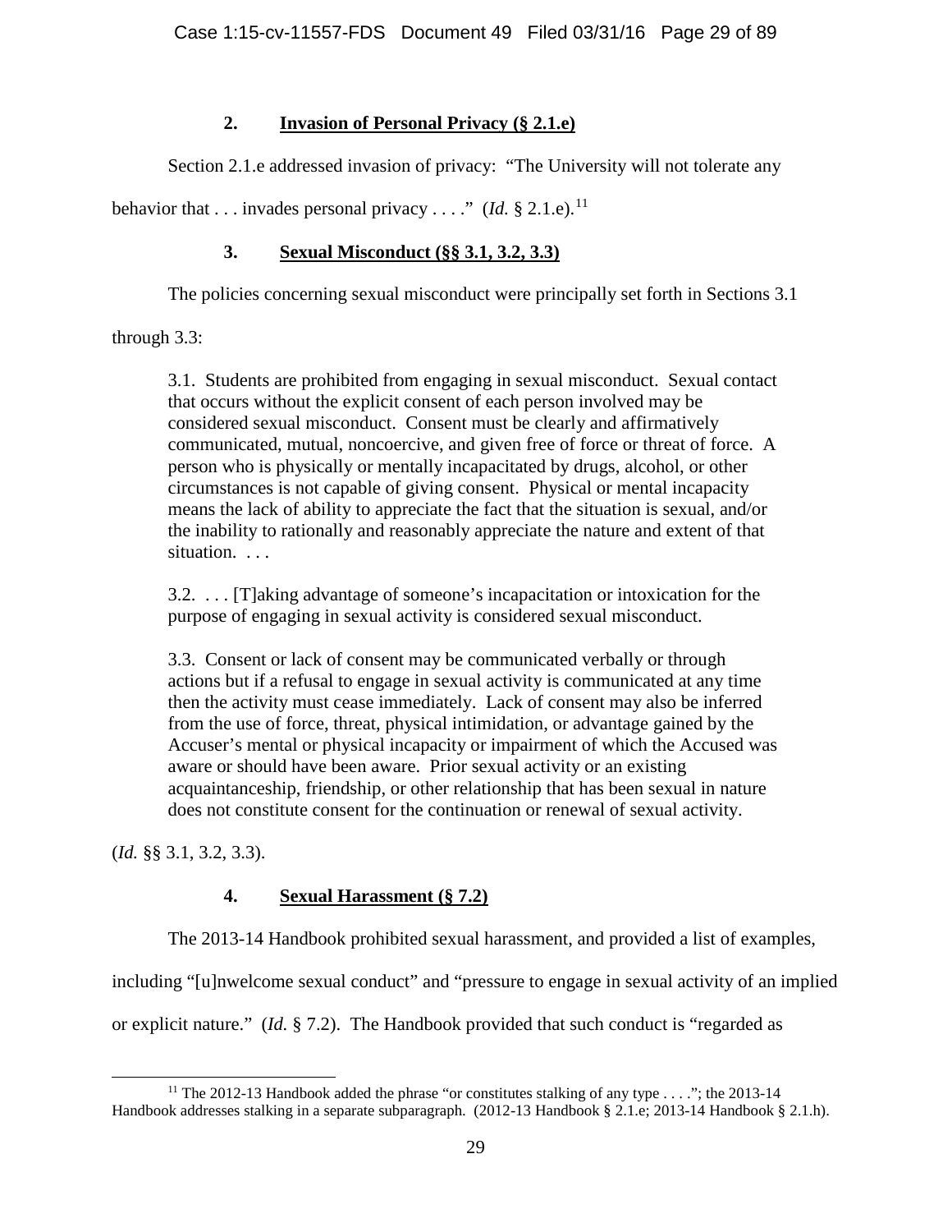### 2. **Invasion of Personal Privacy (§ 2.1.e)**

Section 2.1.e addressed invasion of privacy: "The University will not tolerate any behavior that . . . invades personal privacy . . . ." (*Id.* § 2.1.e).[11]

### 3. **Sexual Misconduct (§§ 3.1, 3.2, 3.3)**

The policies concerning sexual misconduct were principally set forth in Sections 3.1 through 3.3:

> 3.1. Students are prohibited from engaging in sexual misconduct. Sexual contact that occurs without the explicit consent of each person involved may be considered sexual misconduct. Consent must be clearly and affirmatively communicated, mutual, noncoercive, and given free of force or threat of force. A person who is physically or mentally incapacitated by drugs, alcohol, or other circumstances is not capable of giving consent. Physical or mental incapacity means the lack of ability to appreciate the fact that the situation is sexual, and/or the inability to rationally and reasonably appreciate the nature and extent of that situation. . . .
>
> 3.2. . . . [T]aking advantage of someone's incapacitation or intoxication for the purpose of engaging in sexual activity is considered sexual misconduct.
>
> 3.3. Consent or lack of consent may be communicated verbally or through actions but if a refusal to engage in sexual activity is communicated at any time then the activity must cease immediately. Lack of consent may also be inferred from the use of force, threat, physical intimidation, or advantage gained by the Accuser's mental or physical incapacity or impairment of which the Accused was aware or should have been aware. Prior sexual activity or an existing acquaintanceship, friendship, or other relationship that has been sexual in nature does not constitute consent for the continuation or renewal of sexual activity.

(*Id.* §§ 3.1, 3.2, 3.3).

### 4. **Sexual Harassment (§ 7.2)**

The 2013-14 Handbook prohibited sexual harassment, and provided a list of examples, including "[u]nwelcome sexual conduct" and "pressure to engage in sexual activity of an implied or explicit nature." (*Id.* § 7.2). The Handbook provided that such conduct is "regarded as

---

[11] The 2012-13 Handbook added the phrase "or constitutes stalking of any type . . . ."; the 2013-14 Handbook addresses stalking in a separate subparagraph. (2012-13 Handbook § 2.1.e; 2013-14 Handbook § 2.1.h).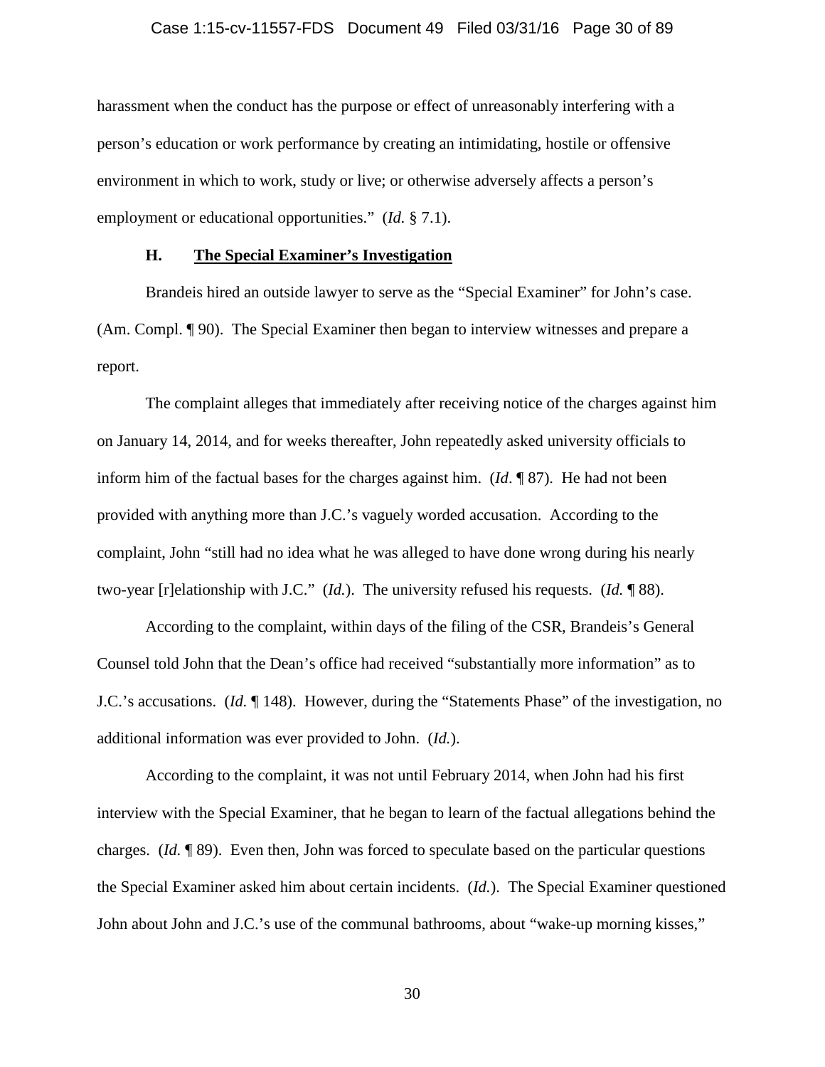harassment when the conduct has the purpose or effect of unreasonably interfering with a person's education or work performance by creating an intimidating, hostile or offensive environment in which to work, study or live; or otherwise adversely affects a person's employment or educational opportunities." (*Id.* § 7.1).

### H. **The Special Examiner's Investigation**

Brandeis hired an outside lawyer to serve as the "Special Examiner" for John's case. (Am. Compl. ¶ 90). The Special Examiner then began to interview witnesses and prepare a report.

The complaint alleges that immediately after receiving notice of the charges against him on January 14, 2014, and for weeks thereafter, John repeatedly asked university officials to inform him of the factual bases for the charges against him. (*Id*. ¶ 87). He had not been provided with anything more than J.C.'s vaguely worded accusation. According to the complaint, John "still had no idea what he was alleged to have done wrong during his nearly two-year [r]elationship with J.C." (*Id.*). The university refused his requests. (*Id.* ¶ 88).

According to the complaint, within days of the filing of the CSR, Brandeis's General Counsel told John that the Dean's office had received "substantially more information" as to J.C.'s accusations. (*Id.* ¶ 148). However, during the "Statements Phase" of the investigation, no additional information was ever provided to John. (*Id.*).

According to the complaint, it was not until February 2014, when John had his first interview with the Special Examiner, that he began to learn of the factual allegations behind the charges. (*Id.* ¶ 89). Even then, John was forced to speculate based on the particular questions the Special Examiner asked him about certain incidents. (*Id.*). The Special Examiner questioned John about John and J.C.'s use of the communal bathrooms, about "wake-up morning kisses,"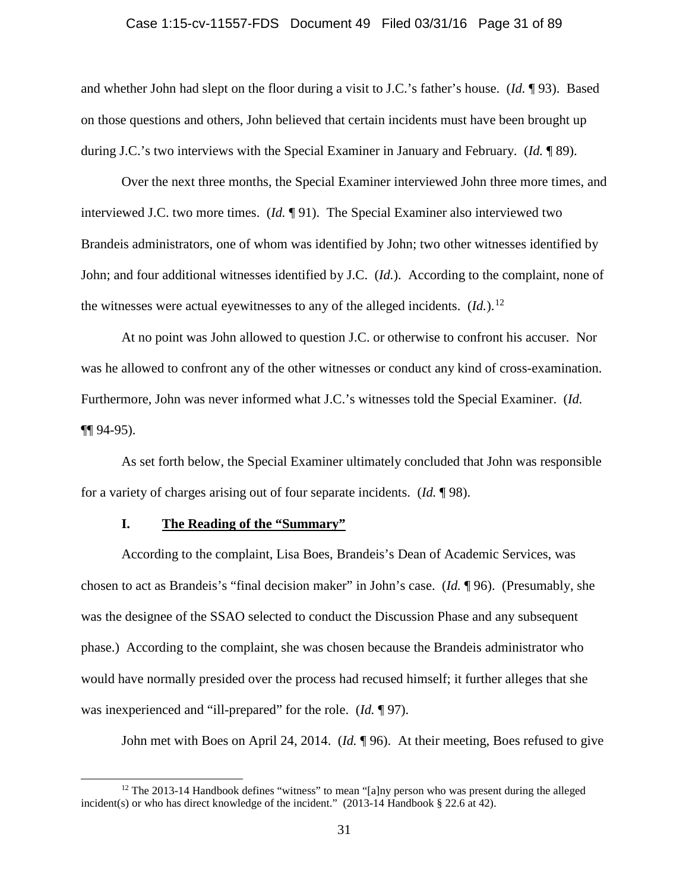and whether John had slept on the floor during a visit to J.C.'s father's house. (*Id.* ¶ 93). Based on those questions and others, John believed that certain incidents must have been brought up during J.C.'s two interviews with the Special Examiner in January and February. (*Id.* ¶ 89).

Over the next three months, the Special Examiner interviewed John three more times, and interviewed J.C. two more times. (*Id.* ¶ 91). The Special Examiner also interviewed two Brandeis administrators, one of whom was identified by John; two other witnesses identified by John; and four additional witnesses identified by J.C. (*Id.*). According to the complaint, none of the witnesses were actual eyewitnesses to any of the alleged incidents. (*Id.*).[12]

At no point was John allowed to question J.C. or otherwise to confront his accuser. Nor was he allowed to confront any of the other witnesses or conduct any kind of cross-examination. Furthermore, John was never informed what J.C.'s witnesses told the Special Examiner. (*Id.* ¶¶ 94-95).

As set forth below, the Special Examiner ultimately concluded that John was responsible for a variety of charges arising out of four separate incidents. (*Id.* ¶ 98).

### I. The Reading of the "Summary"

According to the complaint, Lisa Boes, Brandeis's Dean of Academic Services, was chosen to act as Brandeis's "final decision maker" in John's case. (*Id.* ¶ 96). (Presumably, she was the designee of the SSAO selected to conduct the Discussion Phase and any subsequent phase.) According to the complaint, she was chosen because the Brandeis administrator who would have normally presided over the process had recused himself; it further alleges that she was inexperienced and "ill-prepared" for the role. (*Id.* ¶ 97).

John met with Boes on April 24, 2014. (*Id.* ¶ 96). At their meeting, Boes refused to give

[12] The 2013-14 Handbook defines "witness" to mean "[a]ny person who was present during the alleged incident(s) or who has direct knowledge of the incident." (2013-14 Handbook § 22.6 at 42).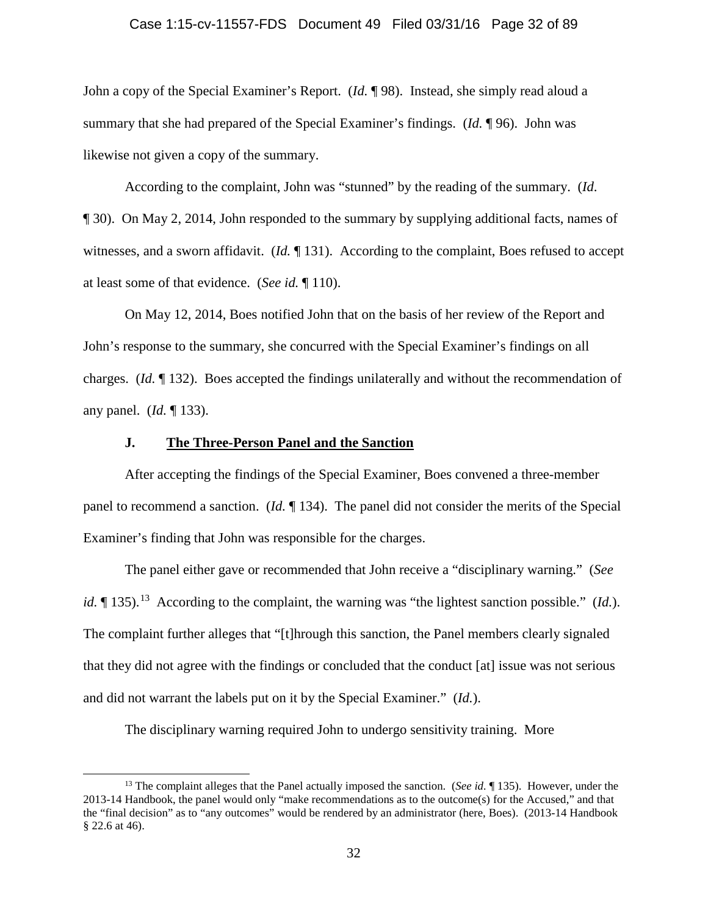John a copy of the Special Examiner's Report. (*Id.* ¶ 98). Instead, she simply read aloud a summary that she had prepared of the Special Examiner's findings. (*Id.* ¶ 96). John was likewise not given a copy of the summary.

According to the complaint, John was "stunned" by the reading of the summary. (*Id*. ¶ 30). On May 2, 2014, John responded to the summary by supplying additional facts, names of witnesses, and a sworn affidavit. (*Id.* ¶ 131). According to the complaint, Boes refused to accept at least some of that evidence. (*See id.* ¶ 110).

On May 12, 2014, Boes notified John that on the basis of her review of the Report and John's response to the summary, she concurred with the Special Examiner's findings on all charges. (*Id.* ¶ 132). Boes accepted the findings unilaterally and without the recommendation of any panel. (*Id.* ¶ 133).

### J. <u>The Three-Person Panel and the Sanction</u>

After accepting the findings of the Special Examiner, Boes convened a three-member panel to recommend a sanction. (*Id.* ¶ 134). The panel did not consider the merits of the Special Examiner's finding that John was responsible for the charges.

The panel either gave or recommended that John receive a "disciplinary warning." (*See id.* ¶ 135).[13] According to the complaint, the warning was "the lightest sanction possible." (*Id.*). The complaint further alleges that "[t]hrough this sanction, the Panel members clearly signaled that they did not agree with the findings or concluded that the conduct [at] issue was not serious and did not warrant the labels put on it by the Special Examiner." (*Id.*).

The disciplinary warning required John to undergo sensitivity training. More

---

[13] The complaint alleges that the Panel actually imposed the sanction. (*See id.* ¶ 135). However, under the 2013-14 Handbook, the panel would only "make recommendations as to the outcome(s) for the Accused," and that the "final decision" as to "any outcomes" would be rendered by an administrator (here, Boes). (2013-14 Handbook § 22.6 at 46).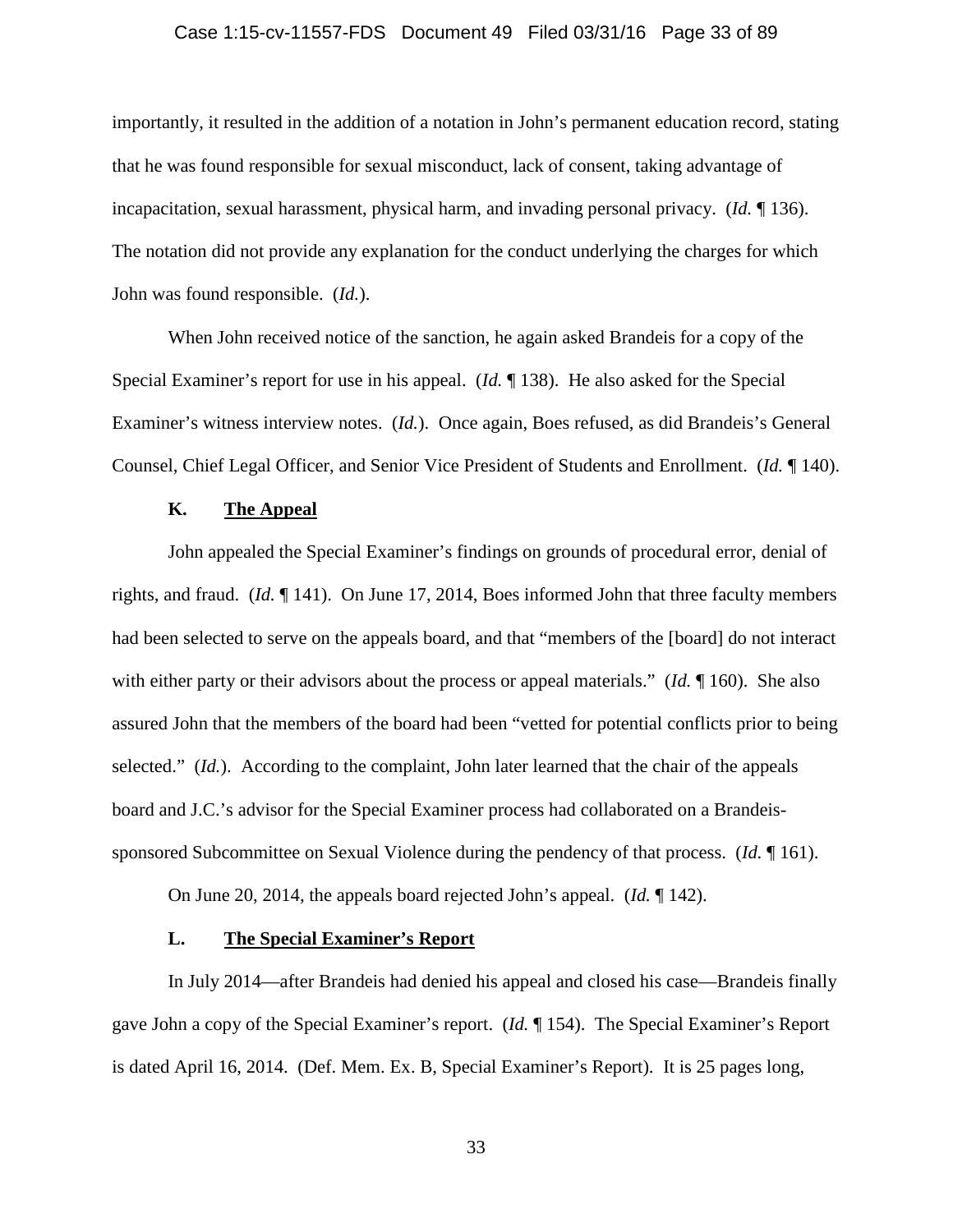importantly, it resulted in the addition of a notation in John's permanent education record, stating that he was found responsible for sexual misconduct, lack of consent, taking advantage of incapacitation, sexual harassment, physical harm, and invading personal privacy. (*Id.* ¶ 136). The notation did not provide any explanation for the conduct underlying the charges for which John was found responsible. (*Id.*).

When John received notice of the sanction, he again asked Brandeis for a copy of the Special Examiner's report for use in his appeal. (*Id.* ¶ 138). He also asked for the Special Examiner's witness interview notes. (*Id.*). Once again, Boes refused, as did Brandeis's General Counsel, Chief Legal Officer, and Senior Vice President of Students and Enrollment. (*Id.* ¶ 140).

### K. <u>The Appeal</u>

John appealed the Special Examiner's findings on grounds of procedural error, denial of rights, and fraud. (*Id.* ¶ 141). On June 17, 2014, Boes informed John that three faculty members had been selected to serve on the appeals board, and that "members of the [board] do not interact with either party or their advisors about the process or appeal materials." (*Id.* ¶ 160). She also assured John that the members of the board had been "vetted for potential conflicts prior to being selected." (*Id.*). According to the complaint, John later learned that the chair of the appeals board and J.C.'s advisor for the Special Examiner process had collaborated on a Brandeis-sponsored Subcommittee on Sexual Violence during the pendency of that process. (*Id.* ¶ 161).

On June 20, 2014, the appeals board rejected John's appeal. (*Id.* ¶ 142).

### L. <u>The Special Examiner's Report</u>

In July 2014—after Brandeis had denied his appeal and closed his case—Brandeis finally gave John a copy of the Special Examiner's report. (*Id.* ¶ 154). The Special Examiner's Report is dated April 16, 2014. (Def. Mem. Ex. B, Special Examiner's Report). It is 25 pages long,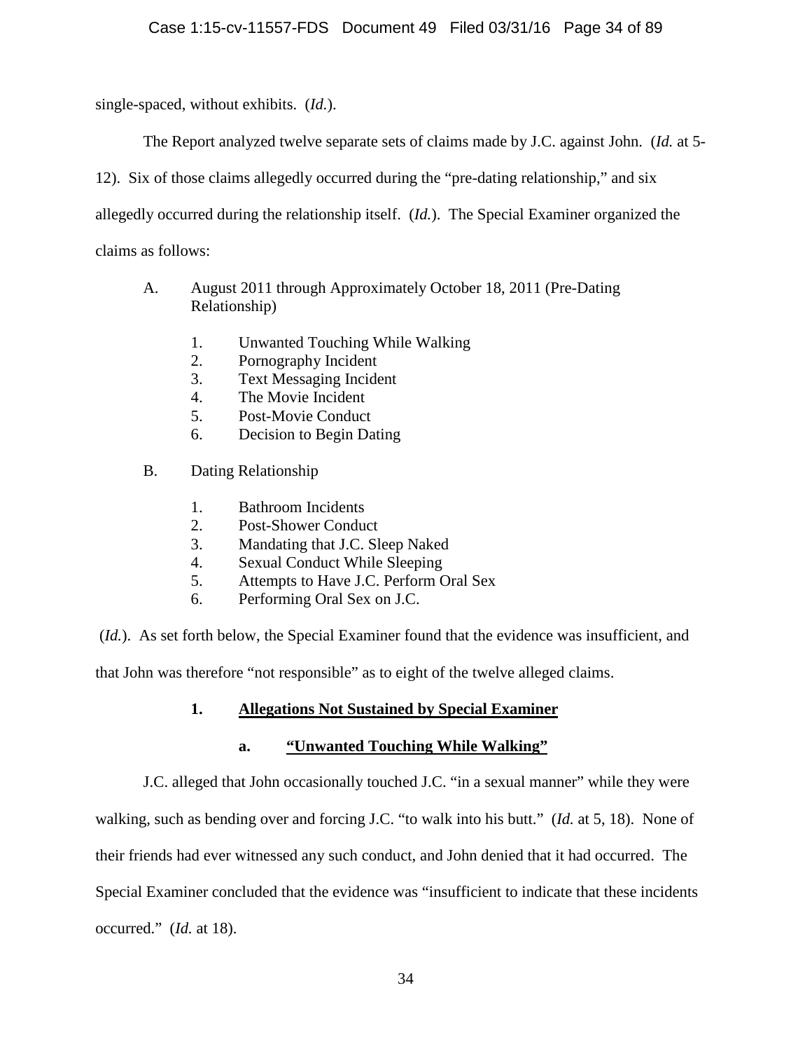single-spaced, without exhibits. (*Id.*).

The Report analyzed twelve separate sets of claims made by J.C. against John. (*Id.* at 5-12). Six of those claims allegedly occurred during the "pre-dating relationship," and six allegedly occurred during the relationship itself. (*Id.*). The Special Examiner organized the claims as follows:

A. August 2011 through Approximately October 18, 2011 (Pre-Dating Relationship)

1. Unwanted Touching While Walking
2. Pornography Incident
3. Text Messaging Incident
4. The Movie Incident
5. Post-Movie Conduct
6. Decision to Begin Dating

B. Dating Relationship

1. Bathroom Incidents
2. Post-Shower Conduct
3. Mandating that J.C. Sleep Naked
4. Sexual Conduct While Sleeping
5. Attempts to Have J.C. Perform Oral Sex
6. Performing Oral Sex on J.C.

(*Id.*). As set forth below, the Special Examiner found that the evidence was insufficient, and that John was therefore "not responsible" as to eight of the twelve alleged claims.

### 1. Allegations Not Sustained by Special Examiner

#### a. "Unwanted Touching While Walking"

J.C. alleged that John occasionally touched J.C. "in a sexual manner" while they were walking, such as bending over and forcing J.C. "to walk into his butt." (*Id.* at 5, 18). None of their friends had ever witnessed any such conduct, and John denied that it had occurred. The Special Examiner concluded that the evidence was "insufficient to indicate that these incidents occurred." (*Id.* at 18).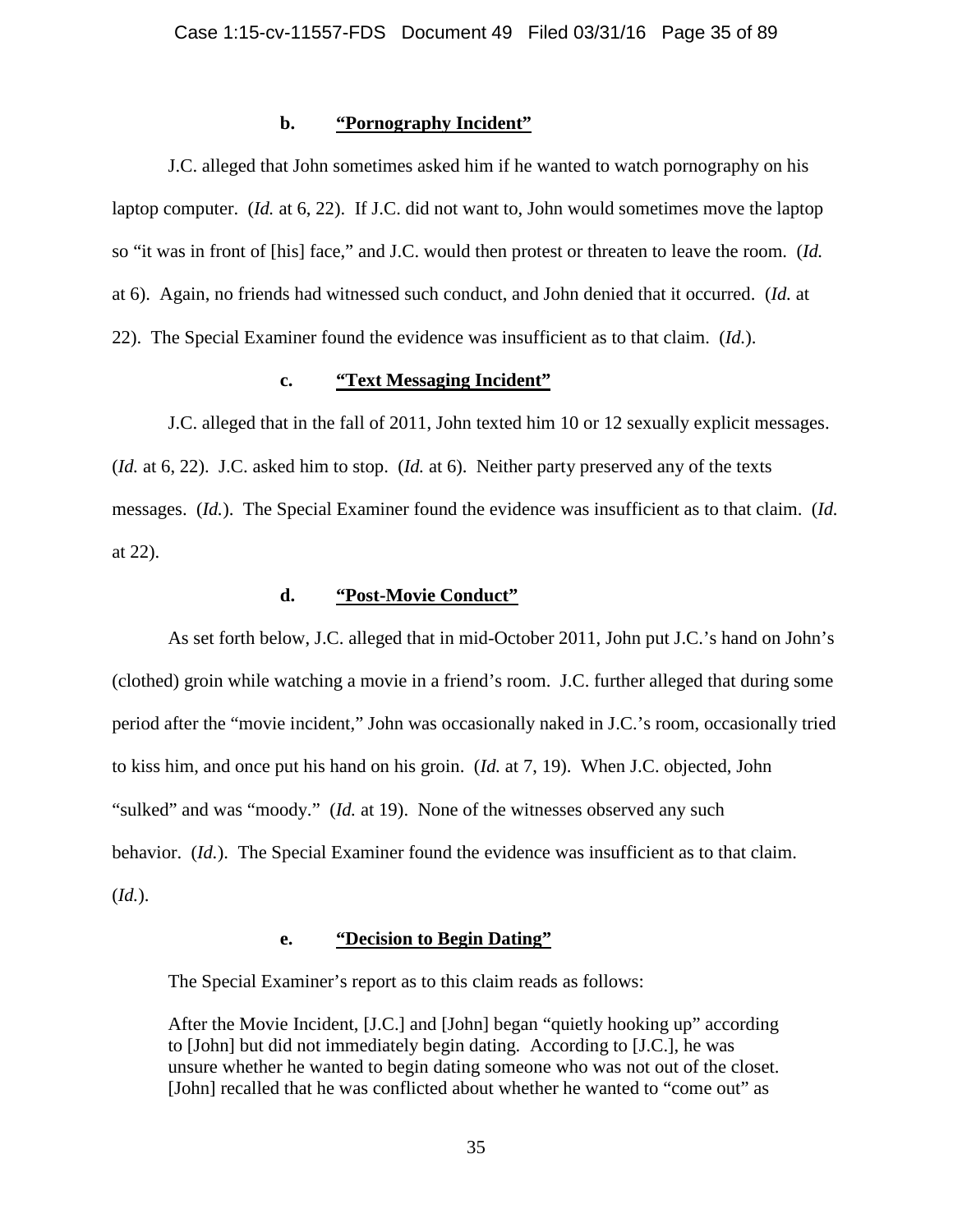#### b. **"Pornography Incident"**

J.C. alleged that John sometimes asked him if he wanted to watch pornography on his laptop computer. (*Id.* at 6, 22). If J.C. did not want to, John would sometimes move the laptop so "it was in front of [his] face," and J.C. would then protest or threaten to leave the room. (*Id.* at 6). Again, no friends had witnessed such conduct, and John denied that it occurred. (*Id.* at 22). The Special Examiner found the evidence was insufficient as to that claim. (*Id.*).

#### c. **"Text Messaging Incident"**

J.C. alleged that in the fall of 2011, John texted him 10 or 12 sexually explicit messages. (*Id.* at 6, 22). J.C. asked him to stop. (*Id.* at 6). Neither party preserved any of the texts messages. (*Id.*). The Special Examiner found the evidence was insufficient as to that claim. (*Id.* at 22).

#### d. **"Post-Movie Conduct"**

As set forth below, J.C. alleged that in mid-October 2011, John put J.C.'s hand on John's (clothed) groin while watching a movie in a friend's room. J.C. further alleged that during some period after the "movie incident," John was occasionally naked in J.C.'s room, occasionally tried to kiss him, and once put his hand on his groin. (*Id.* at 7, 19). When J.C. objected, John "sulked" and was "moody." (*Id.* at 19). None of the witnesses observed any such behavior. (*Id.*). The Special Examiner found the evidence was insufficient as to that claim. (*Id.*).

#### e. **"Decision to Begin Dating"**

The Special Examiner's report as to this claim reads as follows:

> After the Movie Incident, [J.C.] and [John] began "quietly hooking up" according to [John] but did not immediately begin dating. According to [J.C.], he was unsure whether he wanted to begin dating someone who was not out of the closet. [John] recalled that he was conflicted about whether he wanted to "come out" as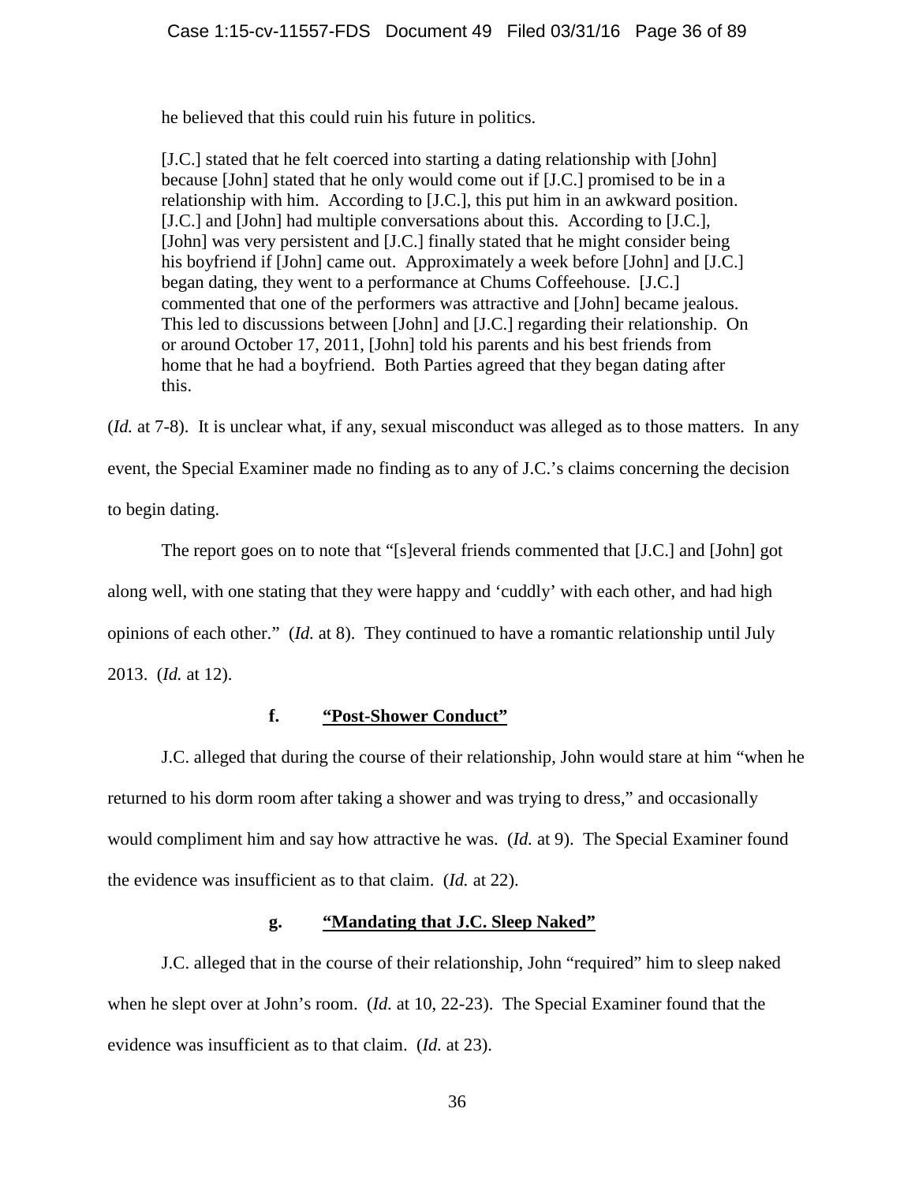> he believed that this could ruin his future in politics.
>
> [J.C.] stated that he felt coerced into starting a dating relationship with [John] because [John] stated that he only would come out if [J.C.] promised to be in a relationship with him. According to [J.C.], this put him in an awkward position. [J.C.] and [John] had multiple conversations about this. According to [J.C.], [John] was very persistent and [J.C.] finally stated that he might consider being his boyfriend if [John] came out. Approximately a week before [John] and [J.C.] began dating, they went to a performance at Chums Coffeehouse. [J.C.] commented that one of the performers was attractive and [John] became jealous. This led to discussions between [John] and [J.C.] regarding their relationship. On or around October 17, 2011, [John] told his parents and his best friends from home that he had a boyfriend. Both Parties agreed that they began dating after this.

(*Id.* at 7-8). It is unclear what, if any, sexual misconduct was alleged as to those matters. In any event, the Special Examiner made no finding as to any of J.C.'s claims concerning the decision to begin dating.

The report goes on to note that "[s]everal friends commented that [J.C.] and [John] got along well, with one stating that they were happy and 'cuddly' with each other, and had high opinions of each other." (*Id.* at 8). They continued to have a romantic relationship until July 2013. (*Id.* at 12).

#### f. **"Post-Shower Conduct"**

J.C. alleged that during the course of their relationship, John would stare at him "when he returned to his dorm room after taking a shower and was trying to dress," and occasionally would compliment him and say how attractive he was. (*Id.* at 9). The Special Examiner found the evidence was insufficient as to that claim. (*Id.* at 22).

#### g. **"Mandating that J.C. Sleep Naked"**

J.C. alleged that in the course of their relationship, John "required" him to sleep naked when he slept over at John's room. (*Id.* at 10, 22-23). The Special Examiner found that the evidence was insufficient as to that claim. (*Id.* at 23).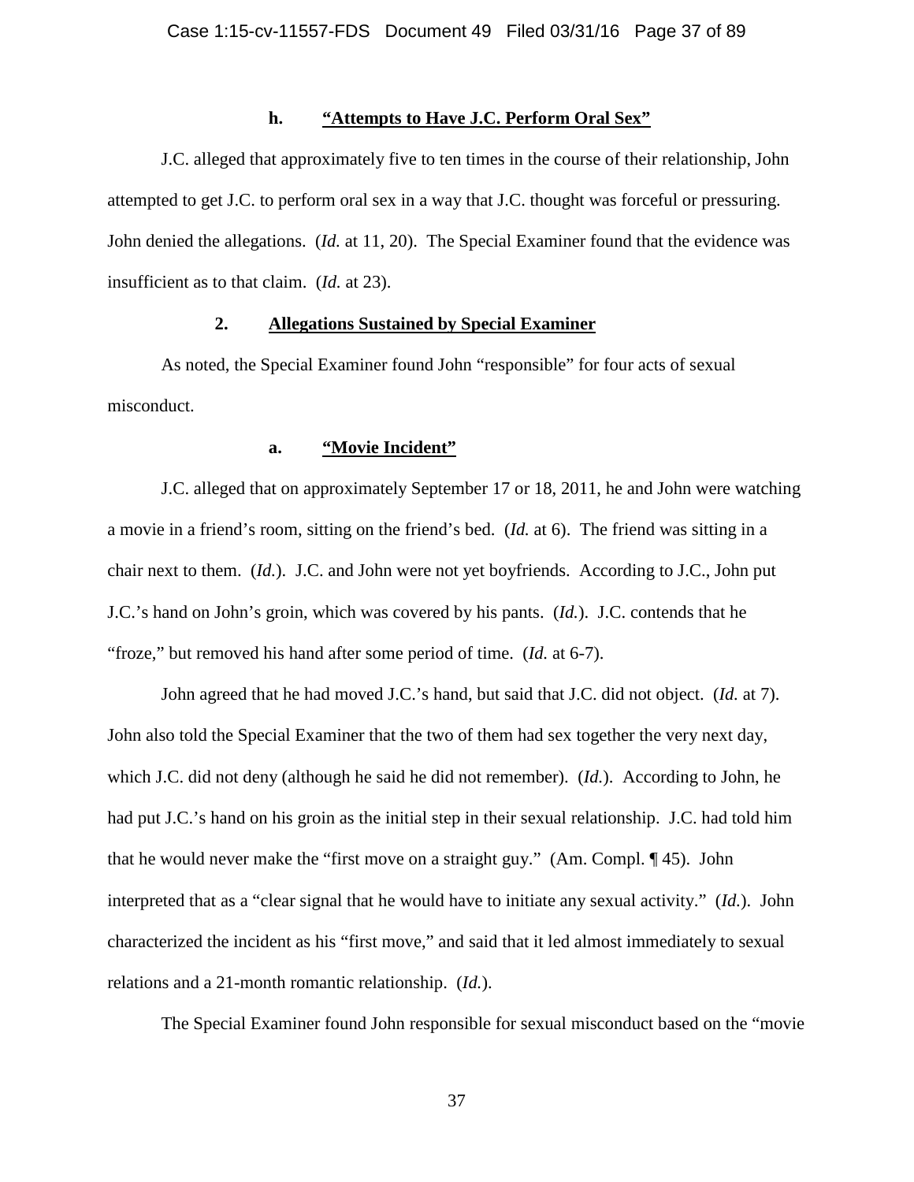#### h. **"Attempts to Have J.C. Perform Oral Sex"**

J.C. alleged that approximately five to ten times in the course of their relationship, John attempted to get J.C. to perform oral sex in a way that J.C. thought was forceful or pressuring. John denied the allegations. (*Id.* at 11, 20). The Special Examiner found that the evidence was insufficient as to that claim. (*Id.* at 23).

### 2. **Allegations Sustained by Special Examiner**

As noted, the Special Examiner found John "responsible" for four acts of sexual misconduct.

#### a. **"Movie Incident"**

J.C. alleged that on approximately September 17 or 18, 2011, he and John were watching a movie in a friend's room, sitting on the friend's bed. (*Id.* at 6). The friend was sitting in a chair next to them. (*Id.*). J.C. and John were not yet boyfriends. According to J.C., John put J.C.'s hand on John's groin, which was covered by his pants. (*Id.*). J.C. contends that he "froze," but removed his hand after some period of time. (*Id.* at 6-7).

John agreed that he had moved J.C.'s hand, but said that J.C. did not object. (*Id.* at 7). John also told the Special Examiner that the two of them had sex together the very next day, which J.C. did not deny (although he said he did not remember). (*Id.*). According to John, he had put J.C.'s hand on his groin as the initial step in their sexual relationship. J.C. had told him that he would never make the "first move on a straight guy." (Am. Compl. ¶ 45). John interpreted that as a "clear signal that he would have to initiate any sexual activity." (*Id.*). John characterized the incident as his "first move," and said that it led almost immediately to sexual relations and a 21-month romantic relationship. (*Id.*).

The Special Examiner found John responsible for sexual misconduct based on the "movie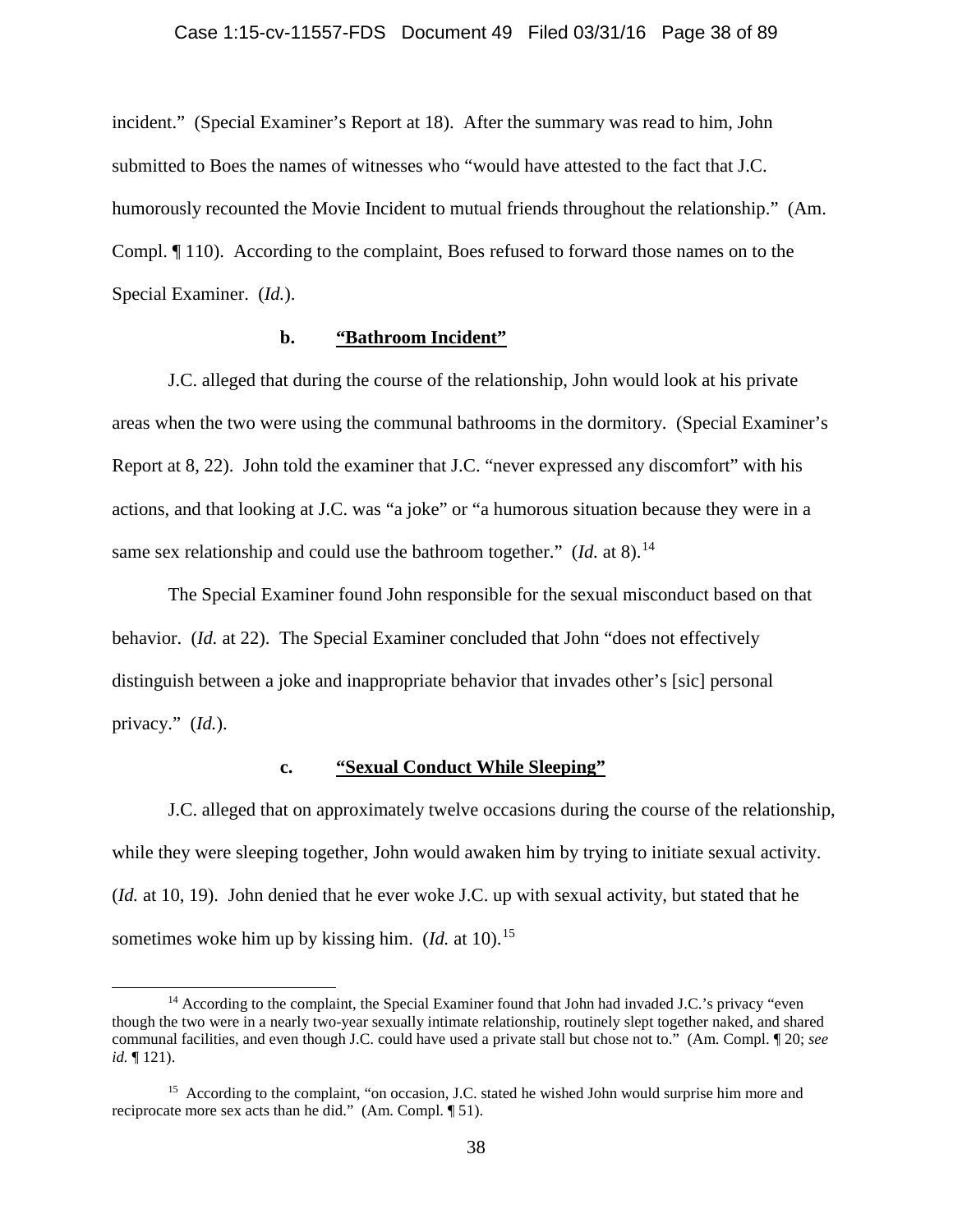incident." (Special Examiner's Report at 18). After the summary was read to him, John submitted to Boes the names of witnesses who "would have attested to the fact that J.C. humorously recounted the Movie Incident to mutual friends throughout the relationship." (Am. Compl. ¶ 110). According to the complaint, Boes refused to forward those names on to the Special Examiner. (*Id.*).

**b. "Bathroom Incident"**

J.C. alleged that during the course of the relationship, John would look at his private areas when the two were using the communal bathrooms in the dormitory. (Special Examiner's Report at 8, 22). John told the examiner that J.C. "never expressed any discomfort" with his actions, and that looking at J.C. was "a joke" or "a humorous situation because they were in a same sex relationship and could use the bathroom together." (*Id.* at 8).[14]

The Special Examiner found John responsible for the sexual misconduct based on that behavior. (*Id.* at 22). The Special Examiner concluded that John "does not effectively distinguish between a joke and inappropriate behavior that invades other's [sic] personal privacy." (*Id.*).

**c. "Sexual Conduct While Sleeping"**

J.C. alleged that on approximately twelve occasions during the course of the relationship, while they were sleeping together, John would awaken him by trying to initiate sexual activity. (*Id.* at 10, 19). John denied that he ever woke J.C. up with sexual activity, but stated that he sometimes woke him up by kissing him. (*Id.* at 10).[15]

---

[14] According to the complaint, the Special Examiner found that John had invaded J.C.'s privacy "even though the two were in a nearly two-year sexually intimate relationship, routinely slept together naked, and shared communal facilities, and even though J.C. could have used a private stall but chose not to." (Am. Compl. ¶ 20; *see id.* ¶ 121).

[15] According to the complaint, "on occasion, J.C. stated he wished John would surprise him more and reciprocate more sex acts than he did." (Am. Compl. ¶ 51).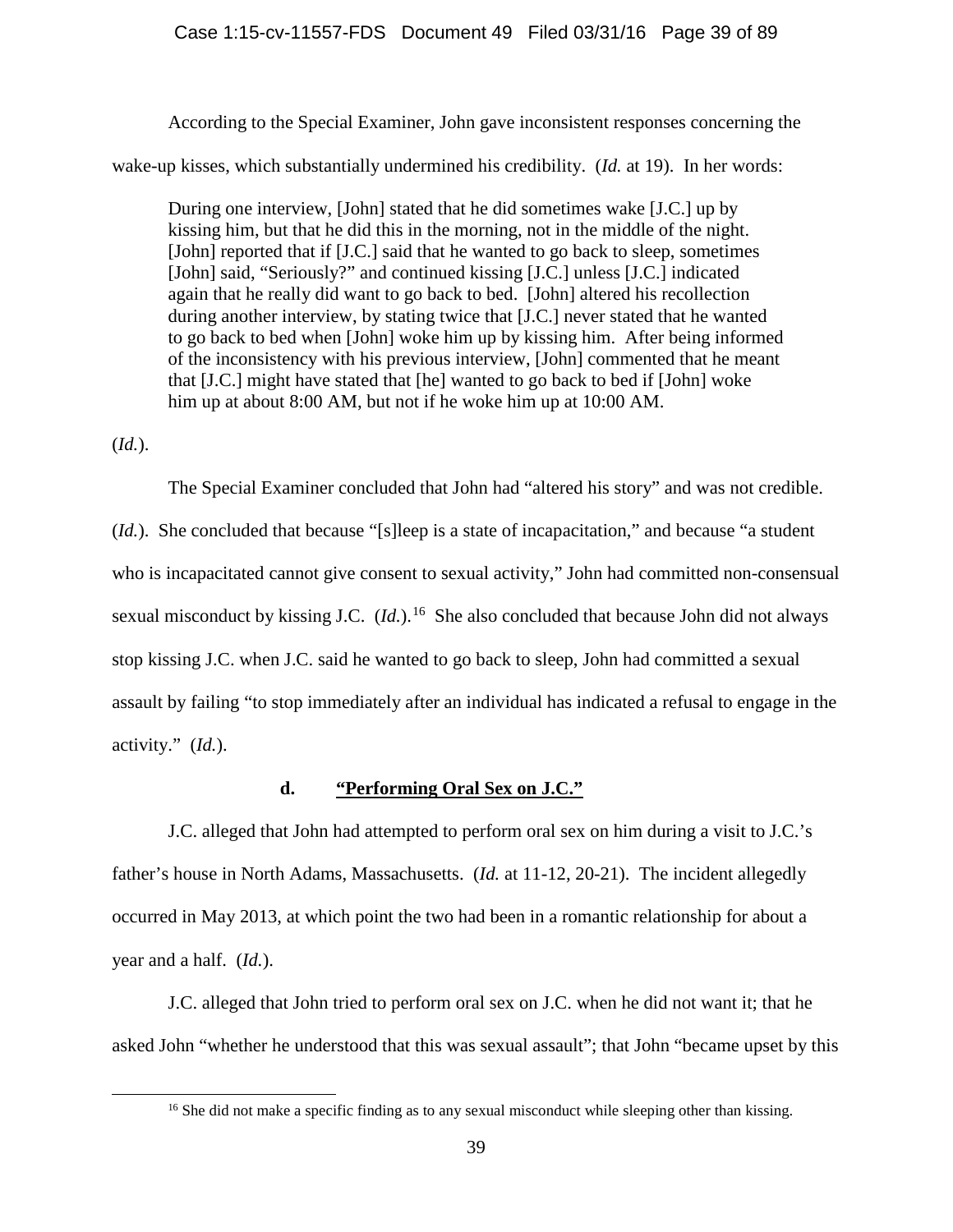According to the Special Examiner, John gave inconsistent responses concerning the wake-up kisses, which substantially undermined his credibility. (*Id.* at 19). In her words:

> During one interview, [John] stated that he did sometimes wake [J.C.] up by kissing him, but that he did this in the morning, not in the middle of the night. [John] reported that if [J.C.] said that he wanted to go back to sleep, sometimes [John] said, "Seriously?" and continued kissing [J.C.] unless [J.C.] indicated again that he really did want to go back to bed. [John] altered his recollection during another interview, by stating twice that [J.C.] never stated that he wanted to go back to bed when [John] woke him up by kissing him. After being informed of the inconsistency with his previous interview, [John] commented that he meant that [J.C.] might have stated that [he] wanted to go back to bed if [John] woke him up at about 8:00 AM, but not if he woke him up at 10:00 AM.

(*Id.*).

The Special Examiner concluded that John had "altered his story" and was not credible. (*Id.*). She concluded that because "[s]leep is a state of incapacitation," and because "a student who is incapacitated cannot give consent to sexual activity," John had committed non-consensual sexual misconduct by kissing J.C. (*Id.*).[16] She also concluded that because John did not always stop kissing J.C. when J.C. said he wanted to go back to sleep, John had committed a sexual assault by failing "to stop immediately after an individual has indicated a refusal to engage in the activity." (*Id.*).

#### d. <u>"Performing Oral Sex on J.C."</u>

J.C. alleged that John had attempted to perform oral sex on him during a visit to J.C.'s father's house in North Adams, Massachusetts. (*Id.* at 11-12, 20-21). The incident allegedly occurred in May 2013, at which point the two had been in a romantic relationship for about a year and a half. (*Id.*).

J.C. alleged that John tried to perform oral sex on J.C. when he did not want it; that he asked John "whether he understood that this was sexual assault"; that John "became upset by this

[16] She did not make a specific finding as to any sexual misconduct while sleeping other than kissing.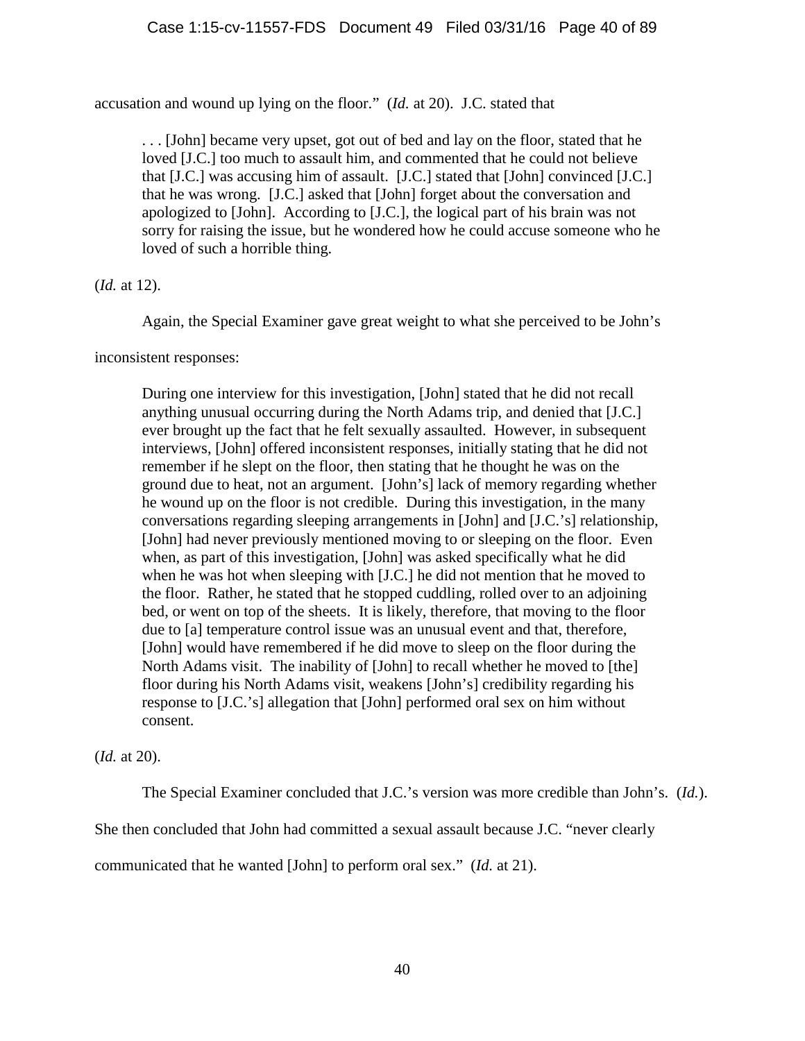accusation and wound up lying on the floor." (*Id.* at 20). J.C. stated that

> . . . [John] became very upset, got out of bed and lay on the floor, stated that he loved [J.C.] too much to assault him, and commented that he could not believe that [J.C.] was accusing him of assault. [J.C.] stated that [John] convinced [J.C.] that he was wrong. [J.C.] asked that [John] forget about the conversation and apologized to [John]. According to [J.C.], the logical part of his brain was not sorry for raising the issue, but he wondered how he could accuse someone who he loved of such a horrible thing.

(*Id.* at 12).

Again, the Special Examiner gave great weight to what she perceived to be John's inconsistent responses:

> During one interview for this investigation, [John] stated that he did not recall anything unusual occurring during the North Adams trip, and denied that [J.C.] ever brought up the fact that he felt sexually assaulted. However, in subsequent interviews, [John] offered inconsistent responses, initially stating that he did not remember if he slept on the floor, then stating that he thought he was on the ground due to heat, not an argument. [John's] lack of memory regarding whether he wound up on the floor is not credible. During this investigation, in the many conversations regarding sleeping arrangements in [John] and [J.C.'s] relationship, [John] had never previously mentioned moving to or sleeping on the floor. Even when, as part of this investigation, [John] was asked specifically what he did when he was hot when sleeping with [J.C.] he did not mention that he moved to the floor. Rather, he stated that he stopped cuddling, rolled over to an adjoining bed, or went on top of the sheets. It is likely, therefore, that moving to the floor due to [a] temperature control issue was an unusual event and that, therefore, [John] would have remembered if he did move to sleep on the floor during the North Adams visit. The inability of [John] to recall whether he moved to [the] floor during his North Adams visit, weakens [John's] credibility regarding his response to [J.C.'s] allegation that [John] performed oral sex on him without consent.

(*Id.* at 20).

The Special Examiner concluded that J.C.'s version was more credible than John's. (*Id.*). She then concluded that John had committed a sexual assault because J.C. "never clearly communicated that he wanted [John] to perform oral sex." (*Id.* at 21).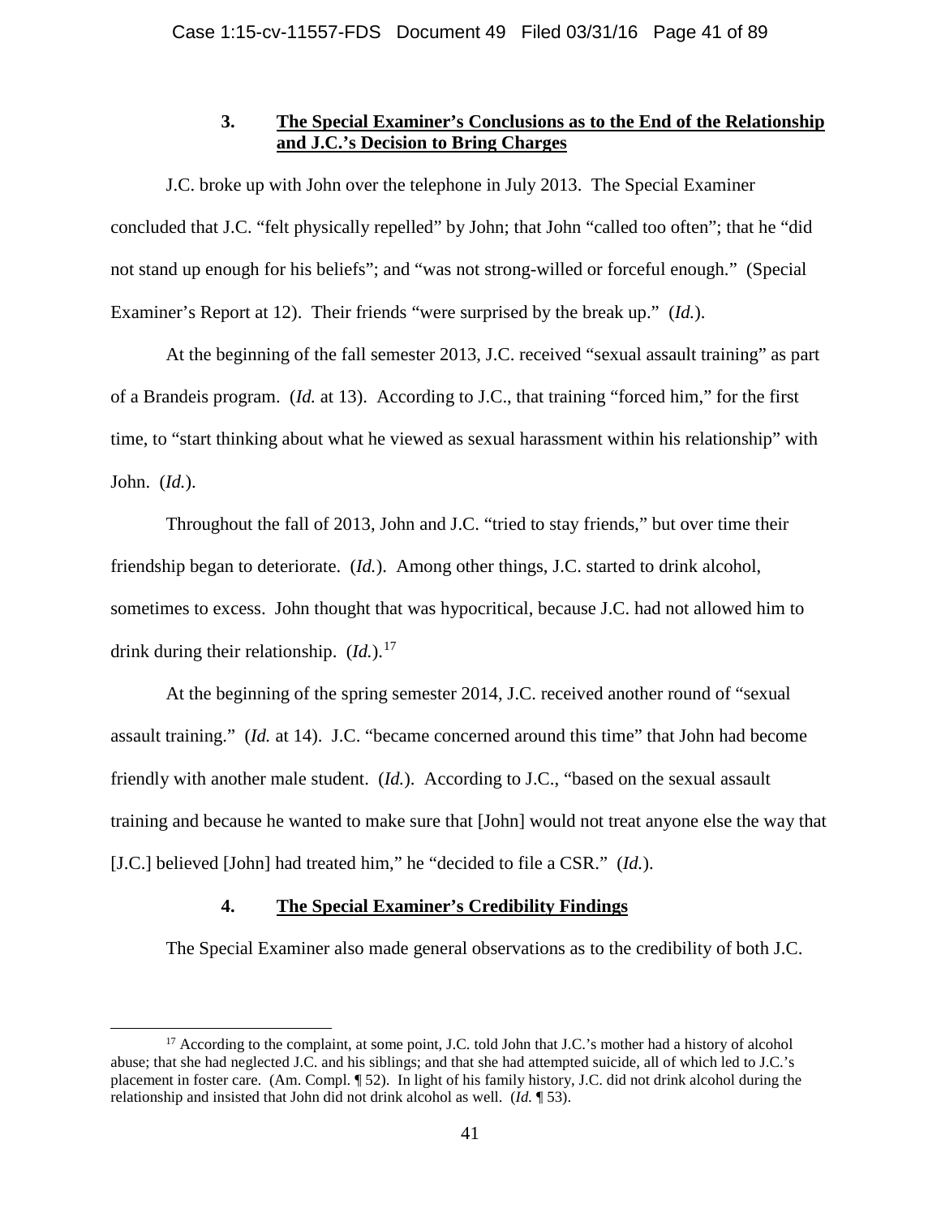### 3. **The Special Examiner's Conclusions as to the End of the Relationship and J.C.'s Decision to Bring Charges**

J.C. broke up with John over the telephone in July 2013. The Special Examiner concluded that J.C. "felt physically repelled" by John; that John "called too often"; that he "did not stand up enough for his beliefs"; and "was not strong-willed or forceful enough." (Special Examiner's Report at 12). Their friends "were surprised by the break up." (*Id.*).

At the beginning of the fall semester 2013, J.C. received "sexual assault training" as part of a Brandeis program. (*Id.* at 13). According to J.C., that training "forced him," for the first time, to "start thinking about what he viewed as sexual harassment within his relationship" with John. (*Id.*).

Throughout the fall of 2013, John and J.C. "tried to stay friends," but over time their friendship began to deteriorate. (*Id.*). Among other things, J.C. started to drink alcohol, sometimes to excess. John thought that was hypocritical, because J.C. had not allowed him to drink during their relationship. (*Id.*).[17]

At the beginning of the spring semester 2014, J.C. received another round of "sexual assault training." (*Id.* at 14). J.C. "became concerned around this time" that John had become friendly with another male student. (*Id.*). According to J.C., "based on the sexual assault training and because he wanted to make sure that [John] would not treat anyone else the way that [J.C.] believed [John] had treated him," he "decided to file a CSR." (*Id.*).

### 4. **The Special Examiner's Credibility Findings**

The Special Examiner also made general observations as to the credibility of both J.C.

---

[17] According to the complaint, at some point, J.C. told John that J.C.'s mother had a history of alcohol abuse; that she had neglected J.C. and his siblings; and that she had attempted suicide, all of which led to J.C.'s placement in foster care. (Am. Compl. ¶ 52). In light of his family history, J.C. did not drink alcohol during the relationship and insisted that John did not drink alcohol as well. (*Id.* ¶ 53).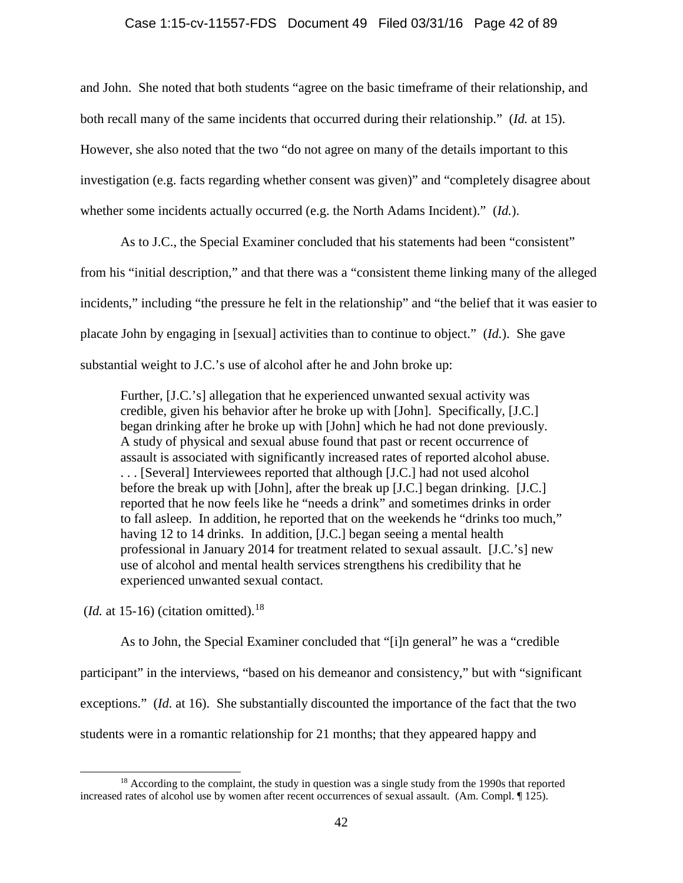and John. She noted that both students "agree on the basic timeframe of their relationship, and both recall many of the same incidents that occurred during their relationship." (*Id.* at 15). However, she also noted that the two "do not agree on many of the details important to this investigation (e.g. facts regarding whether consent was given)" and "completely disagree about whether some incidents actually occurred (e.g. the North Adams Incident)." (*Id.*).

As to J.C., the Special Examiner concluded that his statements had been "consistent" from his "initial description," and that there was a "consistent theme linking many of the alleged incidents," including "the pressure he felt in the relationship" and "the belief that it was easier to placate John by engaging in [sexual] activities than to continue to object." (*Id.*). She gave substantial weight to J.C.'s use of alcohol after he and John broke up:

> Further, [J.C.'s] allegation that he experienced unwanted sexual activity was credible, given his behavior after he broke up with [John]. Specifically, [J.C.] began drinking after he broke up with [John] which he had not done previously. A study of physical and sexual abuse found that past or recent occurrence of assault is associated with significantly increased rates of reported alcohol abuse. . . . [Several] Interviewees reported that although [J.C.] had not used alcohol before the break up with [John], after the break up [J.C.] began drinking. [J.C.] reported that he now feels like he "needs a drink" and sometimes drinks in order to fall asleep. In addition, he reported that on the weekends he "drinks too much," having 12 to 14 drinks. In addition, [J.C.] began seeing a mental health professional in January 2014 for treatment related to sexual assault. [J.C.'s] new use of alcohol and mental health services strengthens his credibility that he experienced unwanted sexual contact.

(*Id.* at 15-16) (citation omitted).[18]

As to John, the Special Examiner concluded that "[i]n general" he was a "credible participant" in the interviews, "based on his demeanor and consistency," but with "significant exceptions." (*Id.* at 16). She substantially discounted the importance of the fact that the two students were in a romantic relationship for 21 months; that they appeared happy and

---

[18] According to the complaint, the study in question was a single study from the 1990s that reported increased rates of alcohol use by women after recent occurrences of sexual assault. (Am. Compl. ¶ 125).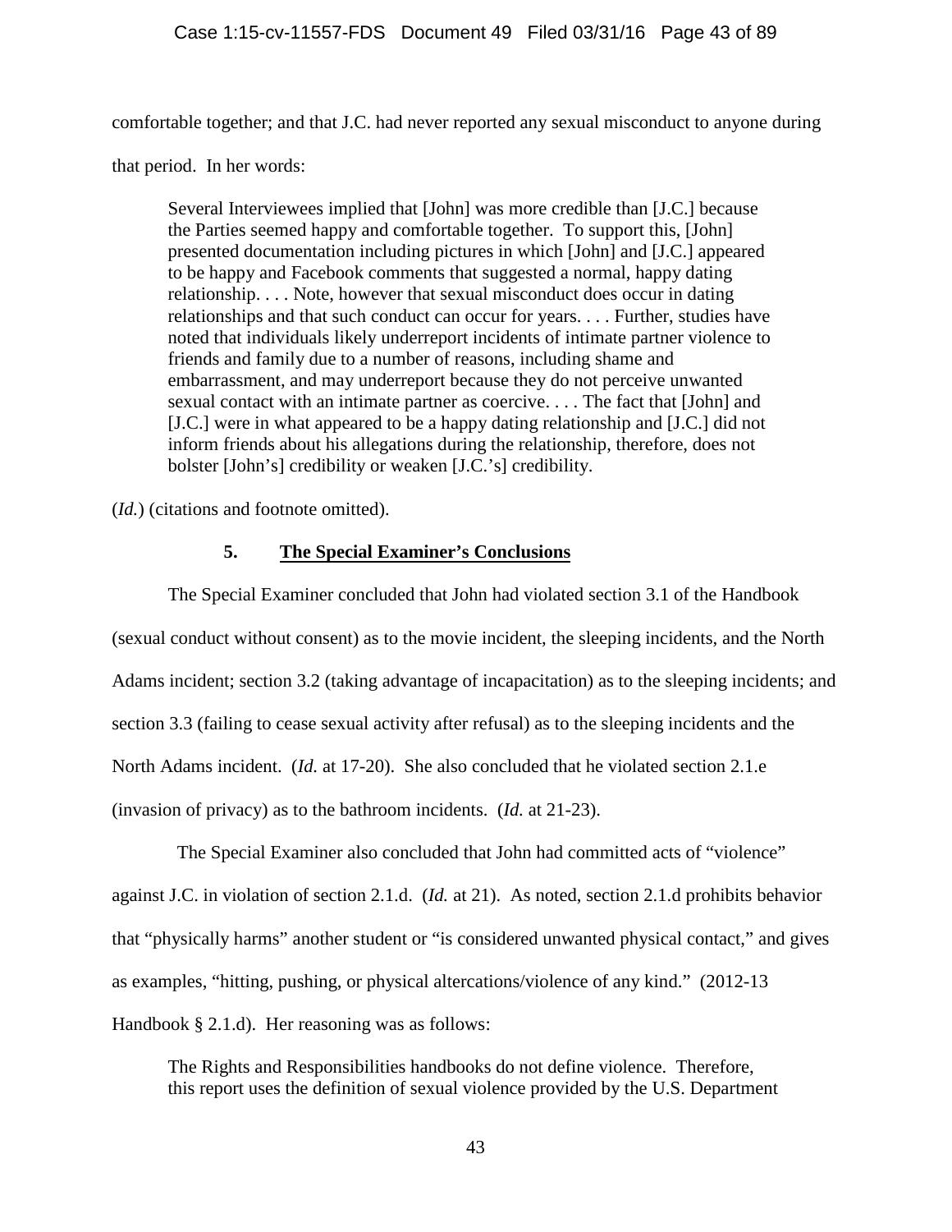comfortable together; and that J.C. had never reported any sexual misconduct to anyone during that period. In her words:

> Several Interviewees implied that [John] was more credible than [J.C.] because the Parties seemed happy and comfortable together. To support this, [John] presented documentation including pictures in which [John] and [J.C.] appeared to be happy and Facebook comments that suggested a normal, happy dating relationship. . . . Note, however that sexual misconduct does occur in dating relationships and that such conduct can occur for years. . . . Further, studies have noted that individuals likely underreport incidents of intimate partner violence to friends and family due to a number of reasons, including shame and embarrassment, and may underreport because they do not perceive unwanted sexual contact with an intimate partner as coercive. . . . The fact that [John] and [J.C.] were in what appeared to be a happy dating relationship and [J.C.] did not inform friends about his allegations during the relationship, therefore, does not bolster [John's] credibility or weaken [J.C.'s] credibility.

(*Id.*) (citations and footnote omitted).

### 5. <u>The Special Examiner's Conclusions</u>

The Special Examiner concluded that John had violated section 3.1 of the Handbook (sexual conduct without consent) as to the movie incident, the sleeping incidents, and the North Adams incident; section 3.2 (taking advantage of incapacitation) as to the sleeping incidents; and section 3.3 (failing to cease sexual activity after refusal) as to the sleeping incidents and the North Adams incident. (*Id.* at 17-20). She also concluded that he violated section 2.1.e (invasion of privacy) as to the bathroom incidents. (*Id.* at 21-23).

The Special Examiner also concluded that John had committed acts of "violence" against J.C. in violation of section 2.1.d. (*Id.* at 21). As noted, section 2.1.d prohibits behavior that "physically harms" another student or "is considered unwanted physical contact," and gives as examples, "hitting, pushing, or physical altercations/violence of any kind." (2012-13 Handbook § 2.1.d). Her reasoning was as follows:

> The Rights and Responsibilities handbooks do not define violence. Therefore, this report uses the definition of sexual violence provided by the U.S. Department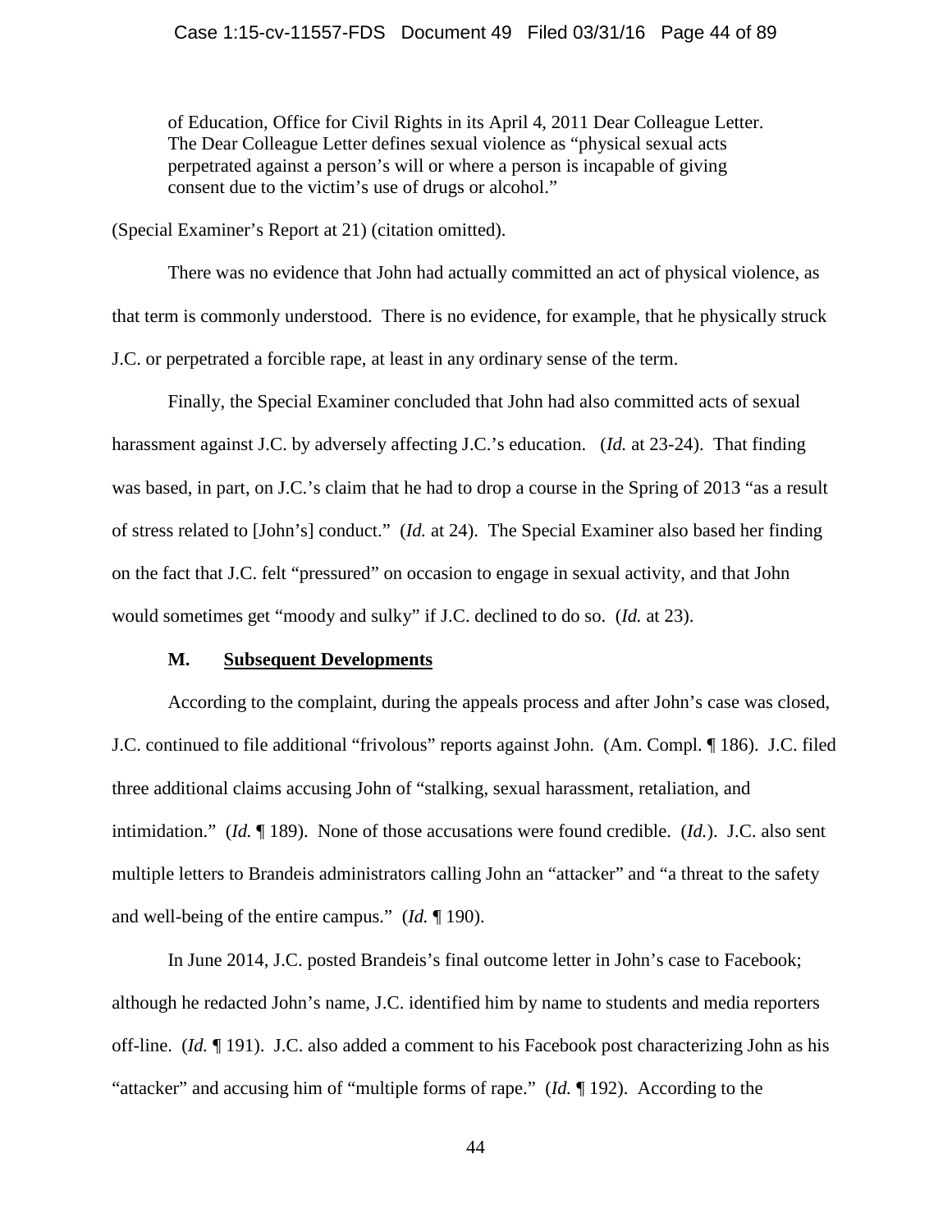> of Education, Office for Civil Rights in its April 4, 2011 Dear Colleague Letter. The Dear Colleague Letter defines sexual violence as "physical sexual acts perpetrated against a person's will or where a person is incapable of giving consent due to the victim's use of drugs or alcohol."

(Special Examiner's Report at 21) (citation omitted).

There was no evidence that John had actually committed an act of physical violence, as that term is commonly understood. There is no evidence, for example, that he physically struck J.C. or perpetrated a forcible rape, at least in any ordinary sense of the term.

Finally, the Special Examiner concluded that John had also committed acts of sexual harassment against J.C. by adversely affecting J.C.'s education. (*Id.* at 23-24). That finding was based, in part, on J.C.'s claim that he had to drop a course in the Spring of 2013 "as a result of stress related to [John's] conduct." (*Id.* at 24). The Special Examiner also based her finding on the fact that J.C. felt "pressured" on occasion to engage in sexual activity, and that John would sometimes get "moody and sulky" if J.C. declined to do so. (*Id.* at 23).

### M. Subsequent Developments

According to the complaint, during the appeals process and after John's case was closed, J.C. continued to file additional "frivolous" reports against John. (Am. Compl. ¶ 186). J.C. filed three additional claims accusing John of "stalking, sexual harassment, retaliation, and intimidation." (*Id.* ¶ 189). None of those accusations were found credible. (*Id.*). J.C. also sent multiple letters to Brandeis administrators calling John an "attacker" and "a threat to the safety and well-being of the entire campus." (*Id.* ¶ 190).

In June 2014, J.C. posted Brandeis's final outcome letter in John's case to Facebook; although he redacted John's name, J.C. identified him by name to students and media reporters off-line. (*Id.* ¶ 191). J.C. also added a comment to his Facebook post characterizing John as his "attacker" and accusing him of "multiple forms of rape." (*Id.* ¶ 192). According to the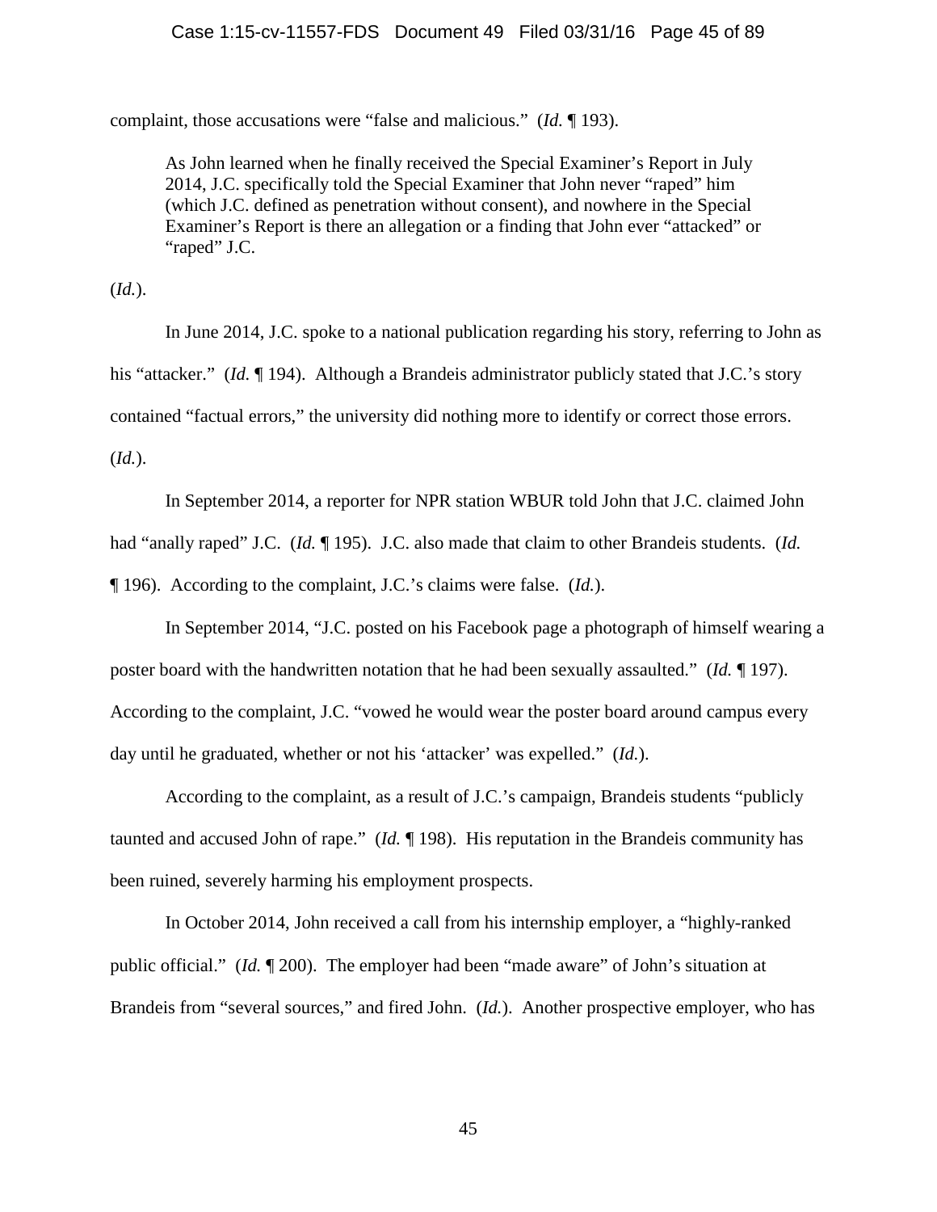complaint, those accusations were "false and malicious." (*Id.* ¶ 193).

> As John learned when he finally received the Special Examiner's Report in July 2014, J.C. specifically told the Special Examiner that John never "raped" him (which J.C. defined as penetration without consent), and nowhere in the Special Examiner's Report is there an allegation or a finding that John ever "attacked" or "raped" J.C.

(*Id.*).

In June 2014, J.C. spoke to a national publication regarding his story, referring to John as his "attacker." (*Id.* ¶ 194). Although a Brandeis administrator publicly stated that J.C.'s story contained "factual errors," the university did nothing more to identify or correct those errors. (*Id.*).

In September 2014, a reporter for NPR station WBUR told John that J.C. claimed John had "anally raped" J.C. (*Id.* ¶ 195). J.C. also made that claim to other Brandeis students. (*Id.* ¶ 196). According to the complaint, J.C.'s claims were false. (*Id.*).

In September 2014, "J.C. posted on his Facebook page a photograph of himself wearing a poster board with the handwritten notation that he had been sexually assaulted." (*Id.* ¶ 197). According to the complaint, J.C. "vowed he would wear the poster board around campus every day until he graduated, whether or not his 'attacker' was expelled." (*Id.*).

According to the complaint, as a result of J.C.'s campaign, Brandeis students "publicly taunted and accused John of rape." (*Id.* ¶ 198). His reputation in the Brandeis community has been ruined, severely harming his employment prospects.

In October 2014, John received a call from his internship employer, a "highly-ranked public official." (*Id.* ¶ 200). The employer had been "made aware" of John's situation at Brandeis from "several sources," and fired John. (*Id.*). Another prospective employer, who has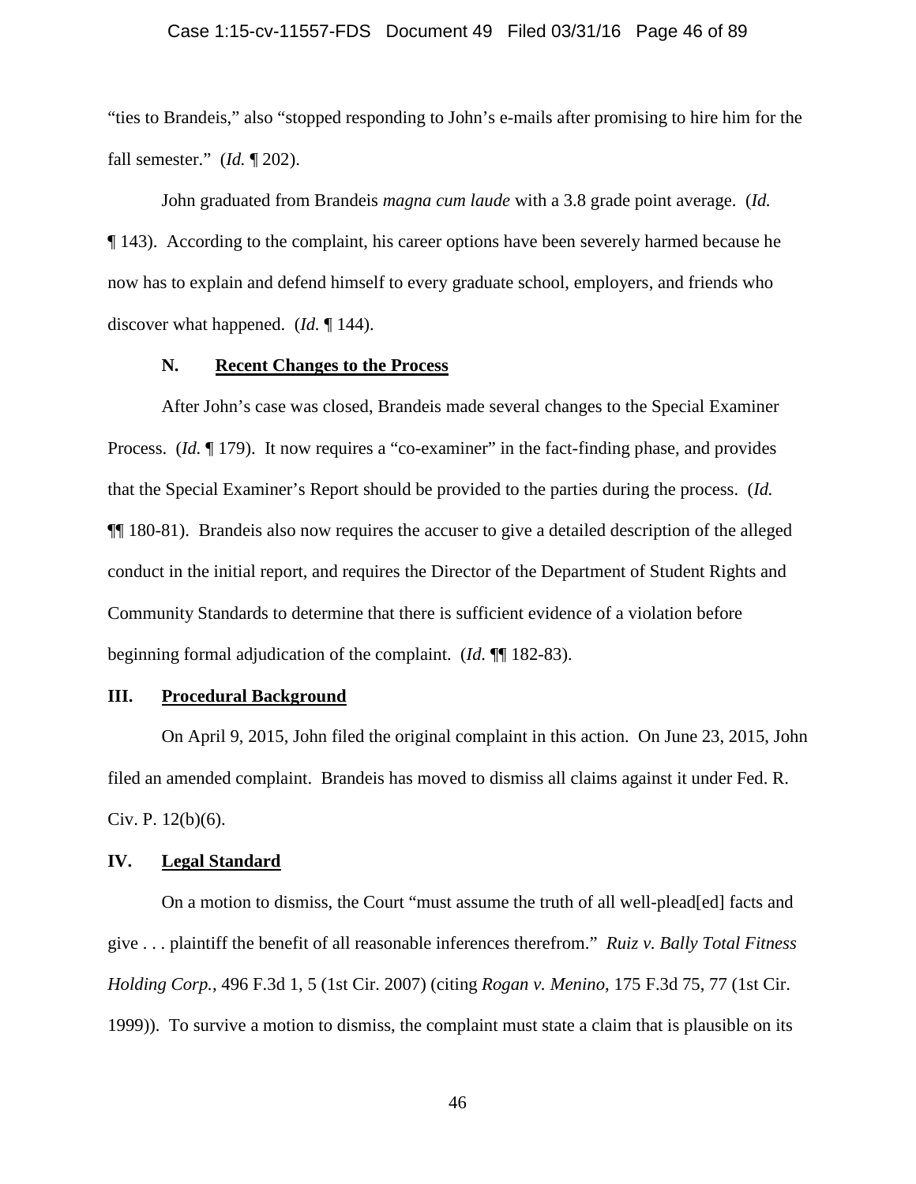"ties to Brandeis," also "stopped responding to John's e-mails after promising to hire him for the fall semester." (*Id.* ¶ 202).

John graduated from Brandeis *magna cum laude* with a 3.8 grade point average. (*Id.* ¶ 143). According to the complaint, his career options have been severely harmed because he now has to explain and defend himself to every graduate school, employers, and friends who discover what happened. (*Id.* ¶ 144).

### N. Recent Changes to the Process

After John's case was closed, Brandeis made several changes to the Special Examiner Process. (*Id.* ¶ 179). It now requires a "co-examiner" in the fact-finding phase, and provides that the Special Examiner's Report should be provided to the parties during the process. (*Id.* ¶¶ 180-81). Brandeis also now requires the accuser to give a detailed description of the alleged conduct in the initial report, and requires the Director of the Department of Student Rights and Community Standards to determine that there is sufficient evidence of a violation before beginning formal adjudication of the complaint. (*Id.* ¶¶ 182-83).

## III. Procedural Background

On April 9, 2015, John filed the original complaint in this action. On June 23, 2015, John filed an amended complaint. Brandeis has moved to dismiss all claims against it under Fed. R. Civ. P. 12(b)(6).

## IV. Legal Standard

On a motion to dismiss, the Court "must assume the truth of all well-plead[ed] facts and give . . . plaintiff the benefit of all reasonable inferences therefrom." *Ruiz v. Bally Total Fitness Holding Corp.*, 496 F.3d 1, 5 (1st Cir. 2007) (citing *Rogan v. Menino*, 175 F.3d 75, 77 (1st Cir. 1999)). To survive a motion to dismiss, the complaint must state a claim that is plausible on its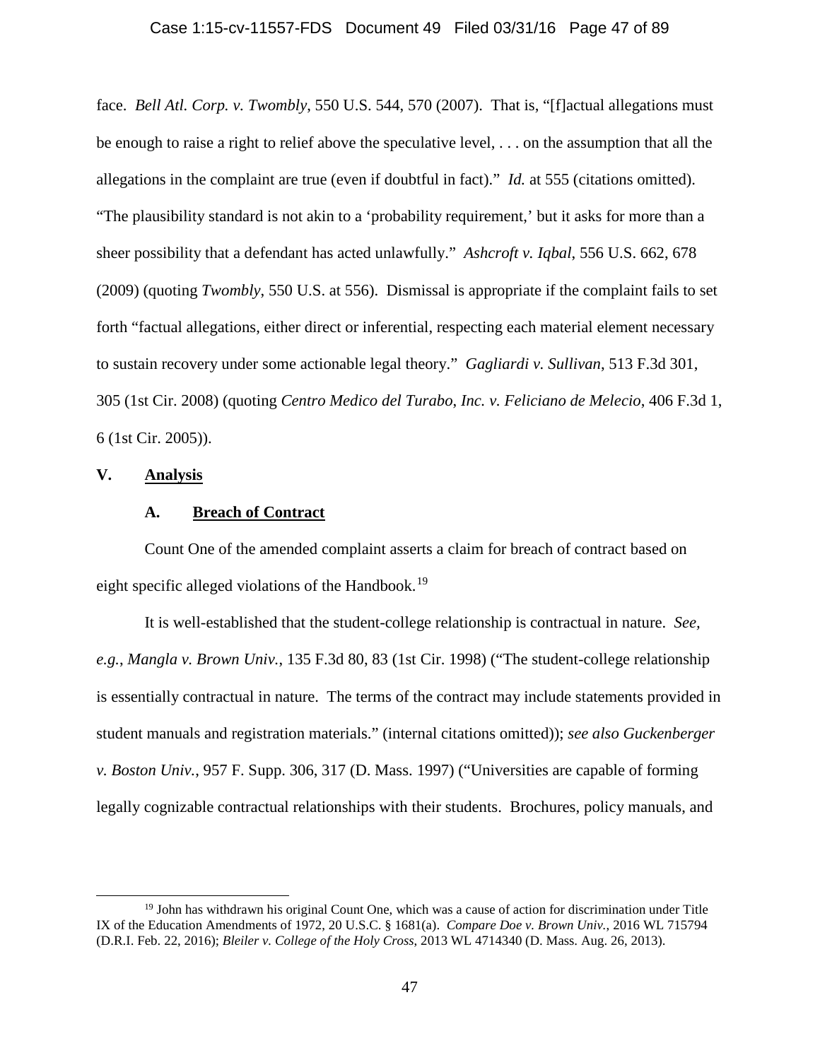face. *Bell Atl. Corp. v. Twombly*, 550 U.S. 544, 570 (2007). That is, "[f]actual allegations must be enough to raise a right to relief above the speculative level, . . . on the assumption that all the allegations in the complaint are true (even if doubtful in fact)." *Id.* at 555 (citations omitted). "The plausibility standard is not akin to a 'probability requirement,' but it asks for more than a sheer possibility that a defendant has acted unlawfully." *Ashcroft v. Iqbal*, 556 U.S. 662, 678 (2009) (quoting *Twombly*, 550 U.S. at 556). Dismissal is appropriate if the complaint fails to set forth "factual allegations, either direct or inferential, respecting each material element necessary to sustain recovery under some actionable legal theory." *Gagliardi v. Sullivan*, 513 F.3d 301, 305 (1st Cir. 2008) (quoting *Centro Medico del Turabo, Inc. v. Feliciano de Melecio*, 406 F.3d 1, 6 (1st Cir. 2005)).

## V. Analysis

### A. Breach of Contract

Count One of the amended complaint asserts a claim for breach of contract based on eight specific alleged violations of the Handbook.[19]

It is well-established that the student-college relationship is contractual in nature. *See, e.g.*, *Mangla v. Brown Univ.*, 135 F.3d 80, 83 (1st Cir. 1998) ("The student-college relationship is essentially contractual in nature. The terms of the contract may include statements provided in student manuals and registration materials." (internal citations omitted)); *see also Guckenberger v. Boston Univ.*, 957 F. Supp. 306, 317 (D. Mass. 1997) ("Universities are capable of forming legally cognizable contractual relationships with their students. Brochures, policy manuals, and

---

[19] John has withdrawn his original Count One, which was a cause of action for discrimination under Title IX of the Education Amendments of 1972, 20 U.S.C. § 1681(a). *Compare Doe v. Brown Univ.*, 2016 WL 715794 (D.R.I. Feb. 22, 2016); *Bleiler v. College of the Holy Cross*, 2013 WL 4714340 (D. Mass. Aug. 26, 2013).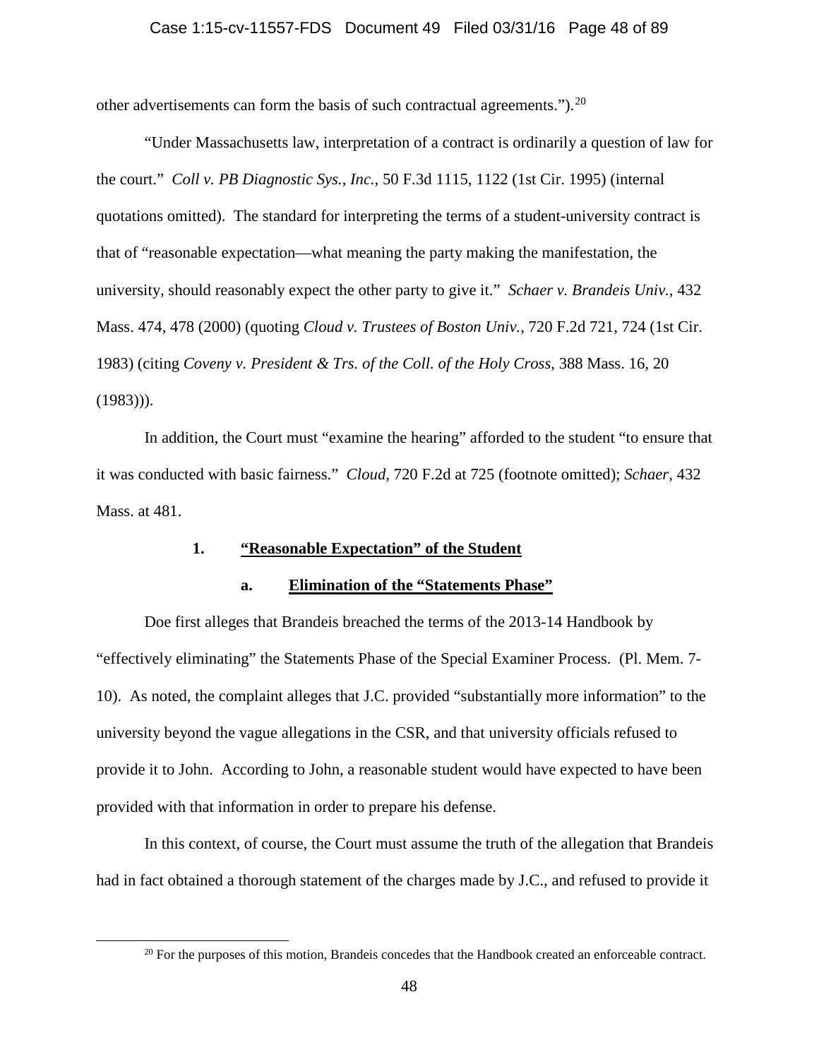other advertisements can form the basis of such contractual agreements.").[20]

"Under Massachusetts law, interpretation of a contract is ordinarily a question of law for the court." *Coll v. PB Diagnostic Sys., Inc.*, 50 F.3d 1115, 1122 (1st Cir. 1995) (internal quotations omitted). The standard for interpreting the terms of a student-university contract is that of "reasonable expectation—what meaning the party making the manifestation, the university, should reasonably expect the other party to give it." *Schaer v. Brandeis Univ.*, 432 Mass. 474, 478 (2000) (quoting *Cloud v. Trustees of Boston Univ.*, 720 F.2d 721, 724 (1st Cir. 1983) (citing *Coveny v. President & Trs. of the Coll. of the Holy Cross*, 388 Mass. 16, 20 (1983))).

In addition, the Court must "examine the hearing" afforded to the student "to ensure that it was conducted with basic fairness." *Cloud*, 720 F.2d at 725 (footnote omitted); *Schaer*, 432 Mass. at 481.

### 1. <u>"Reasonable Expectation" of the Student</u>

#### a. <u>Elimination of the "Statements Phase"</u>

Doe first alleges that Brandeis breached the terms of the 2013-14 Handbook by "effectively eliminating" the Statements Phase of the Special Examiner Process. (Pl. Mem. 7-10). As noted, the complaint alleges that J.C. provided "substantially more information" to the university beyond the vague allegations in the CSR, and that university officials refused to provide it to John. According to John, a reasonable student would have expected to have been provided with that information in order to prepare his defense.

In this context, of course, the Court must assume the truth of the allegation that Brandeis had in fact obtained a thorough statement of the charges made by J.C., and refused to provide it

---

[20] For the purposes of this motion, Brandeis concedes that the Handbook created an enforceable contract.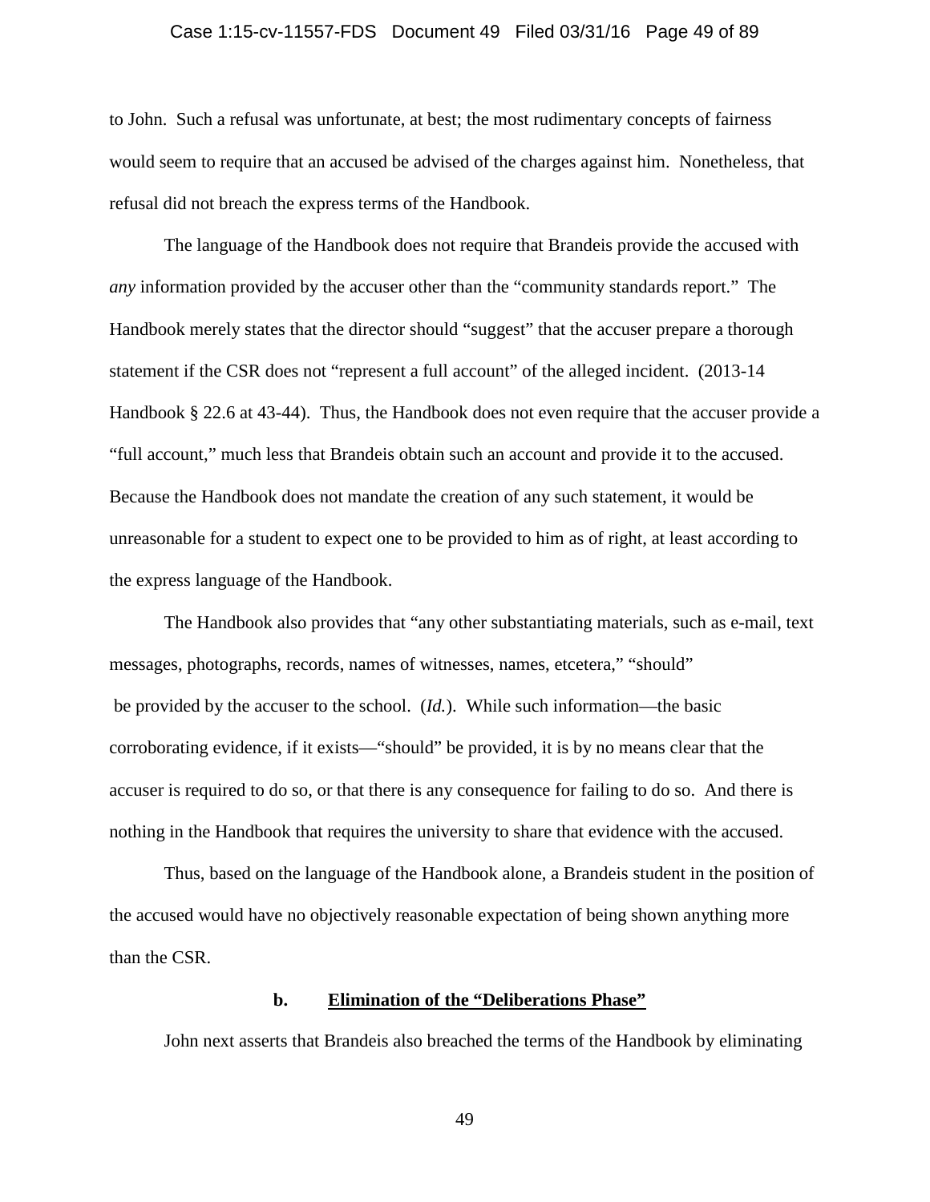to John. Such a refusal was unfortunate, at best; the most rudimentary concepts of fairness would seem to require that an accused be advised of the charges against him. Nonetheless, that refusal did not breach the express terms of the Handbook.

The language of the Handbook does not require that Brandeis provide the accused with *any* information provided by the accuser other than the "community standards report." The Handbook merely states that the director should "suggest" that the accuser prepare a thorough statement if the CSR does not "represent a full account" of the alleged incident. (2013-14 Handbook § 22.6 at 43-44). Thus, the Handbook does not even require that the accuser provide a "full account," much less that Brandeis obtain such an account and provide it to the accused. Because the Handbook does not mandate the creation of any such statement, it would be unreasonable for a student to expect one to be provided to him as of right, at least according to the express language of the Handbook.

The Handbook also provides that "any other substantiating materials, such as e-mail, text messages, photographs, records, names of witnesses, names, etcetera," "should" be provided by the accuser to the school. (*Id.*). While such information—the basic corroborating evidence, if it exists—"should" be provided, it is by no means clear that the accuser is required to do so, or that there is any consequence for failing to do so. And there is nothing in the Handbook that requires the university to share that evidence with the accused.

Thus, based on the language of the Handbook alone, a Brandeis student in the position of the accused would have no objectively reasonable expectation of being shown anything more than the CSR.

**b. Elimination of the "Deliberations Phase"**

John next asserts that Brandeis also breached the terms of the Handbook by eliminating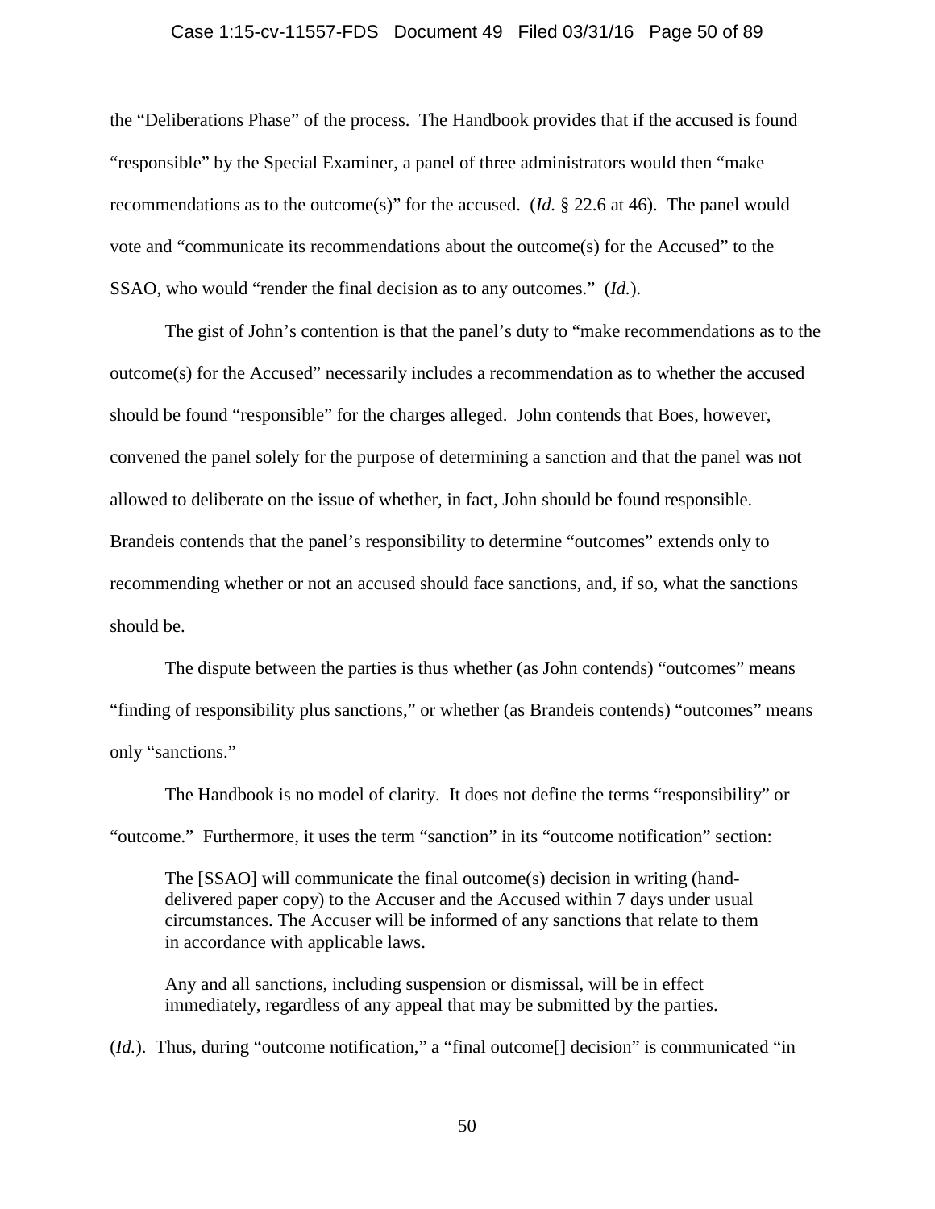the "Deliberations Phase" of the process. The Handbook provides that if the accused is found "responsible" by the Special Examiner, a panel of three administrators would then "make recommendations as to the outcome(s)" for the accused. (*Id.* § 22.6 at 46). The panel would vote and "communicate its recommendations about the outcome(s) for the Accused" to the SSAO, who would "render the final decision as to any outcomes." (*Id.*).

The gist of John's contention is that the panel's duty to "make recommendations as to the outcome(s) for the Accused" necessarily includes a recommendation as to whether the accused should be found "responsible" for the charges alleged. John contends that Boes, however, convened the panel solely for the purpose of determining a sanction and that the panel was not allowed to deliberate on the issue of whether, in fact, John should be found responsible. Brandeis contends that the panel's responsibility to determine "outcomes" extends only to recommending whether or not an accused should face sanctions, and, if so, what the sanctions should be.

The dispute between the parties is thus whether (as John contends) "outcomes" means "finding of responsibility plus sanctions," or whether (as Brandeis contends) "outcomes" means only "sanctions."

The Handbook is no model of clarity. It does not define the terms "responsibility" or "outcome." Furthermore, it uses the term "sanction" in its "outcome notification" section:

> The [SSAO] will communicate the final outcome(s) decision in writing (hand-delivered paper copy) to the Accuser and the Accused within 7 days under usual circumstances. The Accuser will be informed of any sanctions that relate to them in accordance with applicable laws.
>
> Any and all sanctions, including suspension or dismissal, will be in effect immediately, regardless of any appeal that may be submitted by the parties.

(*Id.*). Thus, during "outcome notification," a "final outcome[] decision" is communicated "in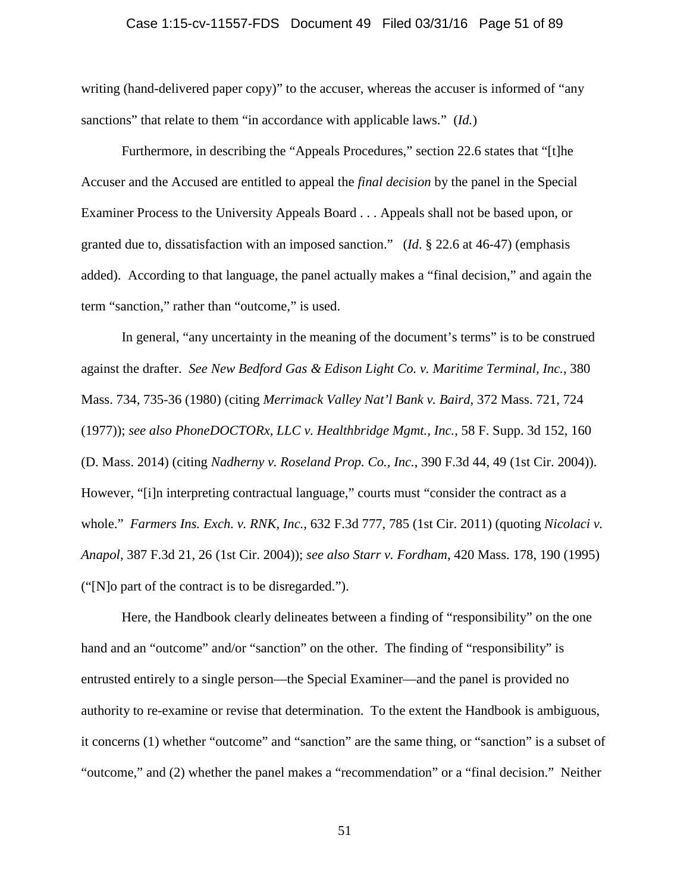writing (hand-delivered paper copy)" to the accuser, whereas the accuser is informed of "any sanctions" that relate to them "in accordance with applicable laws." (*Id.*)

Furthermore, in describing the "Appeals Procedures," section 22.6 states that "[t]he Accuser and the Accused are entitled to appeal the *final decision* by the panel in the Special Examiner Process to the University Appeals Board . . . Appeals shall not be based upon, or granted due to, dissatisfaction with an imposed sanction." (*Id*. § 22.6 at 46-47) (emphasis added). According to that language, the panel actually makes a "final decision," and again the term "sanction," rather than "outcome," is used.

In general, "any uncertainty in the meaning of the document's terms" is to be construed against the drafter. *See New Bedford Gas & Edison Light Co. v. Maritime Terminal, Inc.*, 380 Mass. 734, 735-36 (1980) (citing *Merrimack Valley Nat'l Bank v. Baird*, 372 Mass. 721, 724 (1977)); *see also PhoneDOCTORx, LLC v. Healthbridge Mgmt., Inc.*, 58 F. Supp. 3d 152, 160 (D. Mass. 2014) (citing *Nadherny v. Roseland Prop. Co., Inc.*, 390 F.3d 44, 49 (1st Cir. 2004)). However, "[i]n interpreting contractual language," courts must "consider the contract as a whole." *Farmers Ins. Exch. v. RNK, Inc.*, 632 F.3d 777, 785 (1st Cir. 2011) (quoting *Nicolaci v. Anapol*, 387 F.3d 21, 26 (1st Cir. 2004)); *see also Starr v. Fordham*, 420 Mass. 178, 190 (1995) ("[N]o part of the contract is to be disregarded.").

Here, the Handbook clearly delineates between a finding of "responsibility" on the one hand and an "outcome" and/or "sanction" on the other. The finding of "responsibility" is entrusted entirely to a single person—the Special Examiner—and the panel is provided no authority to re-examine or revise that determination. To the extent the Handbook is ambiguous, it concerns (1) whether "outcome" and "sanction" are the same thing, or "sanction" is a subset of "outcome," and (2) whether the panel makes a "recommendation" or a "final decision." Neither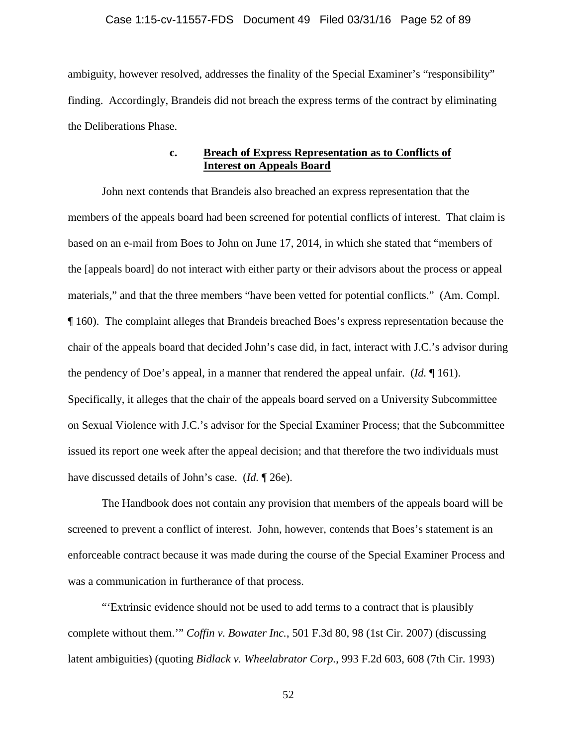ambiguity, however resolved, addresses the finality of the Special Examiner's "responsibility" finding. Accordingly, Brandeis did not breach the express terms of the contract by eliminating the Deliberations Phase.

### c. **Breach of Express Representation as to Conflicts of Interest on Appeals Board**

John next contends that Brandeis also breached an express representation that the members of the appeals board had been screened for potential conflicts of interest. That claim is based on an e-mail from Boes to John on June 17, 2014, in which she stated that "members of the [appeals board] do not interact with either party or their advisors about the process or appeal materials," and that the three members "have been vetted for potential conflicts." (Am. Compl. ¶ 160). The complaint alleges that Brandeis breached Boes's express representation because the chair of the appeals board that decided John's case did, in fact, interact with J.C.'s advisor during the pendency of Doe's appeal, in a manner that rendered the appeal unfair. (*Id.* ¶ 161). Specifically, it alleges that the chair of the appeals board served on a University Subcommittee on Sexual Violence with J.C.'s advisor for the Special Examiner Process; that the Subcommittee issued its report one week after the appeal decision; and that therefore the two individuals must have discussed details of John's case. (*Id.* ¶ 26e).

The Handbook does not contain any provision that members of the appeals board will be screened to prevent a conflict of interest. John, however, contends that Boes's statement is an enforceable contract because it was made during the course of the Special Examiner Process and was a communication in furtherance of that process.

"'Extrinsic evidence should not be used to add terms to a contract that is plausibly complete without them.'" *Coffin v. Bowater Inc.*, 501 F.3d 80, 98 (1st Cir. 2007) (discussing latent ambiguities) (quoting *Bidlack v. Wheelabrator Corp.*, 993 F.2d 603, 608 (7th Cir. 1993)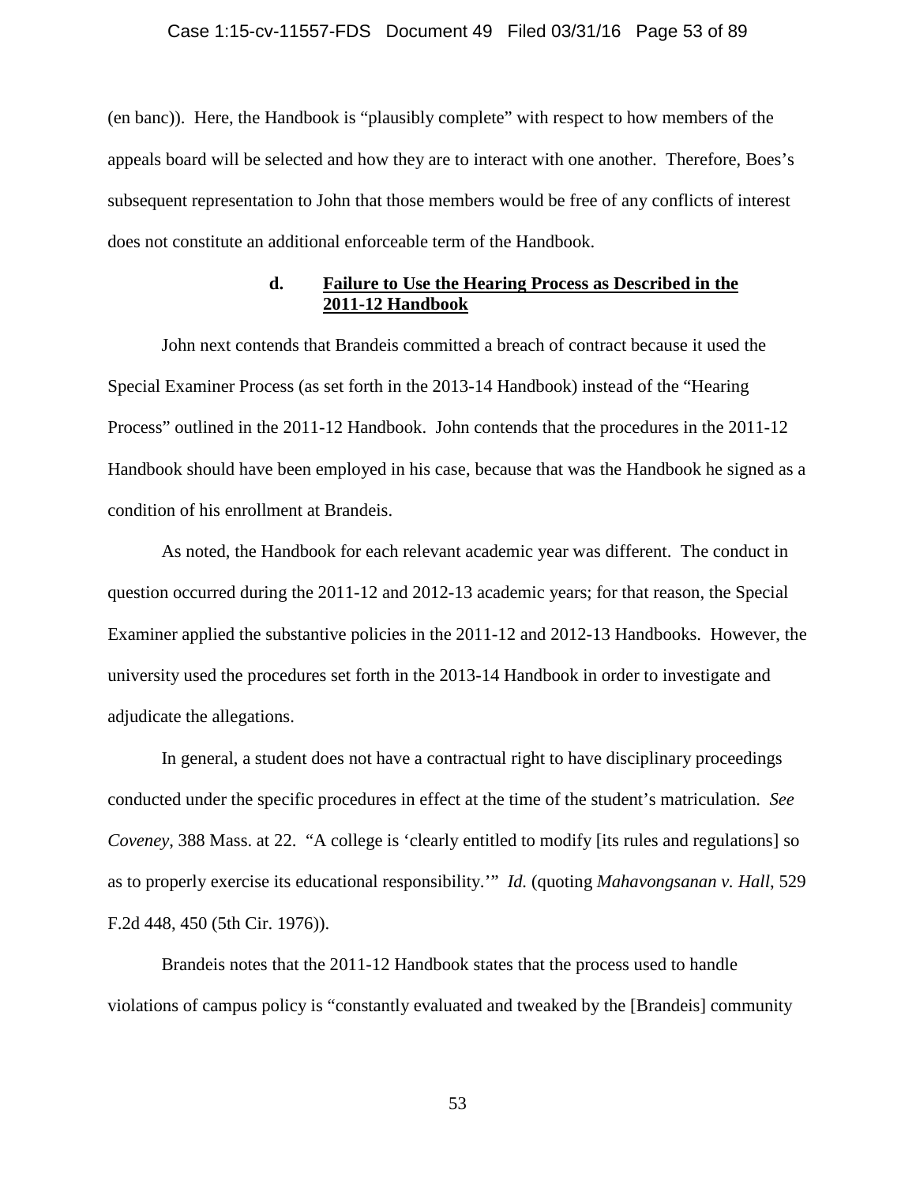(en banc)). Here, the Handbook is "plausibly complete" with respect to how members of the appeals board will be selected and how they are to interact with one another. Therefore, Boes's subsequent representation to John that those members would be free of any conflicts of interest does not constitute an additional enforceable term of the Handbook.

#### d. **Failure to Use the Hearing Process as Described in the 2011-12 Handbook**

John next contends that Brandeis committed a breach of contract because it used the Special Examiner Process (as set forth in the 2013-14 Handbook) instead of the "Hearing Process" outlined in the 2011-12 Handbook. John contends that the procedures in the 2011-12 Handbook should have been employed in his case, because that was the Handbook he signed as a condition of his enrollment at Brandeis.

As noted, the Handbook for each relevant academic year was different. The conduct in question occurred during the 2011-12 and 2012-13 academic years; for that reason, the Special Examiner applied the substantive policies in the 2011-12 and 2012-13 Handbooks. However, the university used the procedures set forth in the 2013-14 Handbook in order to investigate and adjudicate the allegations.

In general, a student does not have a contractual right to have disciplinary proceedings conducted under the specific procedures in effect at the time of the student's matriculation. *See Coveney*, 388 Mass. at 22. "A college is 'clearly entitled to modify [its rules and regulations] so as to properly exercise its educational responsibility.'" *Id.* (quoting *Mahavongsanan v. Hall*, 529 F.2d 448, 450 (5th Cir. 1976)).

Brandeis notes that the 2011-12 Handbook states that the process used to handle violations of campus policy is "constantly evaluated and tweaked by the [Brandeis] community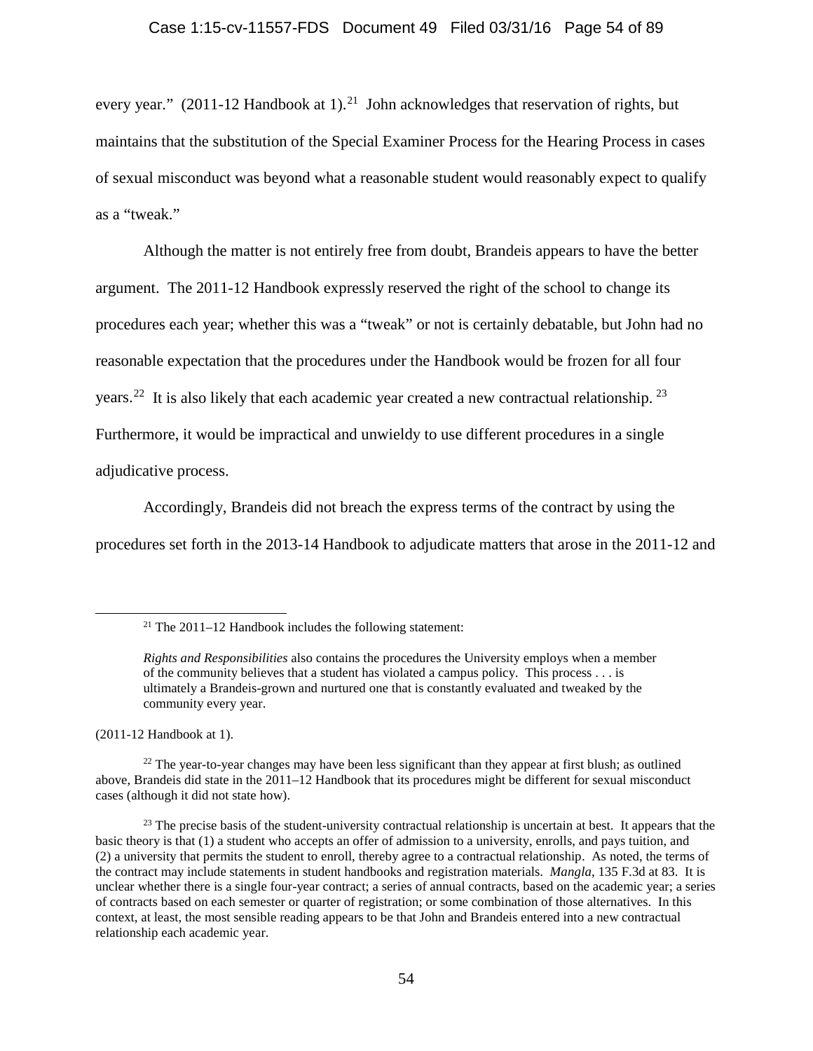every year." (2011-12 Handbook at 1).[21] John acknowledges that reservation of rights, but maintains that the substitution of the Special Examiner Process for the Hearing Process in cases of sexual misconduct was beyond what a reasonable student would reasonably expect to qualify as a "tweak."

Although the matter is not entirely free from doubt, Brandeis appears to have the better argument. The 2011-12 Handbook expressly reserved the right of the school to change its procedures each year; whether this was a "tweak" or not is certainly debatable, but John had no reasonable expectation that the procedures under the Handbook would be frozen for all four years.[22] It is also likely that each academic year created a new contractual relationship.[23] Furthermore, it would be impractical and unwieldy to use different procedures in a single adjudicative process.

Accordingly, Brandeis did not breach the express terms of the contract by using the procedures set forth in the 2013-14 Handbook to adjudicate matters that arose in the 2011-12 and

---

[21] The 2011–12 Handbook includes the following statement:

> *Rights and Responsibilities* also contains the procedures the University employs when a member of the community believes that a student has violated a campus policy. This process . . . is ultimately a Brandeis-grown and nurtured one that is constantly evaluated and tweaked by the community every year.

(2011-12 Handbook at 1).

[22] The year-to-year changes may have been less significant than they appear at first blush; as outlined above, Brandeis did state in the 2011–12 Handbook that its procedures might be different for sexual misconduct cases (although it did not state how).

[23] The precise basis of the student-university contractual relationship is uncertain at best. It appears that the basic theory is that (1) a student who accepts an offer of admission to a university, enrolls, and pays tuition, and (2) a university that permits the student to enroll, thereby agree to a contractual relationship. As noted, the terms of the contract may include statements in student handbooks and registration materials. *Mangla*, 135 F.3d at 83. It is unclear whether there is a single four-year contract; a series of annual contracts, based on the academic year; a series of contracts based on each semester or quarter of registration; or some combination of those alternatives. In this context, at least, the most sensible reading appears to be that John and Brandeis entered into a new contractual relationship each academic year.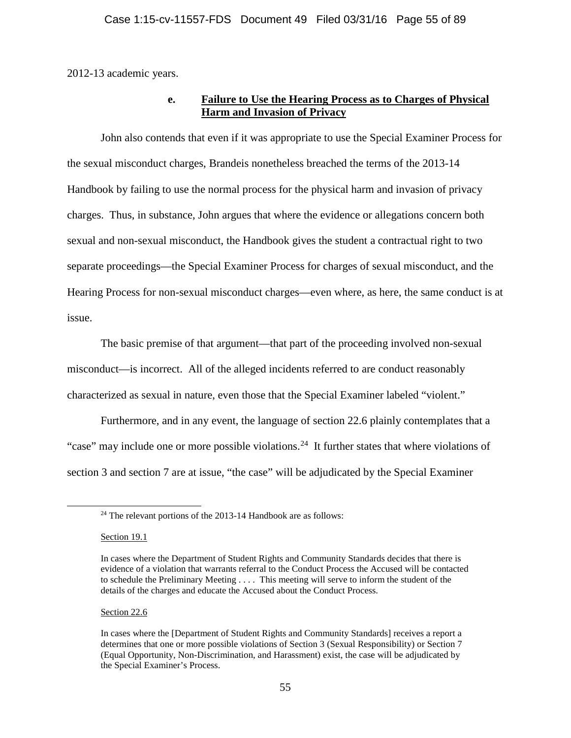2012-13 academic years.

### e. Failure to Use the Hearing Process as to Charges of Physical Harm and Invasion of Privacy

John also contends that even if it was appropriate to use the Special Examiner Process for the sexual misconduct charges, Brandeis nonetheless breached the terms of the 2013-14 Handbook by failing to use the normal process for the physical harm and invasion of privacy charges. Thus, in substance, John argues that where the evidence or allegations concern both sexual and non-sexual misconduct, the Handbook gives the student a contractual right to two separate proceedings—the Special Examiner Process for charges of sexual misconduct, and the Hearing Process for non-sexual misconduct charges—even where, as here, the same conduct is at issue.

The basic premise of that argument—that part of the proceeding involved non-sexual misconduct—is incorrect. All of the alleged incidents referred to are conduct reasonably characterized as sexual in nature, even those that the Special Examiner labeled "violent."

Furthermore, and in any event, the language of section 22.6 plainly contemplates that a "case" may include one or more possible violations.[24] It further states that where violations of section 3 and section 7 are at issue, "the case" will be adjudicated by the Special Examiner

---

[24] The relevant portions of the 2013-14 Handbook are as follows:

Section 19.1

In cases where the Department of Student Rights and Community Standards decides that there is evidence of a violation that warrants referral to the Conduct Process the Accused will be contacted to schedule the Preliminary Meeting . . . . This meeting will serve to inform the student of the details of the charges and educate the Accused about the Conduct Process.

Section 22.6

In cases where the [Department of Student Rights and Community Standards] receives a report a determines that one or more possible violations of Section 3 (Sexual Responsibility) or Section 7 (Equal Opportunity, Non-Discrimination, and Harassment) exist, the case will be adjudicated by the Special Examiner's Process.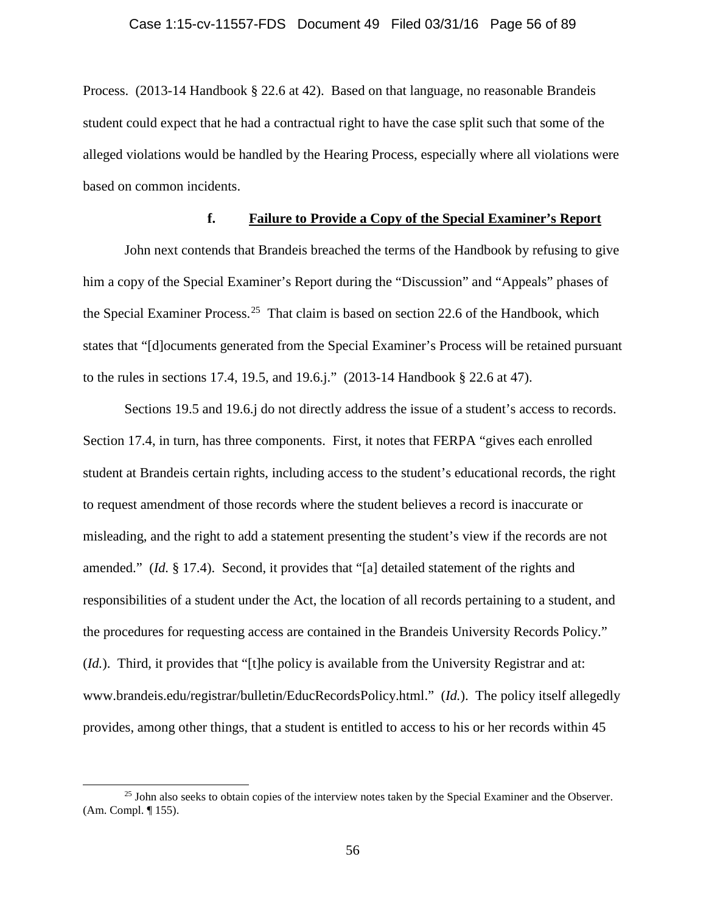Process. (2013-14 Handbook § 22.6 at 42). Based on that language, no reasonable Brandeis student could expect that he had a contractual right to have the case split such that some of the alleged violations would be handled by the Hearing Process, especially where all violations were based on common incidents.

#### f. **Failure to Provide a Copy of the Special Examiner's Report**

John next contends that Brandeis breached the terms of the Handbook by refusing to give him a copy of the Special Examiner's Report during the "Discussion" and "Appeals" phases of the Special Examiner Process.[25] That claim is based on section 22.6 of the Handbook, which states that "[d]ocuments generated from the Special Examiner's Process will be retained pursuant to the rules in sections 17.4, 19.5, and 19.6.j." (2013-14 Handbook § 22.6 at 47).

Sections 19.5 and 19.6.j do not directly address the issue of a student's access to records. Section 17.4, in turn, has three components. First, it notes that FERPA "gives each enrolled student at Brandeis certain rights, including access to the student's educational records, the right to request amendment of those records where the student believes a record is inaccurate or misleading, and the right to add a statement presenting the student's view if the records are not amended." (*Id.* § 17.4). Second, it provides that "[a] detailed statement of the rights and responsibilities of a student under the Act, the location of all records pertaining to a student, and the procedures for requesting access are contained in the Brandeis University Records Policy." (*Id.*). Third, it provides that "[t]he policy is available from the University Registrar and at: www.brandeis.edu/registrar/bulletin/EducRecordsPolicy.html." (*Id.*). The policy itself allegedly provides, among other things, that a student is entitled to access to his or her records within 45

[25] John also seeks to obtain copies of the interview notes taken by the Special Examiner and the Observer. (Am. Compl. ¶ 155).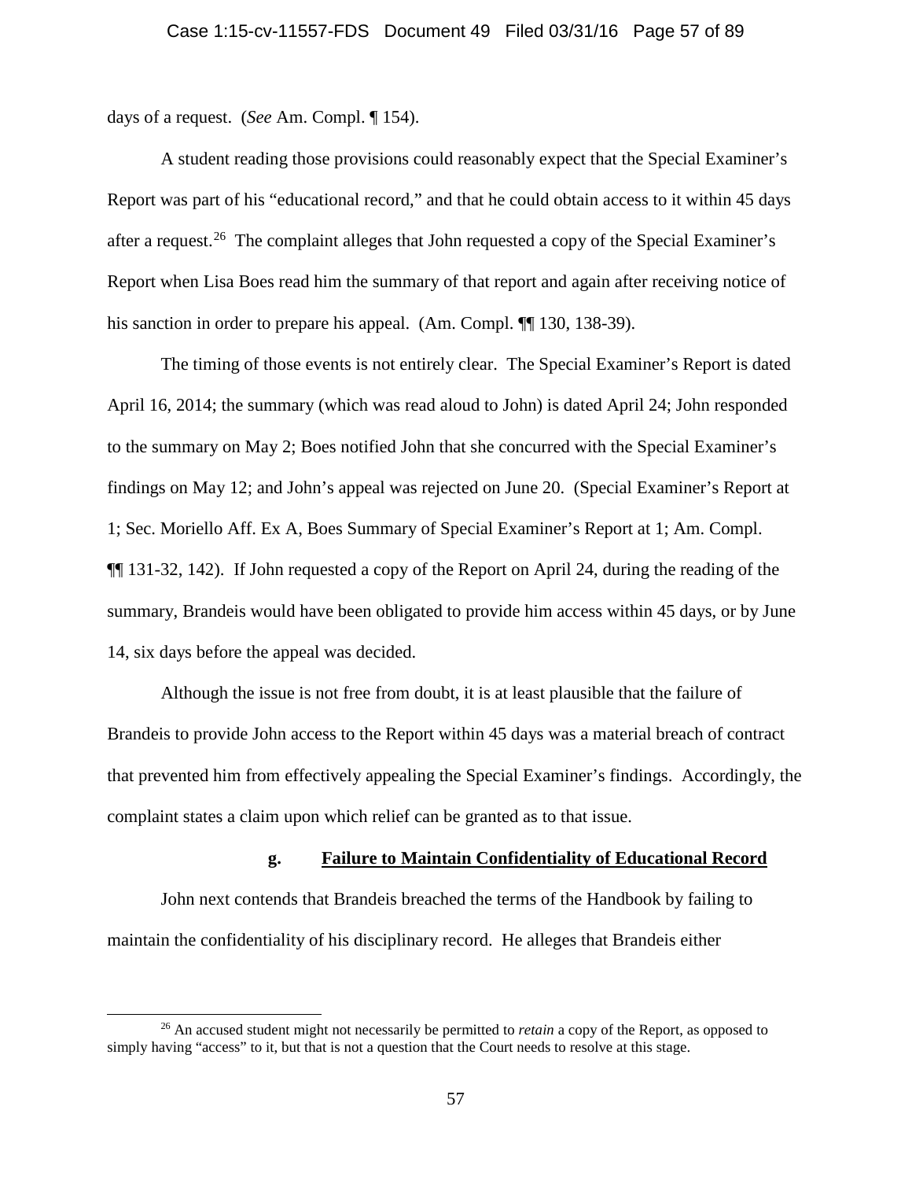days of a request. (*See* Am. Compl. ¶ 154).

A student reading those provisions could reasonably expect that the Special Examiner's Report was part of his "educational record," and that he could obtain access to it within 45 days after a request.[26] The complaint alleges that John requested a copy of the Special Examiner's Report when Lisa Boes read him the summary of that report and again after receiving notice of his sanction in order to prepare his appeal. (Am. Compl. ¶¶ 130, 138-39).

The timing of those events is not entirely clear. The Special Examiner's Report is dated April 16, 2014; the summary (which was read aloud to John) is dated April 24; John responded to the summary on May 2; Boes notified John that she concurred with the Special Examiner's findings on May 12; and John's appeal was rejected on June 20. (Special Examiner's Report at 1; Sec. Moriello Aff. Ex A, Boes Summary of Special Examiner's Report at 1; Am. Compl. ¶¶ 131-32, 142). If John requested a copy of the Report on April 24, during the reading of the summary, Brandeis would have been obligated to provide him access within 45 days, or by June 14, six days before the appeal was decided.

Although the issue is not free from doubt, it is at least plausible that the failure of Brandeis to provide John access to the Report within 45 days was a material breach of contract that prevented him from effectively appealing the Special Examiner's findings. Accordingly, the complaint states a claim upon which relief can be granted as to that issue.

#### g. Failure to Maintain Confidentiality of Educational Record

John next contends that Brandeis breached the terms of the Handbook by failing to maintain the confidentiality of his disciplinary record. He alleges that Brandeis either

[26] An accused student might not necessarily be permitted to *retain* a copy of the Report, as opposed to simply having "access" to it, but that is not a question that the Court needs to resolve at this stage.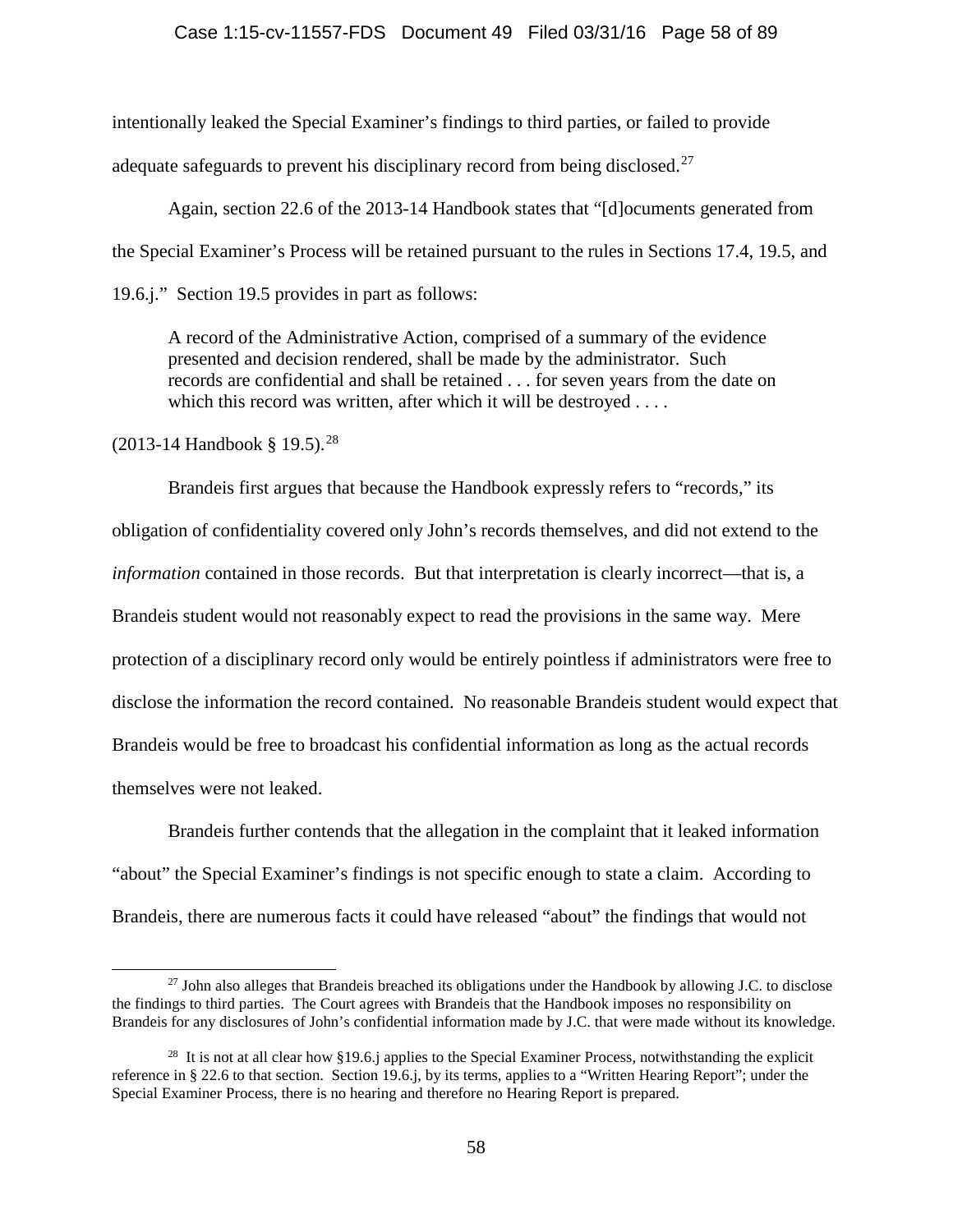intentionally leaked the Special Examiner's findings to third parties, or failed to provide adequate safeguards to prevent his disciplinary record from being disclosed.[27]

Again, section 22.6 of the 2013-14 Handbook states that "[d]ocuments generated from the Special Examiner's Process will be retained pursuant to the rules in Sections 17.4, 19.5, and 19.6.j." Section 19.5 provides in part as follows:

> A record of the Administrative Action, comprised of a summary of the evidence presented and decision rendered, shall be made by the administrator. Such records are confidential and shall be retained . . . for seven years from the date on which this record was written, after which it will be destroyed . . . .

(2013-14 Handbook § 19.5).[28]

Brandeis first argues that because the Handbook expressly refers to "records," its obligation of confidentiality covered only John's records themselves, and did not extend to the *information* contained in those records. But that interpretation is clearly incorrect—that is, a Brandeis student would not reasonably expect to read the provisions in the same way. Mere protection of a disciplinary record only would be entirely pointless if administrators were free to disclose the information the record contained. No reasonable Brandeis student would expect that Brandeis would be free to broadcast his confidential information as long as the actual records themselves were not leaked.

Brandeis further contends that the allegation in the complaint that it leaked information "about" the Special Examiner's findings is not specific enough to state a claim. According to Brandeis, there are numerous facts it could have released "about" the findings that would not

---

[27] John also alleges that Brandeis breached its obligations under the Handbook by allowing J.C. to disclose the findings to third parties. The Court agrees with Brandeis that the Handbook imposes no responsibility on Brandeis for any disclosures of John's confidential information made by J.C. that were made without its knowledge.

[28] It is not at all clear how §19.6.j applies to the Special Examiner Process, notwithstanding the explicit reference in § 22.6 to that section. Section 19.6.j, by its terms, applies to a "Written Hearing Report"; under the Special Examiner Process, there is no hearing and therefore no Hearing Report is prepared.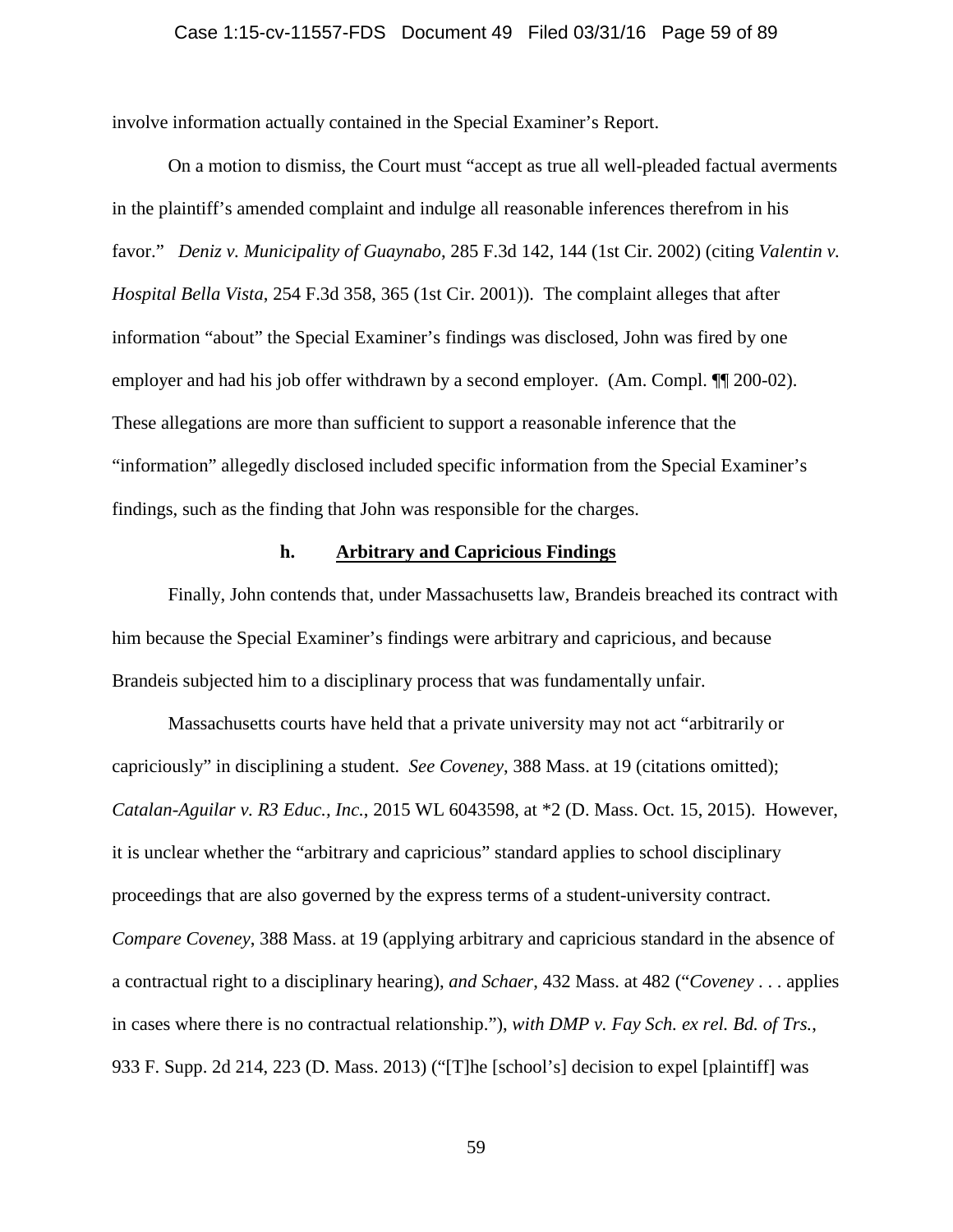involve information actually contained in the Special Examiner's Report.

On a motion to dismiss, the Court must "accept as true all well-pleaded factual averments in the plaintiff's amended complaint and indulge all reasonable inferences therefrom in his favor." *Deniz v. Municipality of Guaynabo*, 285 F.3d 142, 144 (1st Cir. 2002) (citing *Valentin v. Hospital Bella Vista*, 254 F.3d 358, 365 (1st Cir. 2001)). The complaint alleges that after information "about" the Special Examiner's findings was disclosed, John was fired by one employer and had his job offer withdrawn by a second employer. (Am. Compl. ¶¶ 200-02). These allegations are more than sufficient to support a reasonable inference that the "information" allegedly disclosed included specific information from the Special Examiner's findings, such as the finding that John was responsible for the charges.

#### h. Arbitrary and Capricious Findings

Finally, John contends that, under Massachusetts law, Brandeis breached its contract with him because the Special Examiner's findings were arbitrary and capricious, and because Brandeis subjected him to a disciplinary process that was fundamentally unfair.

Massachusetts courts have held that a private university may not act "arbitrarily or capriciously" in disciplining a student. *See Coveney*, 388 Mass. at 19 (citations omitted); *Catalan-Aguilar v. R3 Educ., Inc.*, 2015 WL 6043598, at *2 (D. Mass. Oct. 15, 2015). However, it is unclear whether the "arbitrary and capricious" standard applies to school disciplinary proceedings that are also governed by the express terms of a student-university contract. *Compare Coveney*, 388 Mass. at 19 (applying arbitrary and capricious standard in the absence of a contractual right to a disciplinary hearing), *and Schaer*, 432 Mass. at 482 ("*Coveney* . . . applies in cases where there is no contractual relationship."), *with DMP v. Fay Sch. ex rel. Bd. of Trs.*, 933 F. Supp. 2d 214, 223 (D. Mass. 2013) ("[T]he [school's] decision to expel [plaintiff] was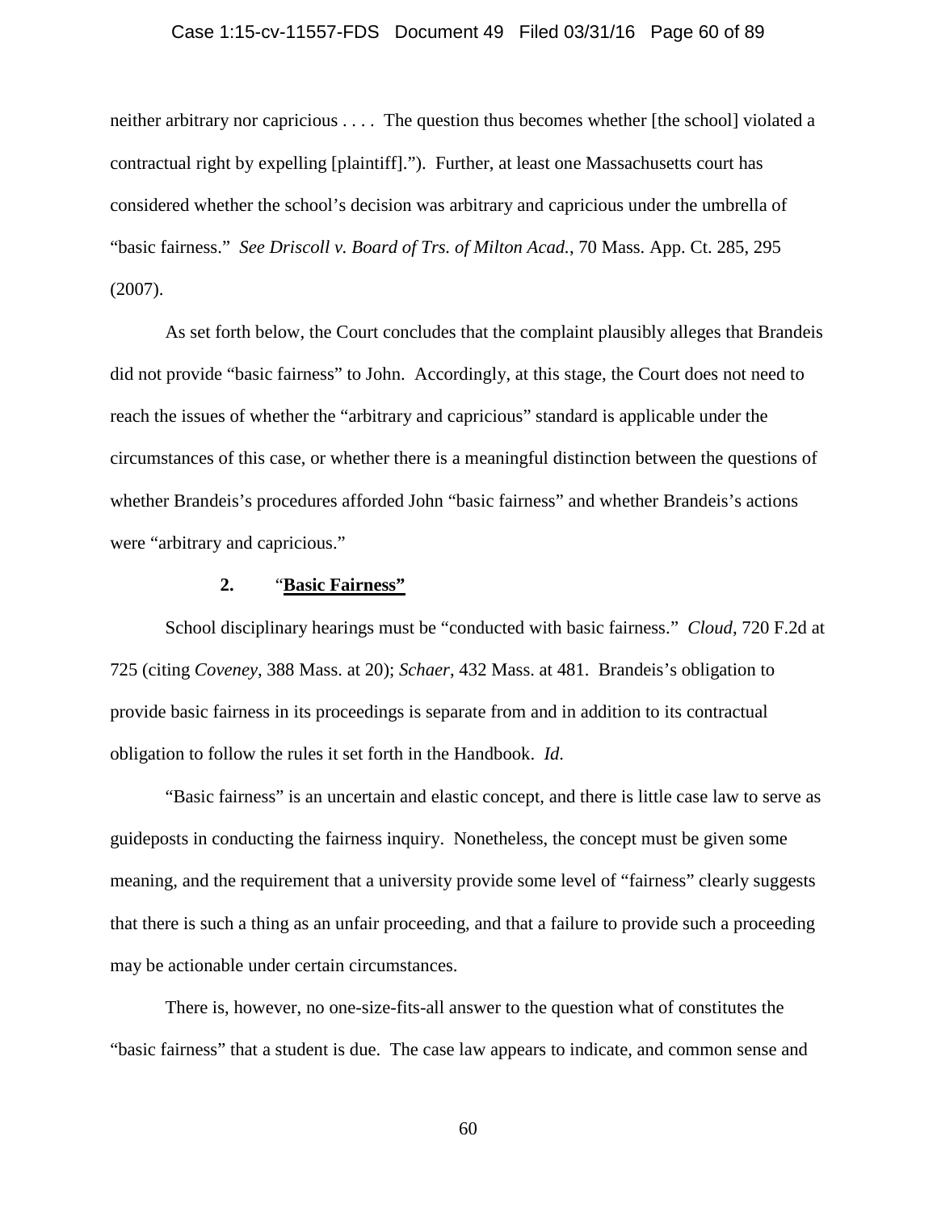neither arbitrary nor capricious . . . . The question thus becomes whether [the school] violated a contractual right by expelling [plaintiff]."). Further, at least one Massachusetts court has considered whether the school's decision was arbitrary and capricious under the umbrella of "basic fairness." *See Driscoll v. Board of Trs. of Milton Acad.*, 70 Mass. App. Ct. 285, 295 (2007).

As set forth below, the Court concludes that the complaint plausibly alleges that Brandeis did not provide "basic fairness" to John. Accordingly, at this stage, the Court does not need to reach the issues of whether the "arbitrary and capricious" standard is applicable under the circumstances of this case, or whether there is a meaningful distinction between the questions of whether Brandeis's procedures afforded John "basic fairness" and whether Brandeis's actions were "arbitrary and capricious."

### 2. "**Basic Fairness"**

School disciplinary hearings must be "conducted with basic fairness." *Cloud*, 720 F.2d at 725 (citing *Coveney*, 388 Mass. at 20); *Schaer*, 432 Mass. at 481. Brandeis's obligation to provide basic fairness in its proceedings is separate from and in addition to its contractual obligation to follow the rules it set forth in the Handbook. *Id*.

"Basic fairness" is an uncertain and elastic concept, and there is little case law to serve as guideposts in conducting the fairness inquiry. Nonetheless, the concept must be given some meaning, and the requirement that a university provide some level of "fairness" clearly suggests that there is such a thing as an unfair proceeding, and that a failure to provide such a proceeding may be actionable under certain circumstances.

There is, however, no one-size-fits-all answer to the question what of constitutes the "basic fairness" that a student is due. The case law appears to indicate, and common sense and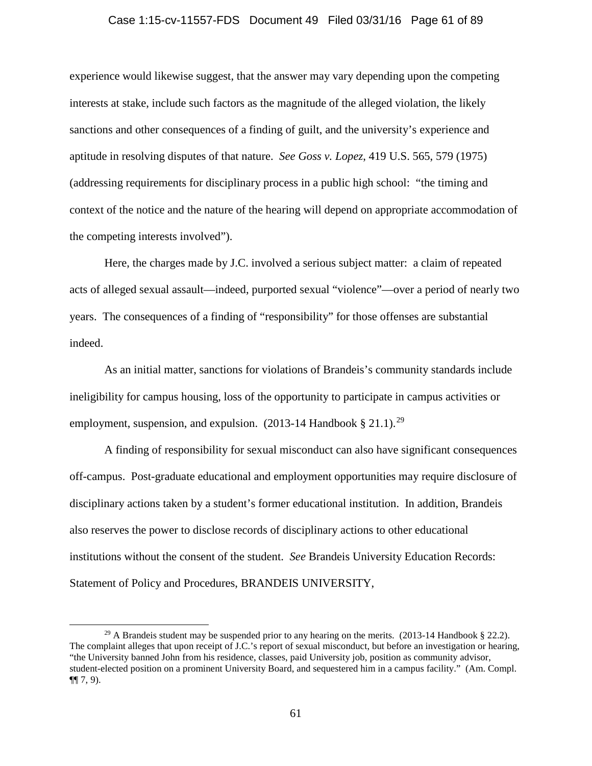experience would likewise suggest, that the answer may vary depending upon the competing interests at stake, include such factors as the magnitude of the alleged violation, the likely sanctions and other consequences of a finding of guilt, and the university's experience and aptitude in resolving disputes of that nature. *See Goss v. Lopez*, 419 U.S. 565, 579 (1975) (addressing requirements for disciplinary process in a public high school: "the timing and context of the notice and the nature of the hearing will depend on appropriate accommodation of the competing interests involved").

Here, the charges made by J.C. involved a serious subject matter: a claim of repeated acts of alleged sexual assault—indeed, purported sexual "violence"—over a period of nearly two years. The consequences of a finding of "responsibility" for those offenses are substantial indeed.

As an initial matter, sanctions for violations of Brandeis's community standards include ineligibility for campus housing, loss of the opportunity to participate in campus activities or employment, suspension, and expulsion. (2013-14 Handbook § 21.1).[29]

A finding of responsibility for sexual misconduct can also have significant consequences off-campus. Post-graduate educational and employment opportunities may require disclosure of disciplinary actions taken by a student's former educational institution. In addition, Brandeis also reserves the power to disclose records of disciplinary actions to other educational institutions without the consent of the student. *See* Brandeis University Education Records: Statement of Policy and Procedures, BRANDEIS UNIVERSITY,

---

[29] A Brandeis student may be suspended prior to any hearing on the merits. (2013-14 Handbook § 22.2). The complaint alleges that upon receipt of J.C.'s report of sexual misconduct, but before an investigation or hearing, "the University banned John from his residence, classes, paid University job, position as community advisor, student-elected position on a prominent University Board, and sequestered him in a campus facility." (Am. Compl. ¶¶ 7, 9).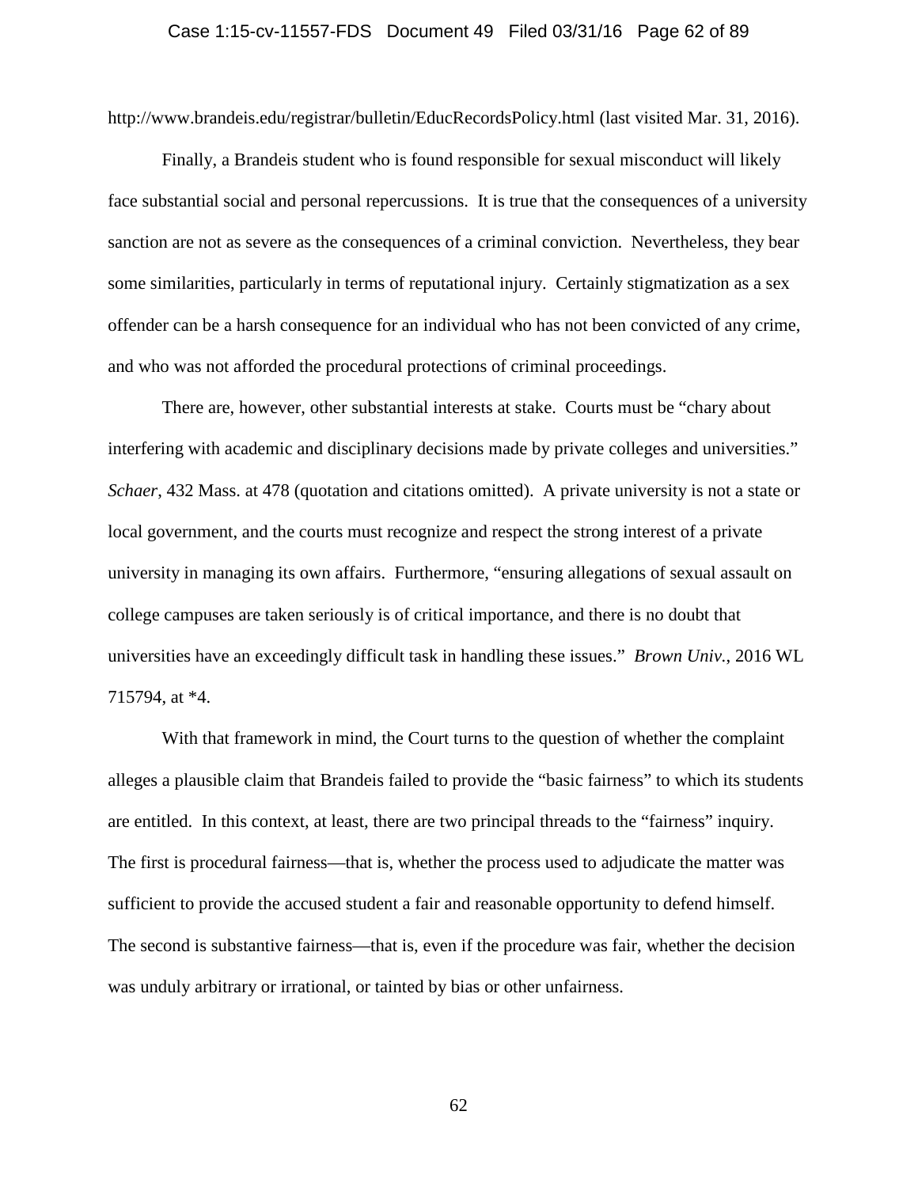http://www.brandeis.edu/registrar/bulletin/EducRecordsPolicy.html (last visited Mar. 31, 2016).

Finally, a Brandeis student who is found responsible for sexual misconduct will likely face substantial social and personal repercussions. It is true that the consequences of a university sanction are not as severe as the consequences of a criminal conviction. Nevertheless, they bear some similarities, particularly in terms of reputational injury. Certainly stigmatization as a sex offender can be a harsh consequence for an individual who has not been convicted of any crime, and who was not afforded the procedural protections of criminal proceedings.

There are, however, other substantial interests at stake. Courts must be "chary about interfering with academic and disciplinary decisions made by private colleges and universities." *Schaer*, 432 Mass. at 478 (quotation and citations omitted). A private university is not a state or local government, and the courts must recognize and respect the strong interest of a private university in managing its own affairs. Furthermore, "ensuring allegations of sexual assault on college campuses are taken seriously is of critical importance, and there is no doubt that universities have an exceedingly difficult task in handling these issues." *Brown Univ.*, 2016 WL 715794, at *4.

With that framework in mind, the Court turns to the question of whether the complaint alleges a plausible claim that Brandeis failed to provide the "basic fairness" to which its students are entitled. In this context, at least, there are two principal threads to the "fairness" inquiry. The first is procedural fairness—that is, whether the process used to adjudicate the matter was sufficient to provide the accused student a fair and reasonable opportunity to defend himself. The second is substantive fairness—that is, even if the procedure was fair, whether the decision was unduly arbitrary or irrational, or tainted by bias or other unfairness.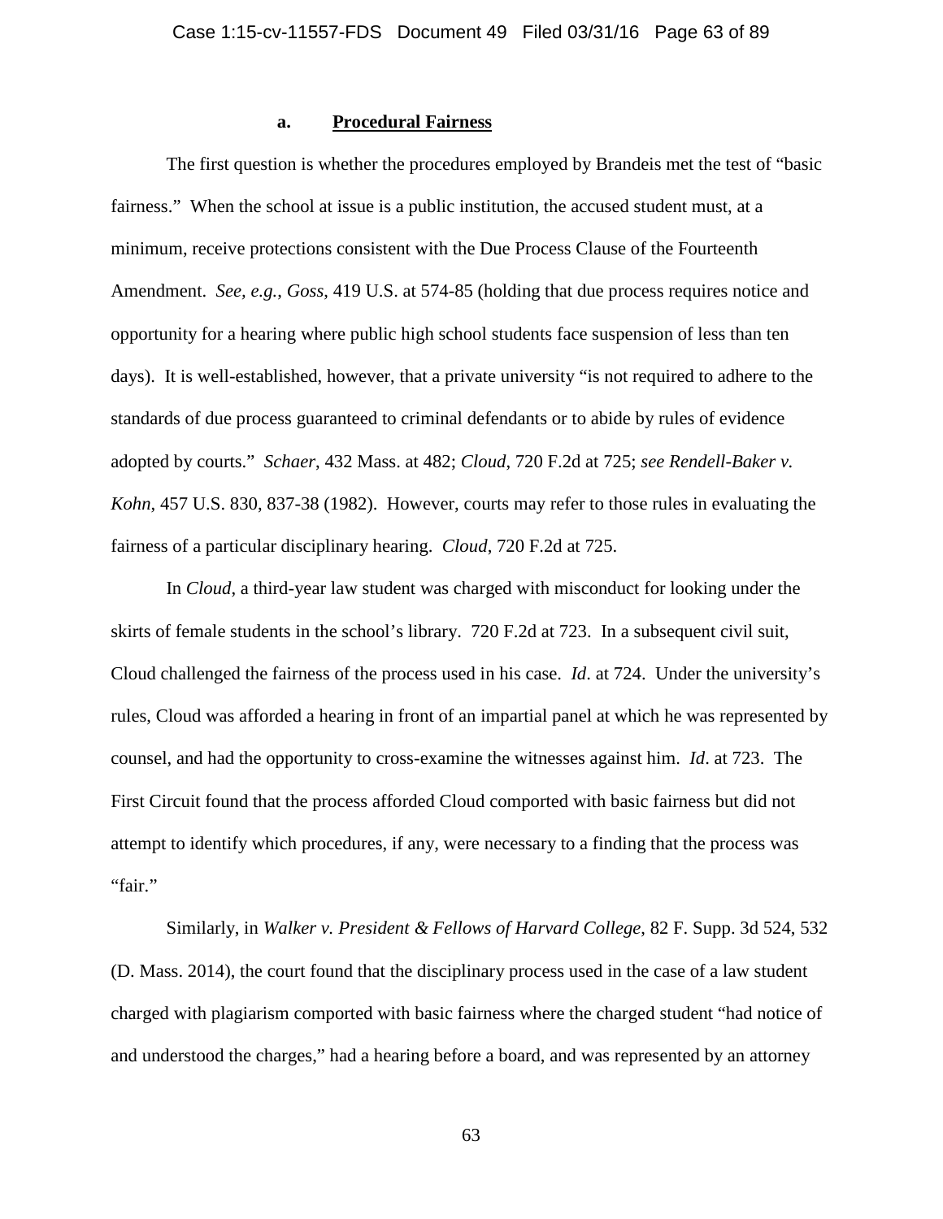#### a. **Procedural Fairness**

The first question is whether the procedures employed by Brandeis met the test of "basic fairness." When the school at issue is a public institution, the accused student must, at a minimum, receive protections consistent with the Due Process Clause of the Fourteenth Amendment. *See, e.g.*, *Goss*, 419 U.S. at 574-85 (holding that due process requires notice and opportunity for a hearing where public high school students face suspension of less than ten days). It is well-established, however, that a private university "is not required to adhere to the standards of due process guaranteed to criminal defendants or to abide by rules of evidence adopted by courts." *Schaer*, 432 Mass. at 482; *Cloud*, 720 F.2d at 725; *see Rendell-Baker v. Kohn*, 457 U.S. 830, 837-38 (1982). However, courts may refer to those rules in evaluating the fairness of a particular disciplinary hearing. *Cloud*, 720 F.2d at 725.

In *Cloud*, a third-year law student was charged with misconduct for looking under the skirts of female students in the school's library. 720 F.2d at 723. In a subsequent civil suit, Cloud challenged the fairness of the process used in his case. *Id*. at 724. Under the university's rules, Cloud was afforded a hearing in front of an impartial panel at which he was represented by counsel, and had the opportunity to cross-examine the witnesses against him. *Id*. at 723. The First Circuit found that the process afforded Cloud comported with basic fairness but did not attempt to identify which procedures, if any, were necessary to a finding that the process was "fair."

Similarly, in *Walker v. President & Fellows of Harvard College*, 82 F. Supp. 3d 524, 532 (D. Mass. 2014), the court found that the disciplinary process used in the case of a law student charged with plagiarism comported with basic fairness where the charged student "had notice of and understood the charges," had a hearing before a board, and was represented by an attorney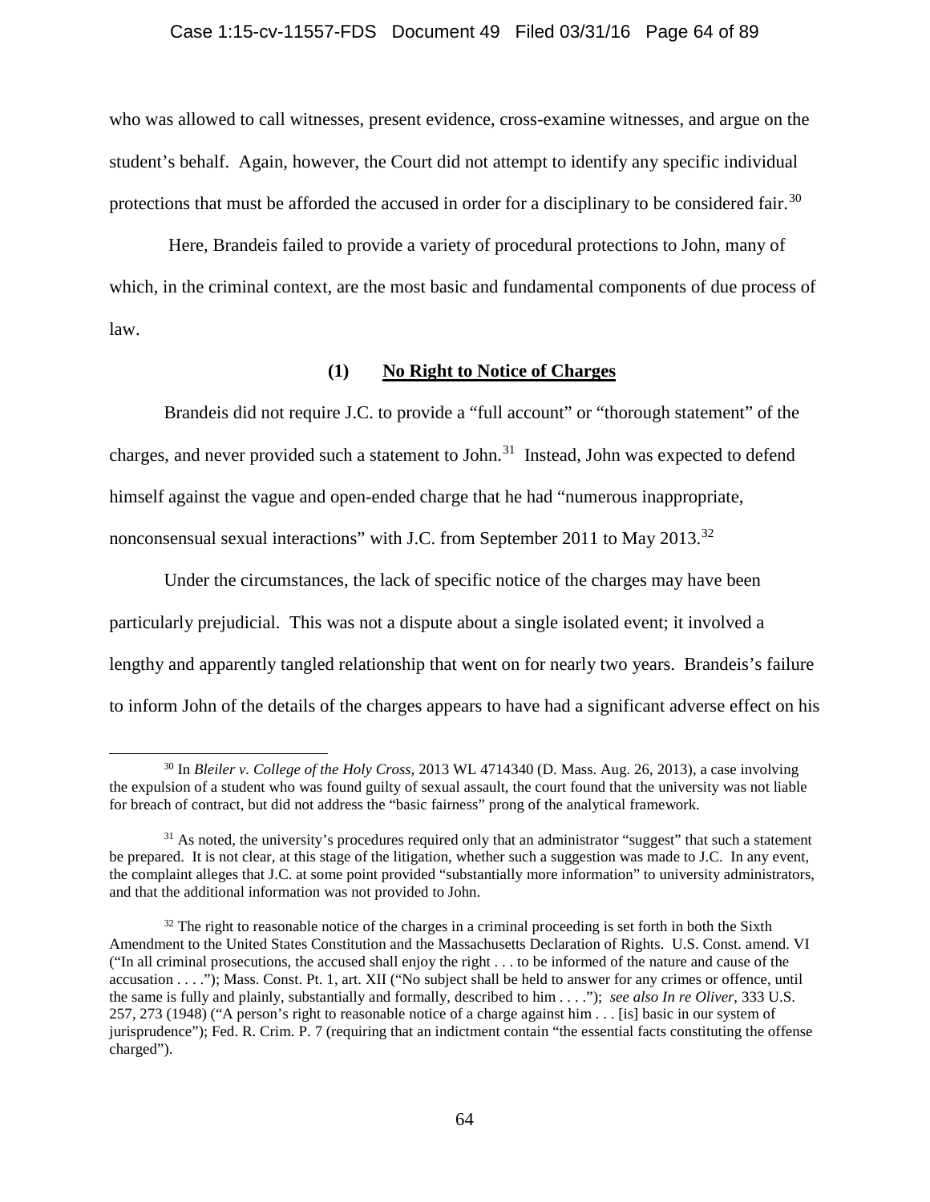who was allowed to call witnesses, present evidence, cross-examine witnesses, and argue on the student's behalf. Again, however, the Court did not attempt to identify any specific individual protections that must be afforded the accused in order for a disciplinary to be considered fair.[30]

Here, Brandeis failed to provide a variety of procedural protections to John, many of which, in the criminal context, are the most basic and fundamental components of due process of law.

### (1) **No Right to Notice of Charges**

Brandeis did not require J.C. to provide a "full account" or "thorough statement" of the charges, and never provided such a statement to John.[31] Instead, John was expected to defend himself against the vague and open-ended charge that he had "numerous inappropriate, nonconsensual sexual interactions" with J.C. from September 2011 to May 2013.[32]

Under the circumstances, the lack of specific notice of the charges may have been particularly prejudicial. This was not a dispute about a single isolated event; it involved a lengthy and apparently tangled relationship that went on for nearly two years. Brandeis's failure to inform John of the details of the charges appears to have had a significant adverse effect on his

---

[30] In *Bleiler v. College of the Holy Cross*, 2013 WL 4714340 (D. Mass. Aug. 26, 2013), a case involving the expulsion of a student who was found guilty of sexual assault, the court found that the university was not liable for breach of contract, but did not address the "basic fairness" prong of the analytical framework.

[31] As noted, the university's procedures required only that an administrator "suggest" that such a statement be prepared. It is not clear, at this stage of the litigation, whether such a suggestion was made to J.C. In any event, the complaint alleges that J.C. at some point provided "substantially more information" to university administrators, and that the additional information was not provided to John.

[32] The right to reasonable notice of the charges in a criminal proceeding is set forth in both the Sixth Amendment to the United States Constitution and the Massachusetts Declaration of Rights. U.S. Const. amend. VI ("In all criminal prosecutions, the accused shall enjoy the right . . . to be informed of the nature and cause of the accusation . . . ."); Mass. Const. Pt. 1, art. XII ("No subject shall be held to answer for any crimes or offence, until the same is fully and plainly, substantially and formally, described to him . . . ."); *see also In re Oliver*, 333 U.S. 257, 273 (1948) ("A person's right to reasonable notice of a charge against him . . . [is] basic in our system of jurisprudence"); Fed. R. Crim. P. 7 (requiring that an indictment contain "the essential facts constituting the offense charged").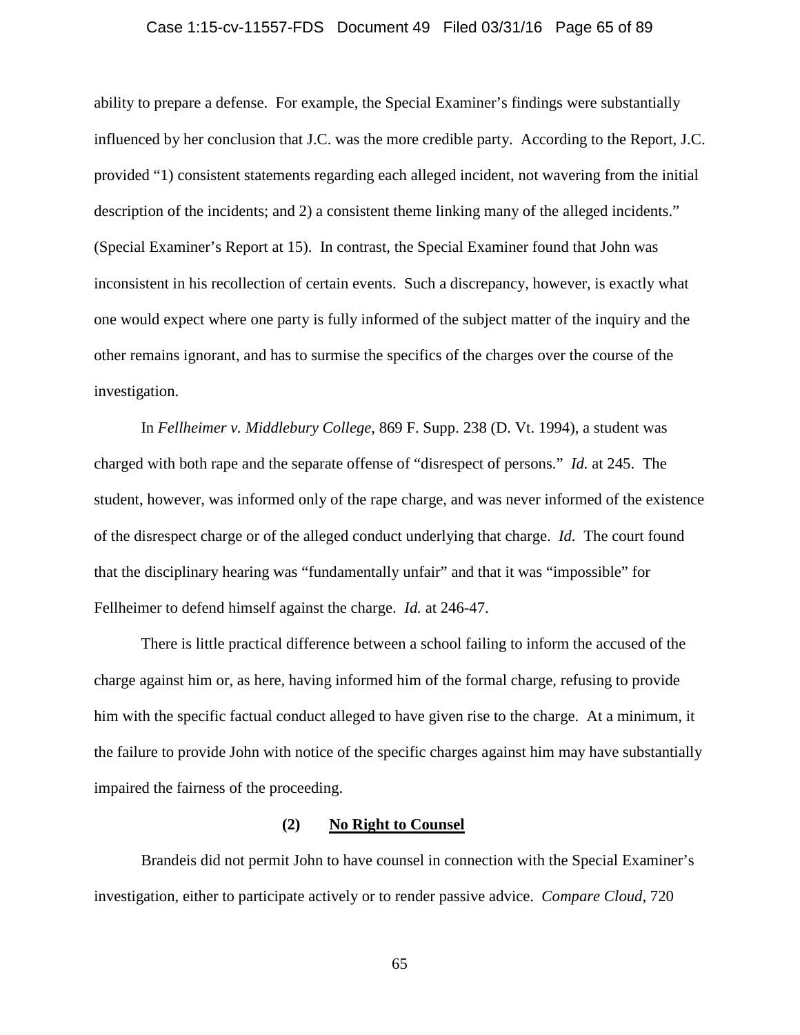ability to prepare a defense. For example, the Special Examiner's findings were substantially influenced by her conclusion that J.C. was the more credible party. According to the Report, J.C. provided "1) consistent statements regarding each alleged incident, not wavering from the initial description of the incidents; and 2) a consistent theme linking many of the alleged incidents." (Special Examiner's Report at 15). In contrast, the Special Examiner found that John was inconsistent in his recollection of certain events. Such a discrepancy, however, is exactly what one would expect where one party is fully informed of the subject matter of the inquiry and the other remains ignorant, and has to surmise the specifics of the charges over the course of the investigation.

In *Fellheimer v. Middlebury College*, 869 F. Supp. 238 (D. Vt. 1994), a student was charged with both rape and the separate offense of "disrespect of persons." *Id.* at 245. The student, however, was informed only of the rape charge, and was never informed of the existence of the disrespect charge or of the alleged conduct underlying that charge. *Id.* The court found that the disciplinary hearing was "fundamentally unfair" and that it was "impossible" for Fellheimer to defend himself against the charge. *Id.* at 246-47.

There is little practical difference between a school failing to inform the accused of the charge against him or, as here, having informed him of the formal charge, refusing to provide him with the specific factual conduct alleged to have given rise to the charge. At a minimum, it the failure to provide John with notice of the specific charges against him may have substantially impaired the fairness of the proceeding.

**(2) No Right to Counsel**

Brandeis did not permit John to have counsel in connection with the Special Examiner's investigation, either to participate actively or to render passive advice. *Compare Cloud*, 720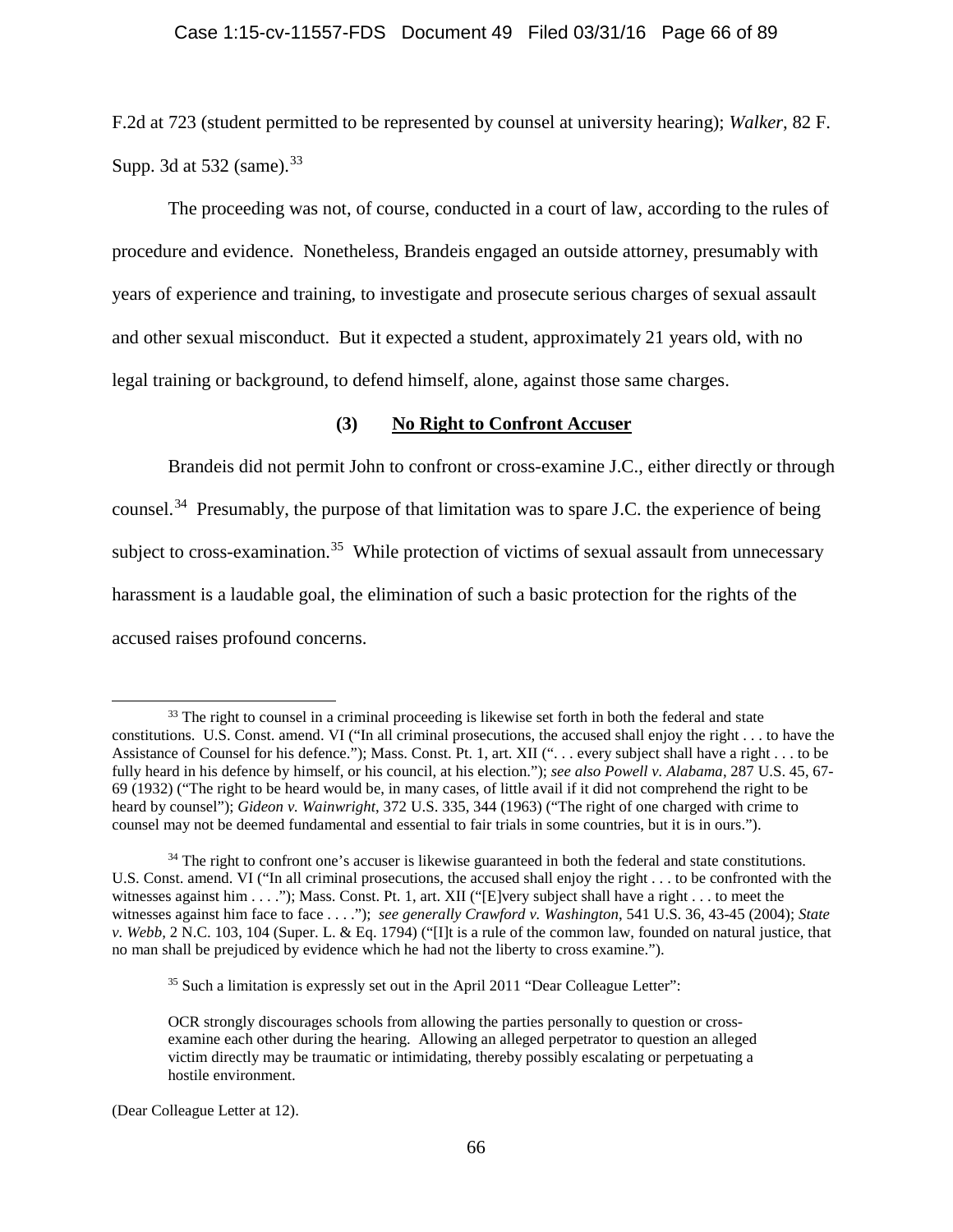F.2d at 723 (student permitted to be represented by counsel at university hearing); *Walker*, 82 F. Supp. 3d at 532 (same).[33]

The proceeding was not, of course, conducted in a court of law, according to the rules of procedure and evidence. Nonetheless, Brandeis engaged an outside attorney, presumably with years of experience and training, to investigate and prosecute serious charges of sexual assault and other sexual misconduct. But it expected a student, approximately 21 years old, with no legal training or background, to defend himself, alone, against those same charges.

### (3) <u>No Right to Confront Accuser</u>

Brandeis did not permit John to confront or cross-examine J.C., either directly or through counsel.[34] Presumably, the purpose of that limitation was to spare J.C. the experience of being subject to cross-examination.[35] While protection of victims of sexual assault from unnecessary harassment is a laudable goal, the elimination of such a basic protection for the rights of the accused raises profound concerns.

---

[33] The right to counsel in a criminal proceeding is likewise set forth in both the federal and state constitutions. U.S. Const. amend. VI ("In all criminal prosecutions, the accused shall enjoy the right . . . to have the Assistance of Counsel for his defence."); Mass. Const. Pt. 1, art. XII (". . . every subject shall have a right . . . to be fully heard in his defence by himself, or his council, at his election."); *see also Powell v. Alabama*, 287 U.S. 45, 67-69 (1932) ("The right to be heard would be, in many cases, of little avail if it did not comprehend the right to be heard by counsel"); *Gideon v. Wainwright*, 372 U.S. 335, 344 (1963) ("The right of one charged with crime to counsel may not be deemed fundamental and essential to fair trials in some countries, but it is in ours.").

[34] The right to confront one's accuser is likewise guaranteed in both the federal and state constitutions. U.S. Const. amend. VI ("In all criminal prosecutions, the accused shall enjoy the right . . . to be confronted with the witnesses against him . . . ."); Mass. Const. Pt. 1, art. XII ("[E]very subject shall have a right . . . to meet the witnesses against him face to face . . . ."); *see generally Crawford v. Washington*, 541 U.S. 36, 43-45 (2004); *State v. Webb*, 2 N.C. 103, 104 (Super. L. & Eq. 1794) ("[I]t is a rule of the common law, founded on natural justice, that no man shall be prejudiced by evidence which he had not the liberty to cross examine.").

[35] Such a limitation is expressly set out in the April 2011 "Dear Colleague Letter":

> OCR strongly discourages schools from allowing the parties personally to question or cross-examine each other during the hearing. Allowing an alleged perpetrator to question an alleged victim directly may be traumatic or intimidating, thereby possibly escalating or perpetuating a hostile environment.

(Dear Colleague Letter at 12).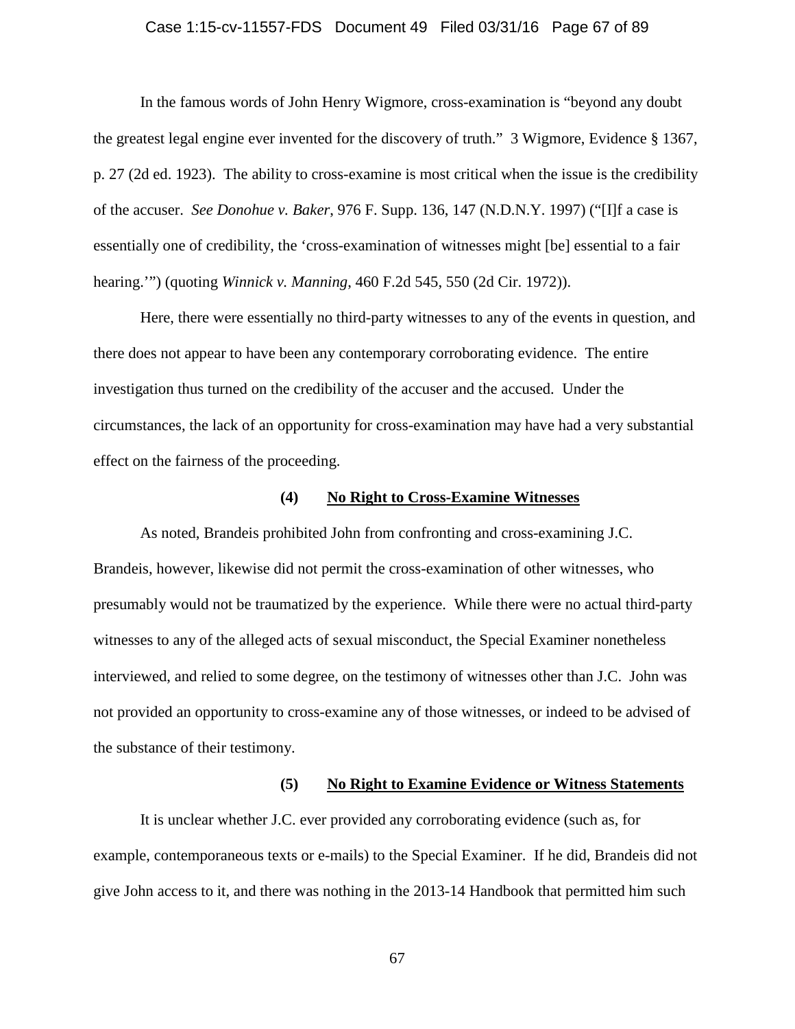In the famous words of John Henry Wigmore, cross-examination is "beyond any doubt the greatest legal engine ever invented for the discovery of truth." 3 Wigmore, Evidence § 1367, p. 27 (2d ed. 1923). The ability to cross-examine is most critical when the issue is the credibility of the accuser. *See Donohue v. Baker*, 976 F. Supp. 136, 147 (N.D.N.Y. 1997) ("[I]f a case is essentially one of credibility, the 'cross-examination of witnesses might [be] essential to a fair hearing.'") (quoting *Winnick v. Manning*, 460 F.2d 545, 550 (2d Cir. 1972)).

Here, there were essentially no third-party witnesses to any of the events in question, and there does not appear to have been any contemporary corroborating evidence. The entire investigation thus turned on the credibility of the accuser and the accused. Under the circumstances, the lack of an opportunity for cross-examination may have had a very substantial effect on the fairness of the proceeding.

**(4) <u>No Right to Cross-Examine Witnesses</u>**

As noted, Brandeis prohibited John from confronting and cross-examining J.C. Brandeis, however, likewise did not permit the cross-examination of other witnesses, who presumably would not be traumatized by the experience. While there were no actual third-party witnesses to any of the alleged acts of sexual misconduct, the Special Examiner nonetheless interviewed, and relied to some degree, on the testimony of witnesses other than J.C. John was not provided an opportunity to cross-examine any of those witnesses, or indeed to be advised of the substance of their testimony.

**(5) <u>No Right to Examine Evidence or Witness Statements</u>**

It is unclear whether J.C. ever provided any corroborating evidence (such as, for example, contemporaneous texts or e-mails) to the Special Examiner. If he did, Brandeis did not give John access to it, and there was nothing in the 2013-14 Handbook that permitted him such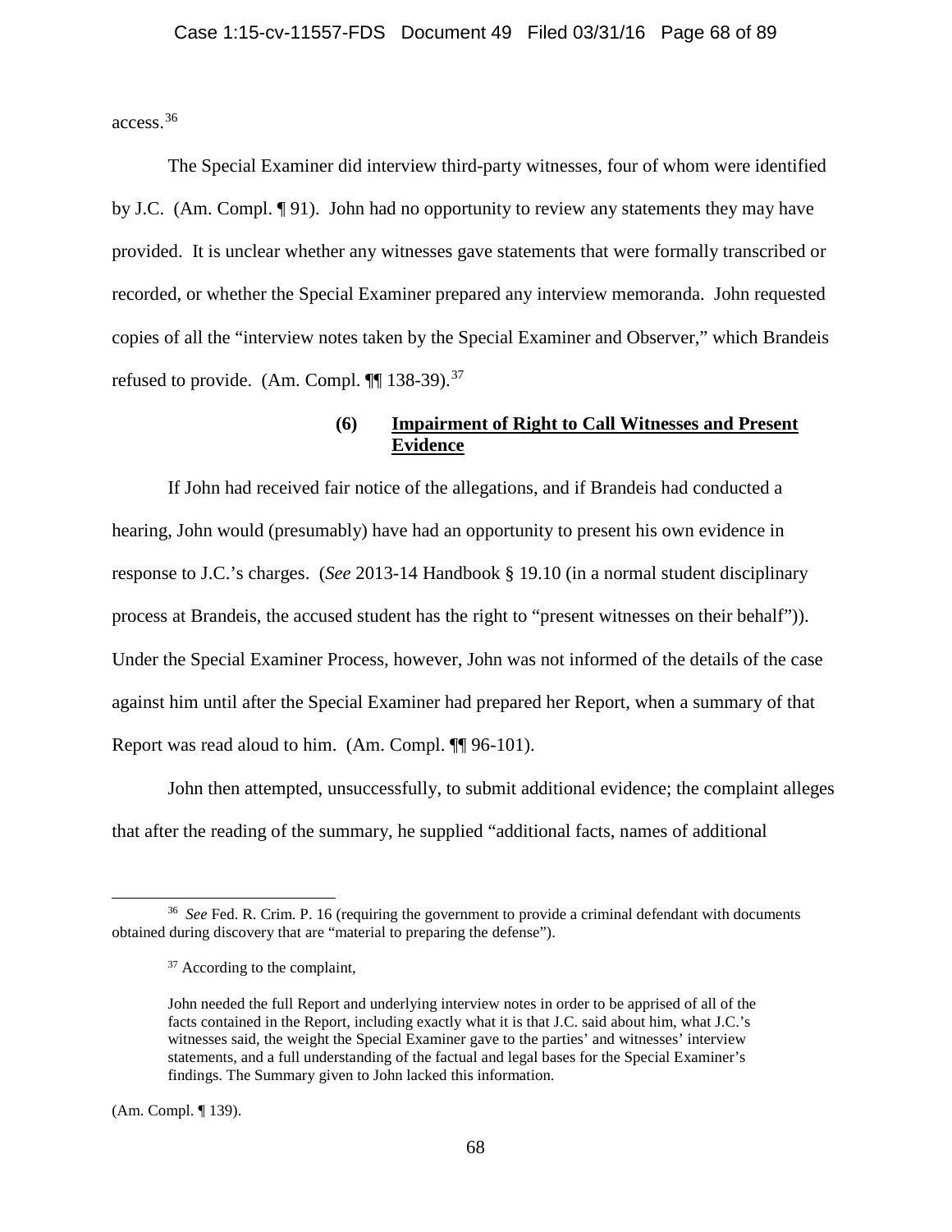access.[36]

The Special Examiner did interview third-party witnesses, four of whom were identified by J.C. (Am. Compl. ¶ 91). John had no opportunity to review any statements they may have provided. It is unclear whether any witnesses gave statements that were formally transcribed or recorded, or whether the Special Examiner prepared any interview memoranda. John requested copies of all the "interview notes taken by the Special Examiner and Observer," which Brandeis refused to provide. (Am. Compl. ¶¶ 138-39).[37]

**(6) Impairment of Right to Call Witnesses and Present Evidence**

If John had received fair notice of the allegations, and if Brandeis had conducted a hearing, John would (presumably) have had an opportunity to present his own evidence in response to J.C.'s charges. (*See* 2013-14 Handbook § 19.10 (in a normal student disciplinary process at Brandeis, the accused student has the right to "present witnesses on their behalf")). Under the Special Examiner Process, however, John was not informed of the details of the case against him until after the Special Examiner had prepared her Report, when a summary of that Report was read aloud to him. (Am. Compl. ¶¶ 96-101).

John then attempted, unsuccessfully, to submit additional evidence; the complaint alleges that after the reading of the summary, he supplied "additional facts, names of additional

---

[36] *See* Fed. R. Crim. P. 16 (requiring the government to provide a criminal defendant with documents obtained during discovery that are "material to preparing the defense").

[37] According to the complaint,

> John needed the full Report and underlying interview notes in order to be apprised of all of the facts contained in the Report, including exactly what it is that J.C. said about him, what J.C.'s witnesses said, the weight the Special Examiner gave to the parties' and witnesses' interview statements, and a full understanding of the factual and legal bases for the Special Examiner's findings. The Summary given to John lacked this information.

(Am. Compl. ¶ 139).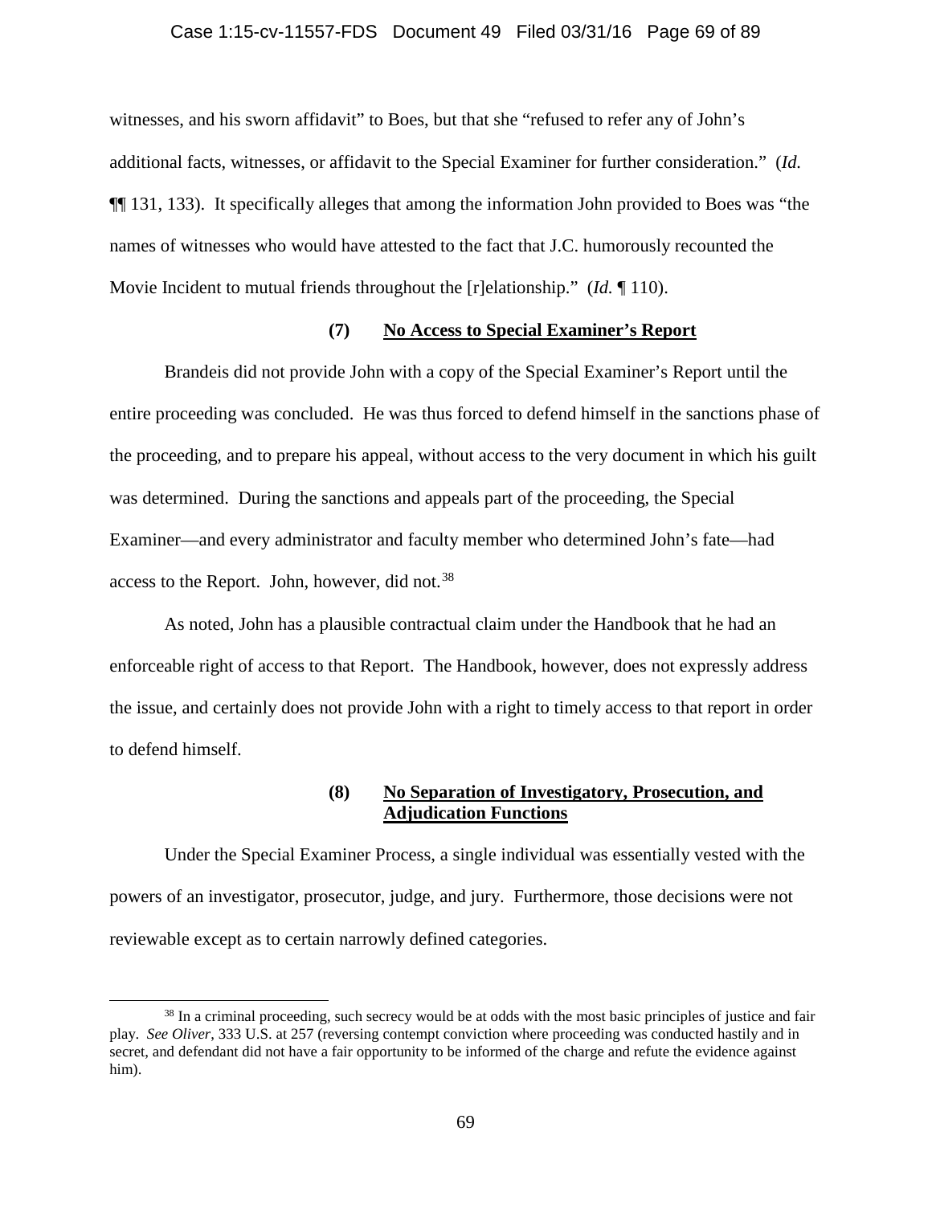witnesses, and his sworn affidavit" to Boes, but that she "refused to refer any of John's additional facts, witnesses, or affidavit to the Special Examiner for further consideration." (*Id.* ¶¶ 131, 133). It specifically alleges that among the information John provided to Boes was "the names of witnesses who would have attested to the fact that J.C. humorously recounted the Movie Incident to mutual friends throughout the [r]elationship." (*Id.* ¶ 110).

#### (7) <u>No Access to Special Examiner's Report</u>

Brandeis did not provide John with a copy of the Special Examiner's Report until the entire proceeding was concluded. He was thus forced to defend himself in the sanctions phase of the proceeding, and to prepare his appeal, without access to the very document in which his guilt was determined. During the sanctions and appeals part of the proceeding, the Special Examiner—and every administrator and faculty member who determined John's fate—had access to the Report. John, however, did not.[38]

As noted, John has a plausible contractual claim under the Handbook that he had an enforceable right of access to that Report. The Handbook, however, does not expressly address the issue, and certainly does not provide John with a right to timely access to that report in order to defend himself.

#### (8) <u>No Separation of Investigatory, Prosecution, and Adjudication Functions</u>

Under the Special Examiner Process, a single individual was essentially vested with the powers of an investigator, prosecutor, judge, and jury. Furthermore, those decisions were not reviewable except as to certain narrowly defined categories.

---

[38] In a criminal proceeding, such secrecy would be at odds with the most basic principles of justice and fair play. *See Oliver*, 333 U.S. at 257 (reversing contempt conviction where proceeding was conducted hastily and in secret, and defendant did not have a fair opportunity to be informed of the charge and refute the evidence against him).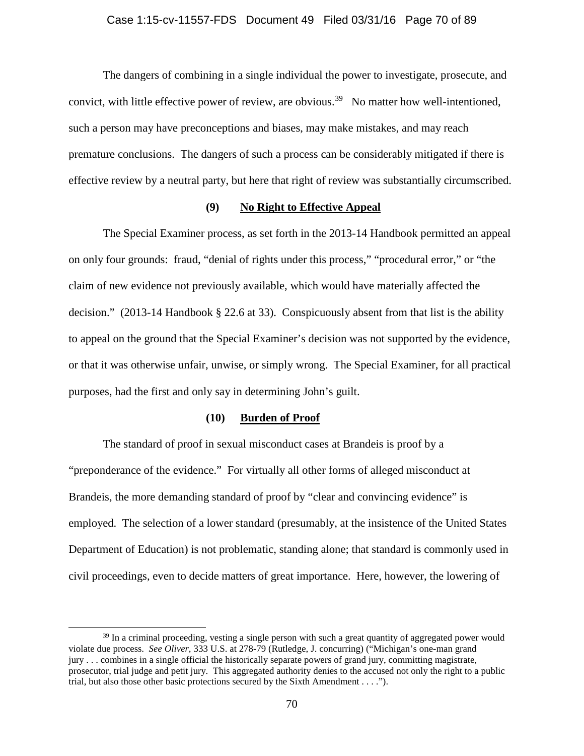The dangers of combining in a single individual the power to investigate, prosecute, and convict, with little effective power of review, are obvious.[39] No matter how well-intentioned, such a person may have preconceptions and biases, may make mistakes, and may reach premature conclusions. The dangers of such a process can be considerably mitigated if there is effective review by a neutral party, but here that right of review was substantially circumscribed.

### (9) <u>No Right to Effective Appeal</u>

The Special Examiner process, as set forth in the 2013-14 Handbook permitted an appeal on only four grounds: fraud, "denial of rights under this process," "procedural error," or "the claim of new evidence not previously available, which would have materially affected the decision." (2013-14 Handbook § 22.6 at 33). Conspicuously absent from that list is the ability to appeal on the ground that the Special Examiner's decision was not supported by the evidence, or that it was otherwise unfair, unwise, or simply wrong. The Special Examiner, for all practical purposes, had the first and only say in determining John's guilt.

### (10) <u>Burden of Proof</u>

The standard of proof in sexual misconduct cases at Brandeis is proof by a "preponderance of the evidence." For virtually all other forms of alleged misconduct at Brandeis, the more demanding standard of proof by "clear and convincing evidence" is employed. The selection of a lower standard (presumably, at the insistence of the United States Department of Education) is not problematic, standing alone; that standard is commonly used in civil proceedings, even to decide matters of great importance. Here, however, the lowering of

---

[39] In a criminal proceeding, vesting a single person with such a great quantity of aggregated power would violate due process. *See Oliver*, 333 U.S. at 278-79 (Rutledge, J. concurring) ("Michigan's one-man grand jury . . . combines in a single official the historically separate powers of grand jury, committing magistrate, prosecutor, trial judge and petit jury. This aggregated authority denies to the accused not only the right to a public trial, but also those other basic protections secured by the Sixth Amendment . . . .").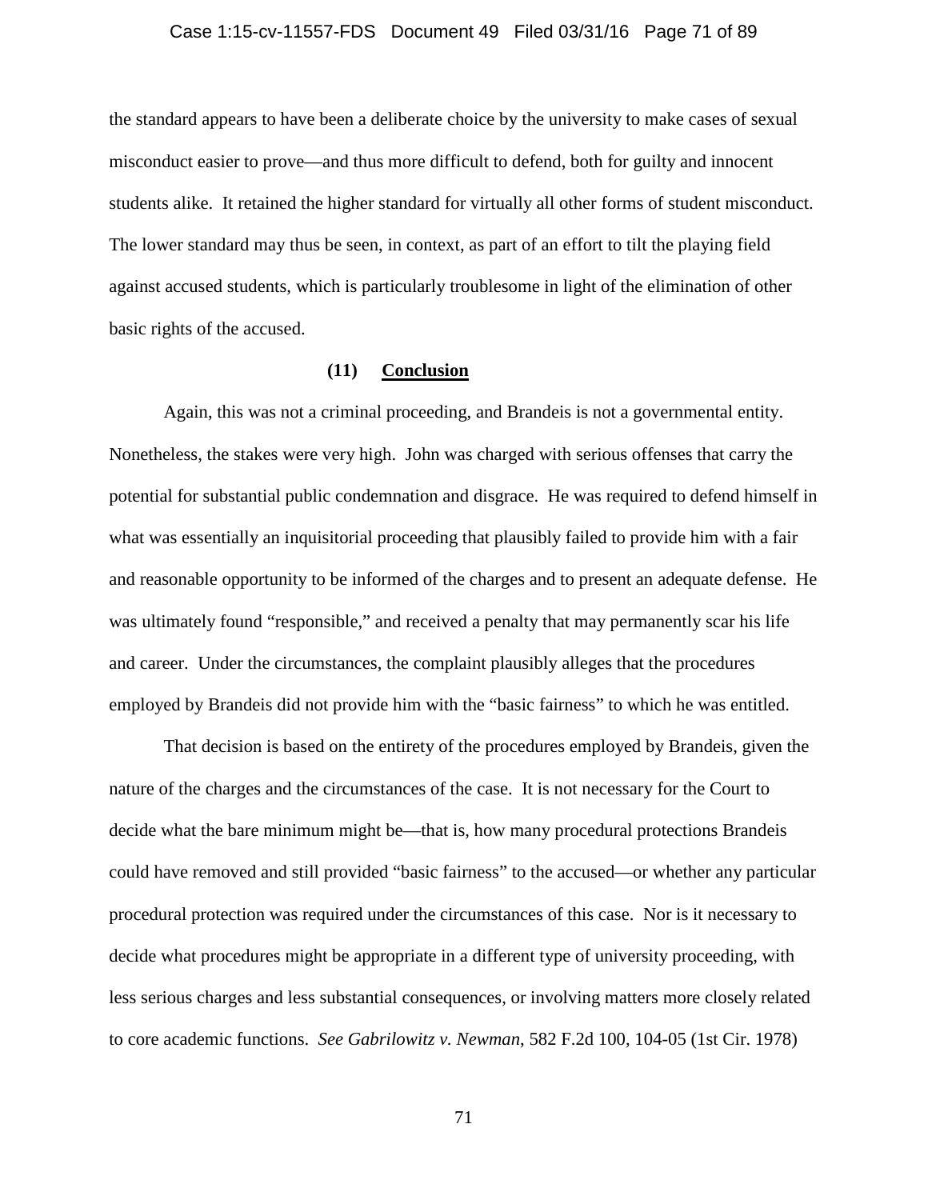the standard appears to have been a deliberate choice by the university to make cases of sexual misconduct easier to prove—and thus more difficult to defend, both for guilty and innocent students alike. It retained the higher standard for virtually all other forms of student misconduct. The lower standard may thus be seen, in context, as part of an effort to tilt the playing field against accused students, which is particularly troublesome in light of the elimination of other basic rights of the accused.

**(11) <u>Conclusion</u>**

Again, this was not a criminal proceeding, and Brandeis is not a governmental entity. Nonetheless, the stakes were very high. John was charged with serious offenses that carry the potential for substantial public condemnation and disgrace. He was required to defend himself in what was essentially an inquisitorial proceeding that plausibly failed to provide him with a fair and reasonable opportunity to be informed of the charges and to present an adequate defense. He was ultimately found "responsible," and received a penalty that may permanently scar his life and career. Under the circumstances, the complaint plausibly alleges that the procedures employed by Brandeis did not provide him with the "basic fairness" to which he was entitled.

That decision is based on the entirety of the procedures employed by Brandeis, given the nature of the charges and the circumstances of the case. It is not necessary for the Court to decide what the bare minimum might be—that is, how many procedural protections Brandeis could have removed and still provided "basic fairness" to the accused—or whether any particular procedural protection was required under the circumstances of this case. Nor is it necessary to decide what procedures might be appropriate in a different type of university proceeding, with less serious charges and less substantial consequences, or involving matters more closely related to core academic functions. *See Gabrilowitz v. Newman*, 582 F.2d 100, 104-05 (1st Cir. 1978)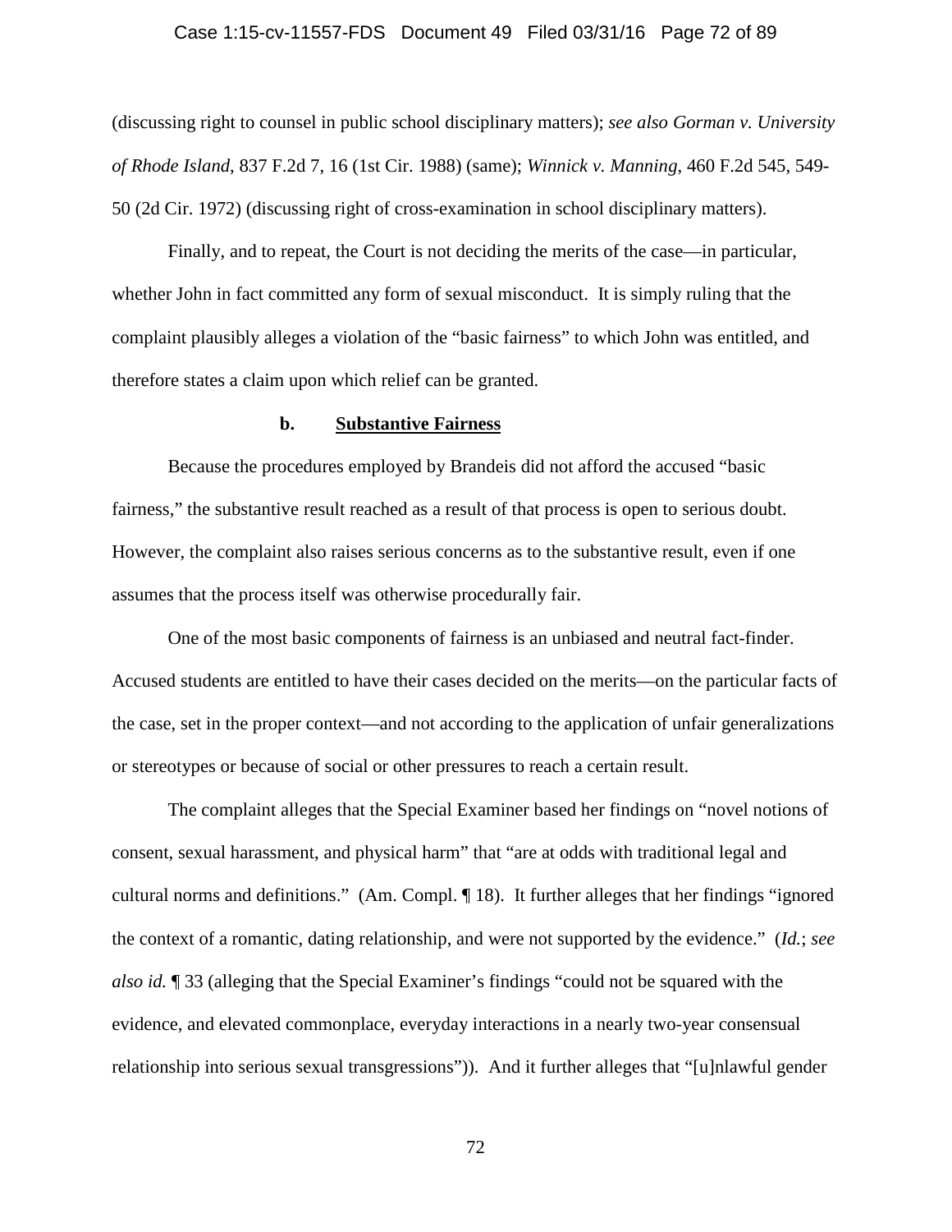(discussing right to counsel in public school disciplinary matters); *see also Gorman v. University of Rhode Island*, 837 F.2d 7, 16 (1st Cir. 1988) (same); *Winnick v. Manning*, 460 F.2d 545, 549-50 (2d Cir. 1972) (discussing right of cross-examination in school disciplinary matters).

Finally, and to repeat, the Court is not deciding the merits of the case—in particular, whether John in fact committed any form of sexual misconduct. It is simply ruling that the complaint plausibly alleges a violation of the "basic fairness" to which John was entitled, and therefore states a claim upon which relief can be granted.

**b. Substantive Fairness**

Because the procedures employed by Brandeis did not afford the accused "basic fairness," the substantive result reached as a result of that process is open to serious doubt. However, the complaint also raises serious concerns as to the substantive result, even if one assumes that the process itself was otherwise procedurally fair.

One of the most basic components of fairness is an unbiased and neutral fact-finder. Accused students are entitled to have their cases decided on the merits—on the particular facts of the case, set in the proper context—and not according to the application of unfair generalizations or stereotypes or because of social or other pressures to reach a certain result.

The complaint alleges that the Special Examiner based her findings on "novel notions of consent, sexual harassment, and physical harm" that "are at odds with traditional legal and cultural norms and definitions." (Am. Compl. ¶ 18). It further alleges that her findings "ignored the context of a romantic, dating relationship, and were not supported by the evidence." (*Id.*; *see also id.* ¶ 33 (alleging that the Special Examiner's findings "could not be squared with the evidence, and elevated commonplace, everyday interactions in a nearly two-year consensual relationship into serious sexual transgressions")). And it further alleges that "[u]nlawful gender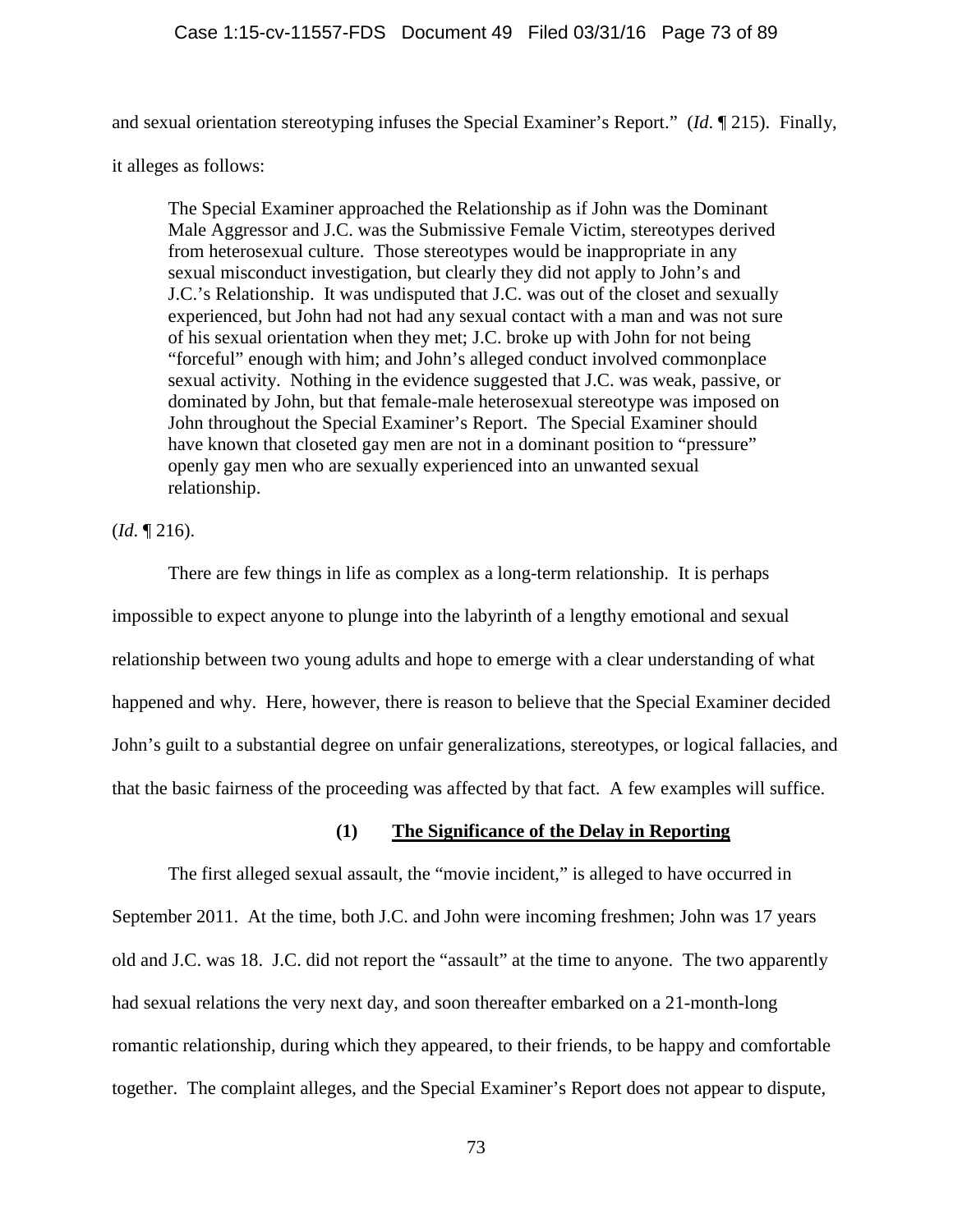and sexual orientation stereotyping infuses the Special Examiner's Report." (*Id*. ¶ 215). Finally, it alleges as follows:

> The Special Examiner approached the Relationship as if John was the Dominant Male Aggressor and J.C. was the Submissive Female Victim, stereotypes derived from heterosexual culture. Those stereotypes would be inappropriate in any sexual misconduct investigation, but clearly they did not apply to John's and J.C.'s Relationship. It was undisputed that J.C. was out of the closet and sexually experienced, but John had not had any sexual contact with a man and was not sure of his sexual orientation when they met; J.C. broke up with John for not being "forceful" enough with him; and John's alleged conduct involved commonplace sexual activity. Nothing in the evidence suggested that J.C. was weak, passive, or dominated by John, but that female-male heterosexual stereotype was imposed on John throughout the Special Examiner's Report. The Special Examiner should have known that closeted gay men are not in a dominant position to "pressure" openly gay men who are sexually experienced into an unwanted sexual relationship.

(*Id*. ¶ 216).

There are few things in life as complex as a long-term relationship. It is perhaps impossible to expect anyone to plunge into the labyrinth of a lengthy emotional and sexual relationship between two young adults and hope to emerge with a clear understanding of what happened and why. Here, however, there is reason to believe that the Special Examiner decided John's guilt to a substantial degree on unfair generalizations, stereotypes, or logical fallacies, and that the basic fairness of the proceeding was affected by that fact. A few examples will suffice.

#### (1) <u>The Significance of the Delay in Reporting</u>

The first alleged sexual assault, the "movie incident," is alleged to have occurred in September 2011. At the time, both J.C. and John were incoming freshmen; John was 17 years old and J.C. was 18. J.C. did not report the "assault" at the time to anyone. The two apparently had sexual relations the very next day, and soon thereafter embarked on a 21-month-long romantic relationship, during which they appeared, to their friends, to be happy and comfortable together. The complaint alleges, and the Special Examiner's Report does not appear to dispute,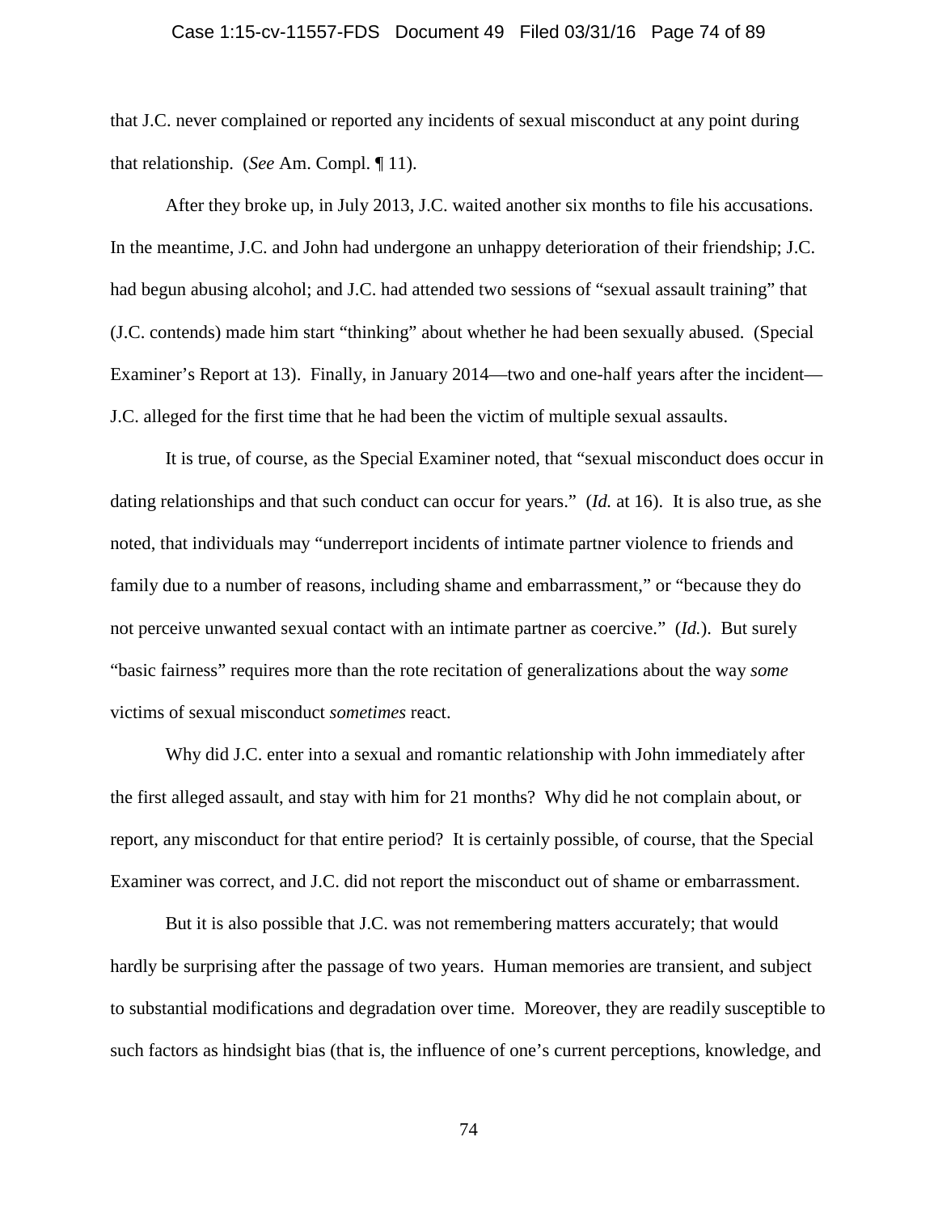that J.C. never complained or reported any incidents of sexual misconduct at any point during that relationship. (*See* Am. Compl. ¶ 11).

After they broke up, in July 2013, J.C. waited another six months to file his accusations. In the meantime, J.C. and John had undergone an unhappy deterioration of their friendship; J.C. had begun abusing alcohol; and J.C. had attended two sessions of "sexual assault training" that (J.C. contends) made him start "thinking" about whether he had been sexually abused. (Special Examiner's Report at 13). Finally, in January 2014—two and one-half years after the incident—J.C. alleged for the first time that he had been the victim of multiple sexual assaults.

It is true, of course, as the Special Examiner noted, that "sexual misconduct does occur in dating relationships and that such conduct can occur for years." (*Id.* at 16). It is also true, as she noted, that individuals may "underreport incidents of intimate partner violence to friends and family due to a number of reasons, including shame and embarrassment," or "because they do not perceive unwanted sexual contact with an intimate partner as coercive." (*Id.*). But surely "basic fairness" requires more than the rote recitation of generalizations about the way *some* victims of sexual misconduct *sometimes* react.

Why did J.C. enter into a sexual and romantic relationship with John immediately after the first alleged assault, and stay with him for 21 months? Why did he not complain about, or report, any misconduct for that entire period? It is certainly possible, of course, that the Special Examiner was correct, and J.C. did not report the misconduct out of shame or embarrassment.

But it is also possible that J.C. was not remembering matters accurately; that would hardly be surprising after the passage of two years. Human memories are transient, and subject to substantial modifications and degradation over time. Moreover, they are readily susceptible to such factors as hindsight bias (that is, the influence of one's current perceptions, knowledge, and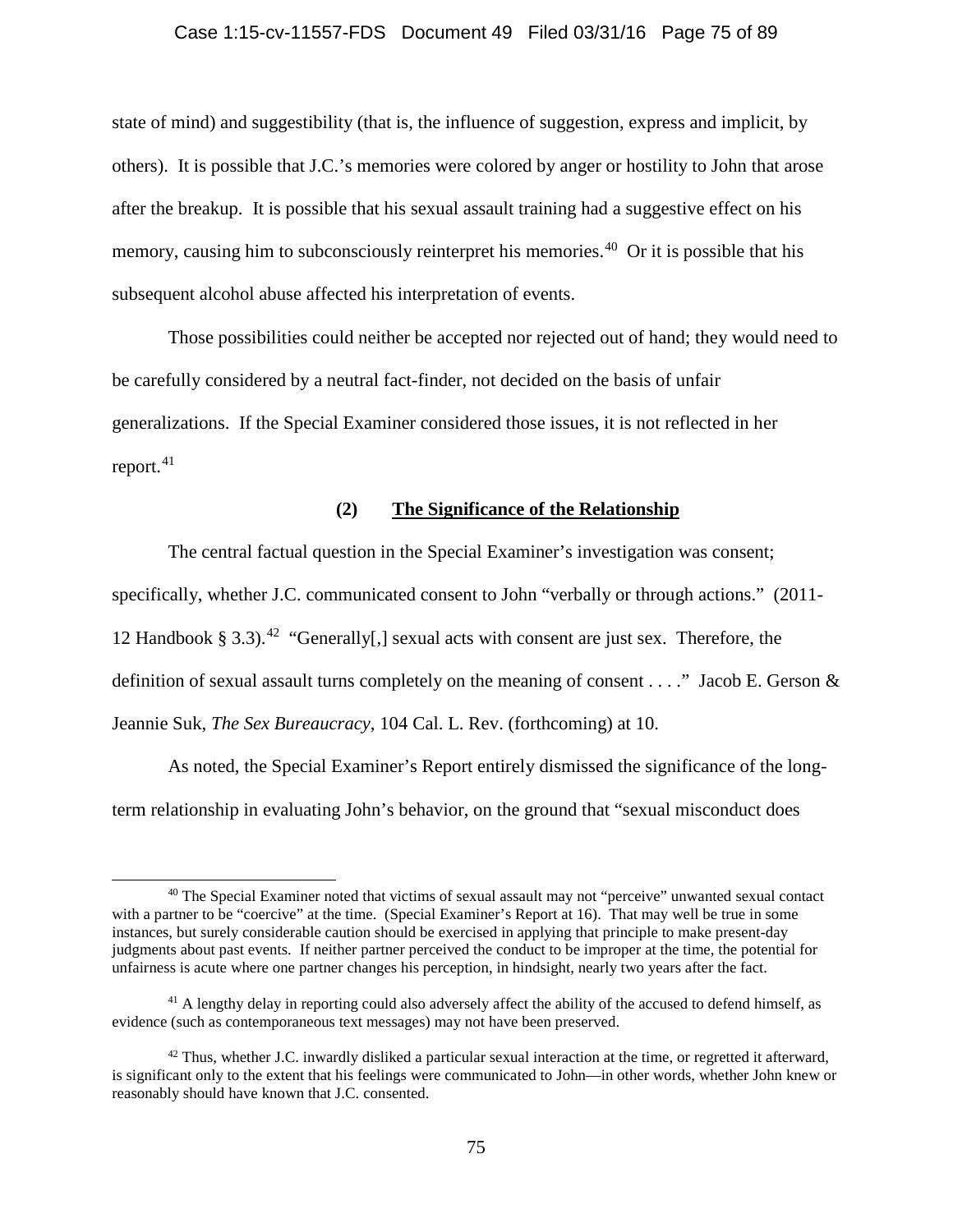state of mind) and suggestibility (that is, the influence of suggestion, express and implicit, by others). It is possible that J.C.'s memories were colored by anger or hostility to John that arose after the breakup. It is possible that his sexual assault training had a suggestive effect on his memory, causing him to subconsciously reinterpret his memories.[40] Or it is possible that his subsequent alcohol abuse affected his interpretation of events.

Those possibilities could neither be accepted nor rejected out of hand; they would need to be carefully considered by a neutral fact-finder, not decided on the basis of unfair generalizations. If the Special Examiner considered those issues, it is not reflected in her report.[41]

### (2) The Significance of the Relationship

The central factual question in the Special Examiner's investigation was consent; specifically, whether J.C. communicated consent to John "verbally or through actions." (2011-12 Handbook § 3.3).[42] "Generally[,] sexual acts with consent are just sex. Therefore, the definition of sexual assault turns completely on the meaning of consent . . . ." Jacob E. Gerson & Jeannie Suk, *The Sex Bureaucracy*, 104 Cal. L. Rev. (forthcoming) at 10.

As noted, the Special Examiner's Report entirely dismissed the significance of the long-term relationship in evaluating John's behavior, on the ground that "sexual misconduct does

---

[40] The Special Examiner noted that victims of sexual assault may not "perceive" unwanted sexual contact with a partner to be "coercive" at the time. (Special Examiner's Report at 16). That may well be true in some instances, but surely considerable caution should be exercised in applying that principle to make present-day judgments about past events. If neither partner perceived the conduct to be improper at the time, the potential for unfairness is acute where one partner changes his perception, in hindsight, nearly two years after the fact.

[41] A lengthy delay in reporting could also adversely affect the ability of the accused to defend himself, as evidence (such as contemporaneous text messages) may not have been preserved.

[42] Thus, whether J.C. inwardly disliked a particular sexual interaction at the time, or regretted it afterward, is significant only to the extent that his feelings were communicated to John—in other words, whether John knew or reasonably should have known that J.C. consented.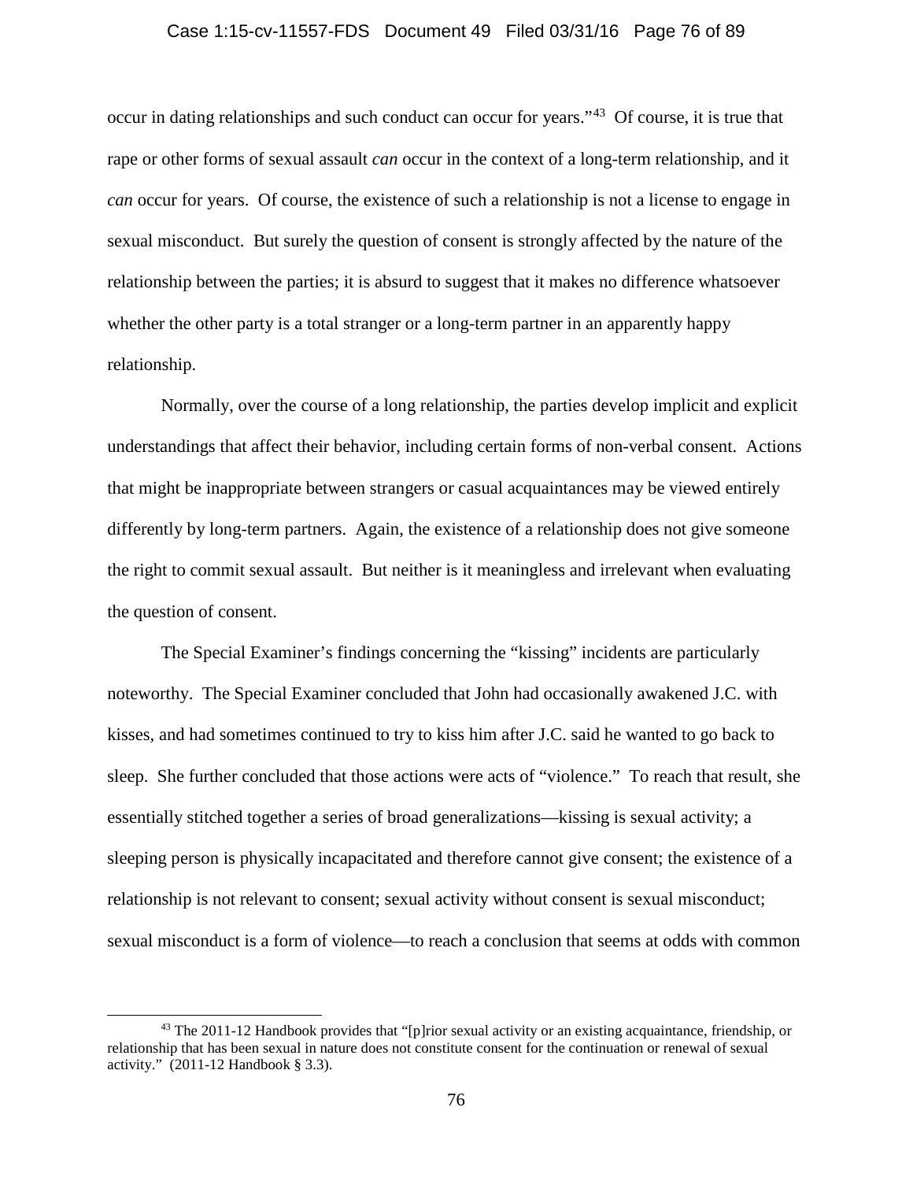occur in dating relationships and such conduct can occur for years."[43] Of course, it is true that rape or other forms of sexual assault *can* occur in the context of a long-term relationship, and it *can* occur for years. Of course, the existence of such a relationship is not a license to engage in sexual misconduct. But surely the question of consent is strongly affected by the nature of the relationship between the parties; it is absurd to suggest that it makes no difference whatsoever whether the other party is a total stranger or a long-term partner in an apparently happy relationship.

Normally, over the course of a long relationship, the parties develop implicit and explicit understandings that affect their behavior, including certain forms of non-verbal consent. Actions that might be inappropriate between strangers or casual acquaintances may be viewed entirely differently by long-term partners. Again, the existence of a relationship does not give someone the right to commit sexual assault. But neither is it meaningless and irrelevant when evaluating the question of consent.

The Special Examiner's findings concerning the "kissing" incidents are particularly noteworthy. The Special Examiner concluded that John had occasionally awakened J.C. with kisses, and had sometimes continued to try to kiss him after J.C. said he wanted to go back to sleep. She further concluded that those actions were acts of "violence." To reach that result, she essentially stitched together a series of broad generalizations—kissing is sexual activity; a sleeping person is physically incapacitated and therefore cannot give consent; the existence of a relationship is not relevant to consent; sexual activity without consent is sexual misconduct; sexual misconduct is a form of violence—to reach a conclusion that seems at odds with common

---

[43] The 2011-12 Handbook provides that "[p]rior sexual activity or an existing acquaintance, friendship, or relationship that has been sexual in nature does not constitute consent for the continuation or renewal of sexual activity." (2011-12 Handbook § 3.3).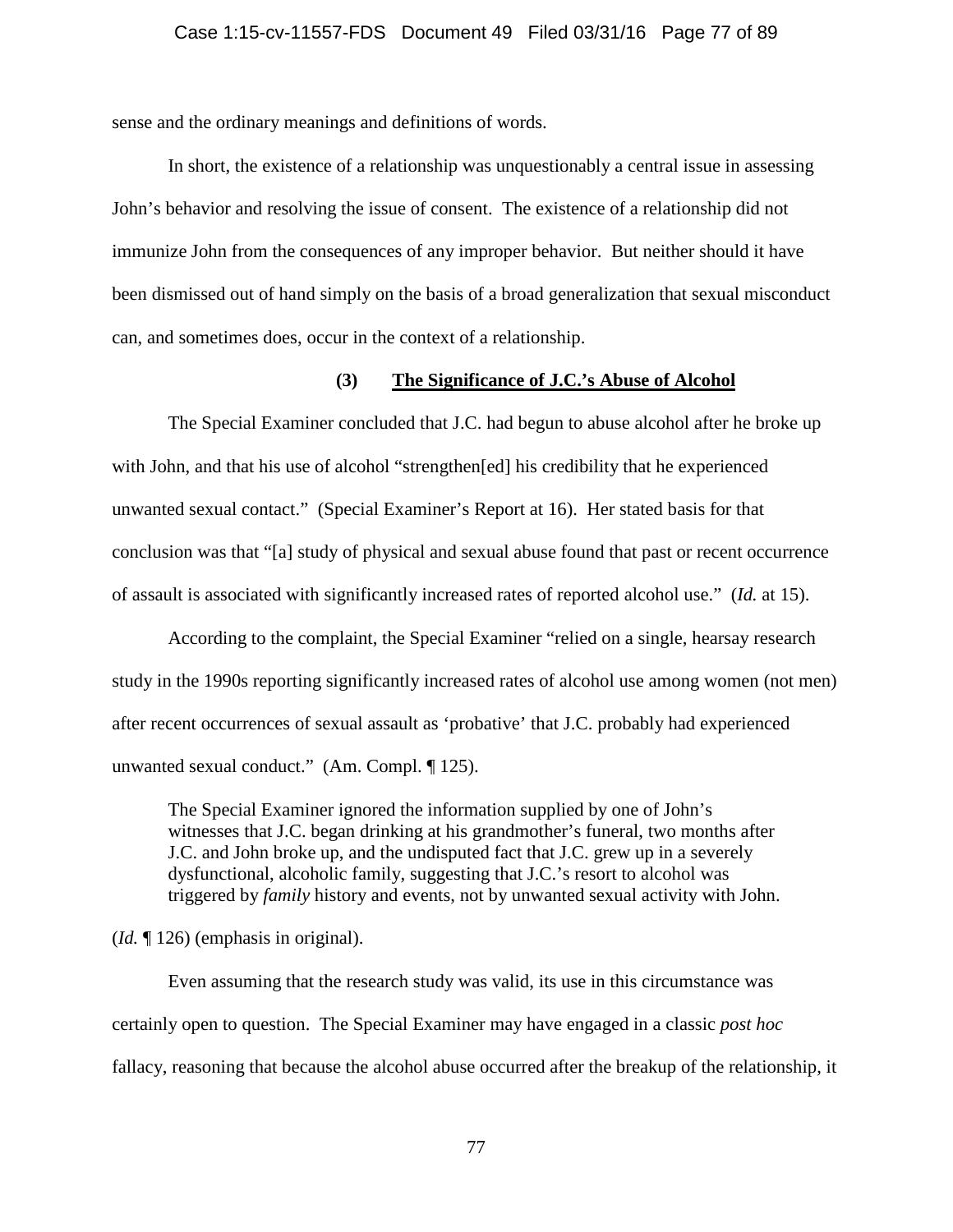sense and the ordinary meanings and definitions of words.

In short, the existence of a relationship was unquestionably a central issue in assessing John's behavior and resolving the issue of consent. The existence of a relationship did not immunize John from the consequences of any improper behavior. But neither should it have been dismissed out of hand simply on the basis of a broad generalization that sexual misconduct can, and sometimes does, occur in the context of a relationship.

**(3) <u>The Significance of J.C.'s Abuse of Alcohol</u>**

The Special Examiner concluded that J.C. had begun to abuse alcohol after he broke up with John, and that his use of alcohol "strengthen[ed] his credibility that he experienced unwanted sexual contact." (Special Examiner's Report at 16). Her stated basis for that conclusion was that "[a] study of physical and sexual abuse found that past or recent occurrence of assault is associated with significantly increased rates of reported alcohol use." (*Id.* at 15).

According to the complaint, the Special Examiner "relied on a single, hearsay research study in the 1990s reporting significantly increased rates of alcohol use among women (not men) after recent occurrences of sexual assault as 'probative' that J.C. probably had experienced unwanted sexual conduct." (Am. Compl. ¶ 125).

> The Special Examiner ignored the information supplied by one of John's witnesses that J.C. began drinking at his grandmother's funeral, two months after J.C. and John broke up, and the undisputed fact that J.C. grew up in a severely dysfunctional, alcoholic family, suggesting that J.C.'s resort to alcohol was triggered by *family* history and events, not by unwanted sexual activity with John.

(*Id.* ¶ 126) (emphasis in original).

Even assuming that the research study was valid, its use in this circumstance was certainly open to question. The Special Examiner may have engaged in a classic *post hoc* fallacy, reasoning that because the alcohol abuse occurred after the breakup of the relationship, it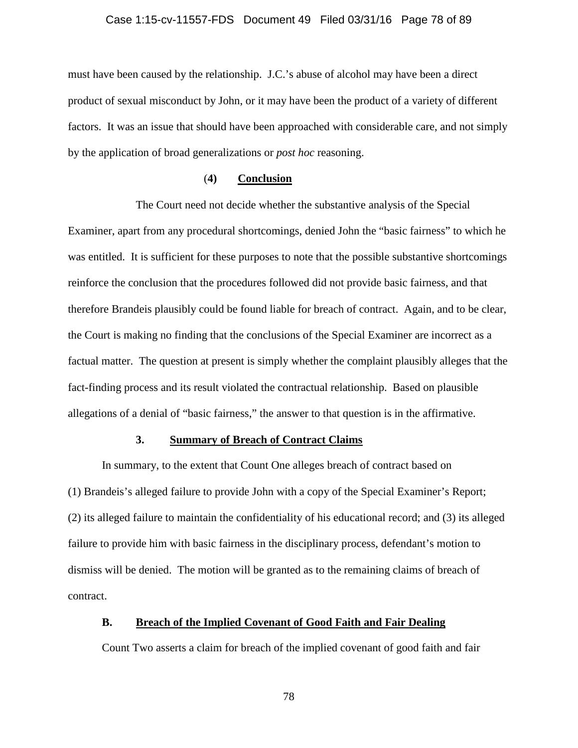must have been caused by the relationship. J.C.'s abuse of alcohol may have been a direct product of sexual misconduct by John, or it may have been the product of a variety of different factors. It was an issue that should have been approached with considerable care, and not simply by the application of broad generalizations or *post hoc* reasoning.

#### (4) Conclusion

The Court need not decide whether the substantive analysis of the Special Examiner, apart from any procedural shortcomings, denied John the "basic fairness" to which he was entitled. It is sufficient for these purposes to note that the possible substantive shortcomings reinforce the conclusion that the procedures followed did not provide basic fairness, and that therefore Brandeis plausibly could be found liable for breach of contract. Again, and to be clear, the Court is making no finding that the conclusions of the Special Examiner are incorrect as a factual matter. The question at present is simply whether the complaint plausibly alleges that the fact-finding process and its result violated the contractual relationship. Based on plausible allegations of a denial of "basic fairness," the answer to that question is in the affirmative.

### 3. Summary of Breach of Contract Claims

In summary, to the extent that Count One alleges breach of contract based on (1) Brandeis's alleged failure to provide John with a copy of the Special Examiner's Report; (2) its alleged failure to maintain the confidentiality of his educational record; and (3) its alleged failure to provide him with basic fairness in the disciplinary process, defendant's motion to dismiss will be denied. The motion will be granted as to the remaining claims of breach of contract.

## B. Breach of the Implied Covenant of Good Faith and Fair Dealing

Count Two asserts a claim for breach of the implied covenant of good faith and fair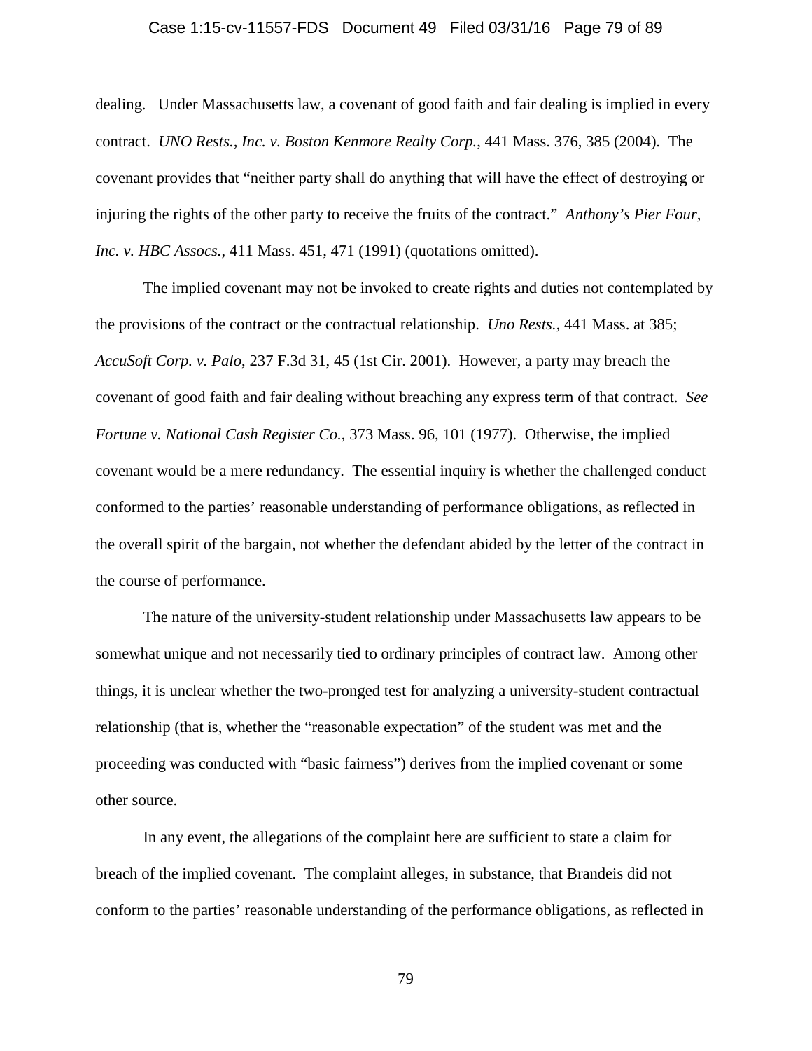dealing. Under Massachusetts law, a covenant of good faith and fair dealing is implied in every contract. *UNO Rests., Inc. v. Boston Kenmore Realty Corp.*, 441 Mass. 376, 385 (2004). The covenant provides that "neither party shall do anything that will have the effect of destroying or injuring the rights of the other party to receive the fruits of the contract." *Anthony's Pier Four, Inc. v. HBC Assocs.*, 411 Mass. 451, 471 (1991) (quotations omitted).

The implied covenant may not be invoked to create rights and duties not contemplated by the provisions of the contract or the contractual relationship. *Uno Rests.*, 441 Mass. at 385; *AccuSoft Corp. v. Palo*, 237 F.3d 31, 45 (1st Cir. 2001). However, a party may breach the covenant of good faith and fair dealing without breaching any express term of that contract. *See Fortune v. National Cash Register Co.*, 373 Mass. 96, 101 (1977). Otherwise, the implied covenant would be a mere redundancy. The essential inquiry is whether the challenged conduct conformed to the parties' reasonable understanding of performance obligations, as reflected in the overall spirit of the bargain, not whether the defendant abided by the letter of the contract in the course of performance.

The nature of the university-student relationship under Massachusetts law appears to be somewhat unique and not necessarily tied to ordinary principles of contract law. Among other things, it is unclear whether the two-pronged test for analyzing a university-student contractual relationship (that is, whether the "reasonable expectation" of the student was met and the proceeding was conducted with "basic fairness") derives from the implied covenant or some other source.

In any event, the allegations of the complaint here are sufficient to state a claim for breach of the implied covenant. The complaint alleges, in substance, that Brandeis did not conform to the parties' reasonable understanding of the performance obligations, as reflected in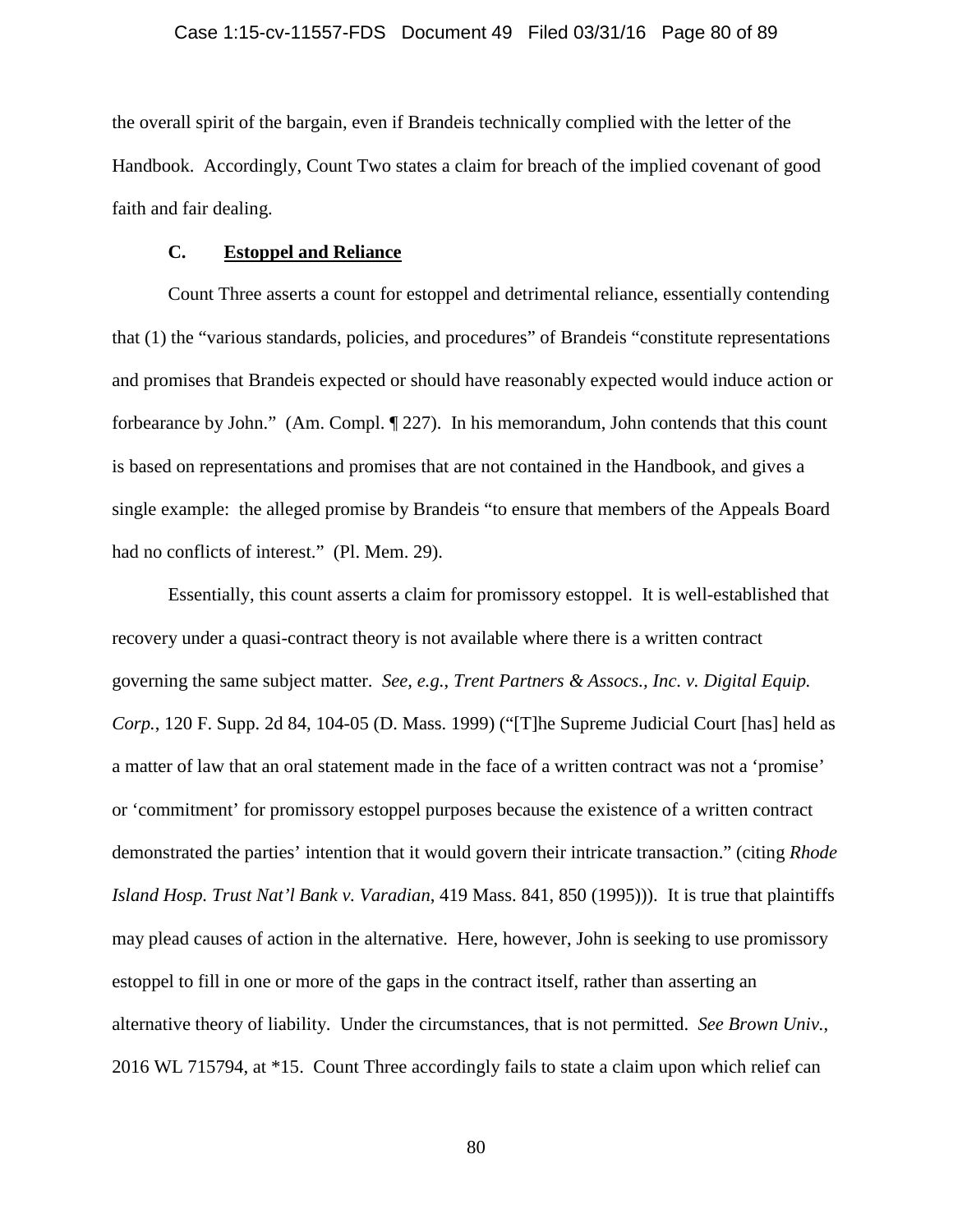the overall spirit of the bargain, even if Brandeis technically complied with the letter of the Handbook. Accordingly, Count Two states a claim for breach of the implied covenant of good faith and fair dealing.

### C. Estoppel and Reliance

Count Three asserts a count for estoppel and detrimental reliance, essentially contending that (1) the "various standards, policies, and procedures" of Brandeis "constitute representations and promises that Brandeis expected or should have reasonably expected would induce action or forbearance by John." (Am. Compl. ¶ 227). In his memorandum, John contends that this count is based on representations and promises that are not contained in the Handbook, and gives a single example: the alleged promise by Brandeis "to ensure that members of the Appeals Board had no conflicts of interest." (Pl. Mem. 29).

Essentially, this count asserts a claim for promissory estoppel. It is well-established that recovery under a quasi-contract theory is not available where there is a written contract governing the same subject matter. *See, e.g.*, *Trent Partners & Assocs., Inc. v. Digital Equip. Corp.*, 120 F. Supp. 2d 84, 104-05 (D. Mass. 1999) ("[T]he Supreme Judicial Court [has] held as a matter of law that an oral statement made in the face of a written contract was not a 'promise' or 'commitment' for promissory estoppel purposes because the existence of a written contract demonstrated the parties' intention that it would govern their intricate transaction." (citing *Rhode Island Hosp. Trust Nat'l Bank v. Varadian*, 419 Mass. 841, 850 (1995))). It is true that plaintiffs may plead causes of action in the alternative. Here, however, John is seeking to use promissory estoppel to fill in one or more of the gaps in the contract itself, rather than asserting an alternative theory of liability. Under the circumstances, that is not permitted. *See Brown Univ.*, 2016 WL 715794, at *15. Count Three accordingly fails to state a claim upon which relief can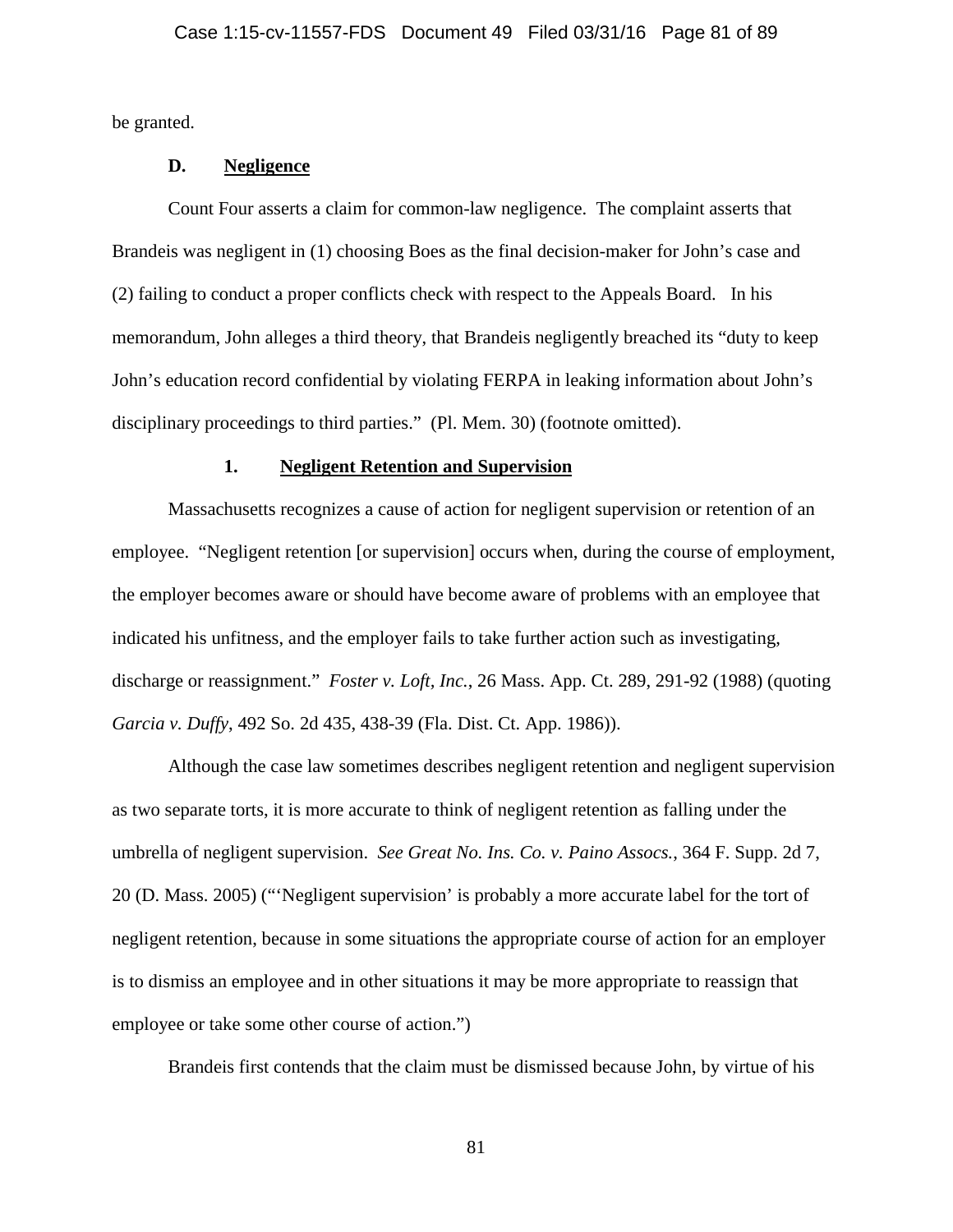be granted.

### D. Negligence

Count Four asserts a claim for common-law negligence. The complaint asserts that Brandeis was negligent in (1) choosing Boes as the final decision-maker for John's case and (2) failing to conduct a proper conflicts check with respect to the Appeals Board. In his memorandum, John alleges a third theory, that Brandeis negligently breached its "duty to keep John's education record confidential by violating FERPA in leaking information about John's disciplinary proceedings to third parties." (Pl. Mem. 30) (footnote omitted).

#### 1. Negligent Retention and Supervision

Massachusetts recognizes a cause of action for negligent supervision or retention of an employee. "Negligent retention [or supervision] occurs when, during the course of employment, the employer becomes aware or should have become aware of problems with an employee that indicated his unfitness, and the employer fails to take further action such as investigating, discharge or reassignment." *Foster v. Loft, Inc.*, 26 Mass. App. Ct. 289, 291-92 (1988) (quoting *Garcia v. Duffy*, 492 So. 2d 435, 438-39 (Fla. Dist. Ct. App. 1986)).

Although the case law sometimes describes negligent retention and negligent supervision as two separate torts, it is more accurate to think of negligent retention as falling under the umbrella of negligent supervision. *See Great No. Ins. Co. v. Paino Assocs.*, 364 F. Supp. 2d 7, 20 (D. Mass. 2005) ("'Negligent supervision' is probably a more accurate label for the tort of negligent retention, because in some situations the appropriate course of action for an employer is to dismiss an employee and in other situations it may be more appropriate to reassign that employee or take some other course of action.")

Brandeis first contends that the claim must be dismissed because John, by virtue of his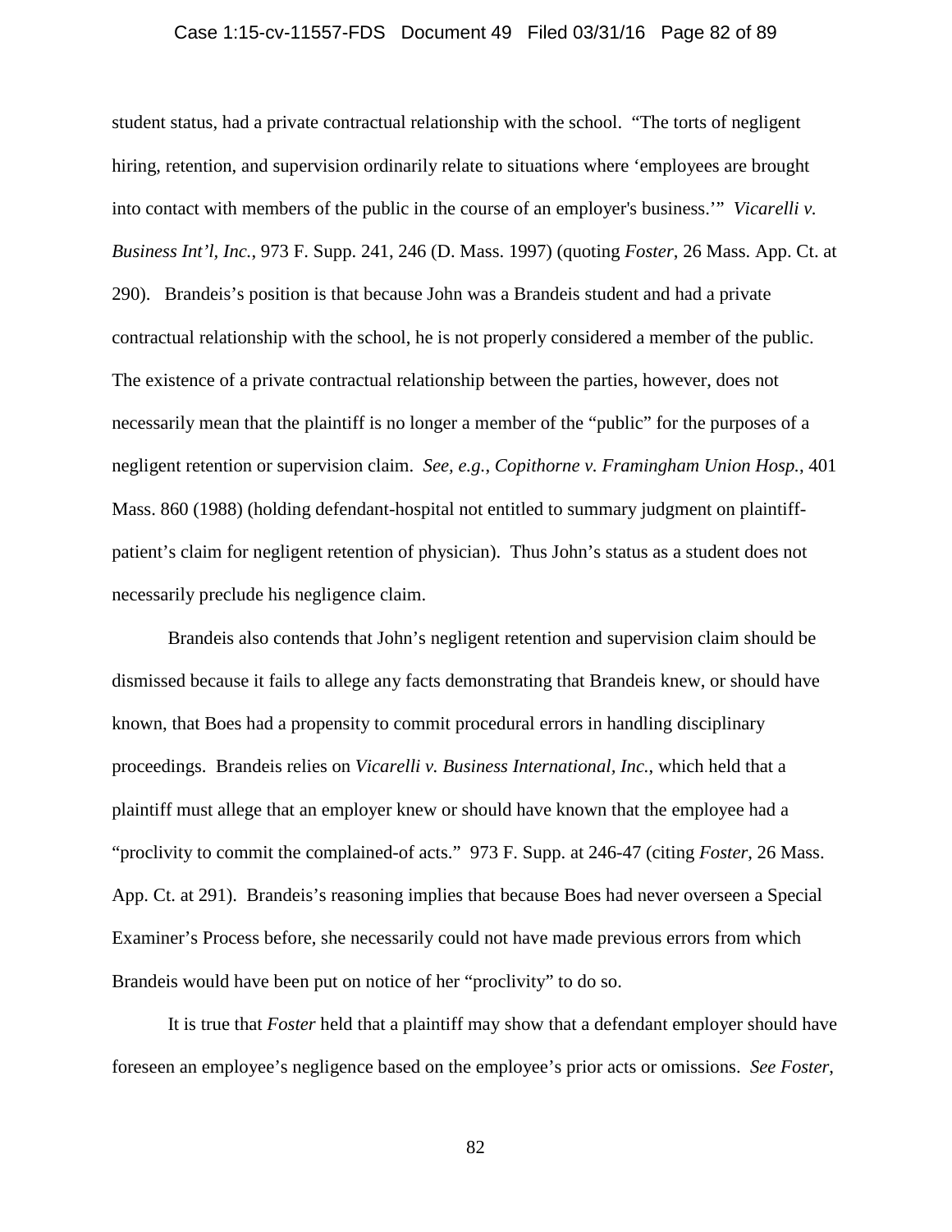student status, had a private contractual relationship with the school. "The torts of negligent hiring, retention, and supervision ordinarily relate to situations where 'employees are brought into contact with members of the public in the course of an employer's business.'" *Vicarelli v. Business Int'l, Inc.*, 973 F. Supp. 241, 246 (D. Mass. 1997) (quoting *Foster*, 26 Mass. App. Ct. at 290). Brandeis's position is that because John was a Brandeis student and had a private contractual relationship with the school, he is not properly considered a member of the public. The existence of a private contractual relationship between the parties, however, does not necessarily mean that the plaintiff is no longer a member of the "public" for the purposes of a negligent retention or supervision claim. *See, e.g.*, *Copithorne v. Framingham Union Hosp.*, 401 Mass. 860 (1988) (holding defendant-hospital not entitled to summary judgment on plaintiff-patient's claim for negligent retention of physician). Thus John's status as a student does not necessarily preclude his negligence claim.

Brandeis also contends that John's negligent retention and supervision claim should be dismissed because it fails to allege any facts demonstrating that Brandeis knew, or should have known, that Boes had a propensity to commit procedural errors in handling disciplinary proceedings. Brandeis relies on *Vicarelli v. Business International, Inc.*, which held that a plaintiff must allege that an employer knew or should have known that the employee had a "proclivity to commit the complained-of acts." 973 F. Supp. at 246-47 (citing *Foster*, 26 Mass. App. Ct. at 291). Brandeis's reasoning implies that because Boes had never overseen a Special Examiner's Process before, she necessarily could not have made previous errors from which Brandeis would have been put on notice of her "proclivity" to do so.

It is true that *Foster* held that a plaintiff may show that a defendant employer should have foreseen an employee's negligence based on the employee's prior acts or omissions. *See Foster*,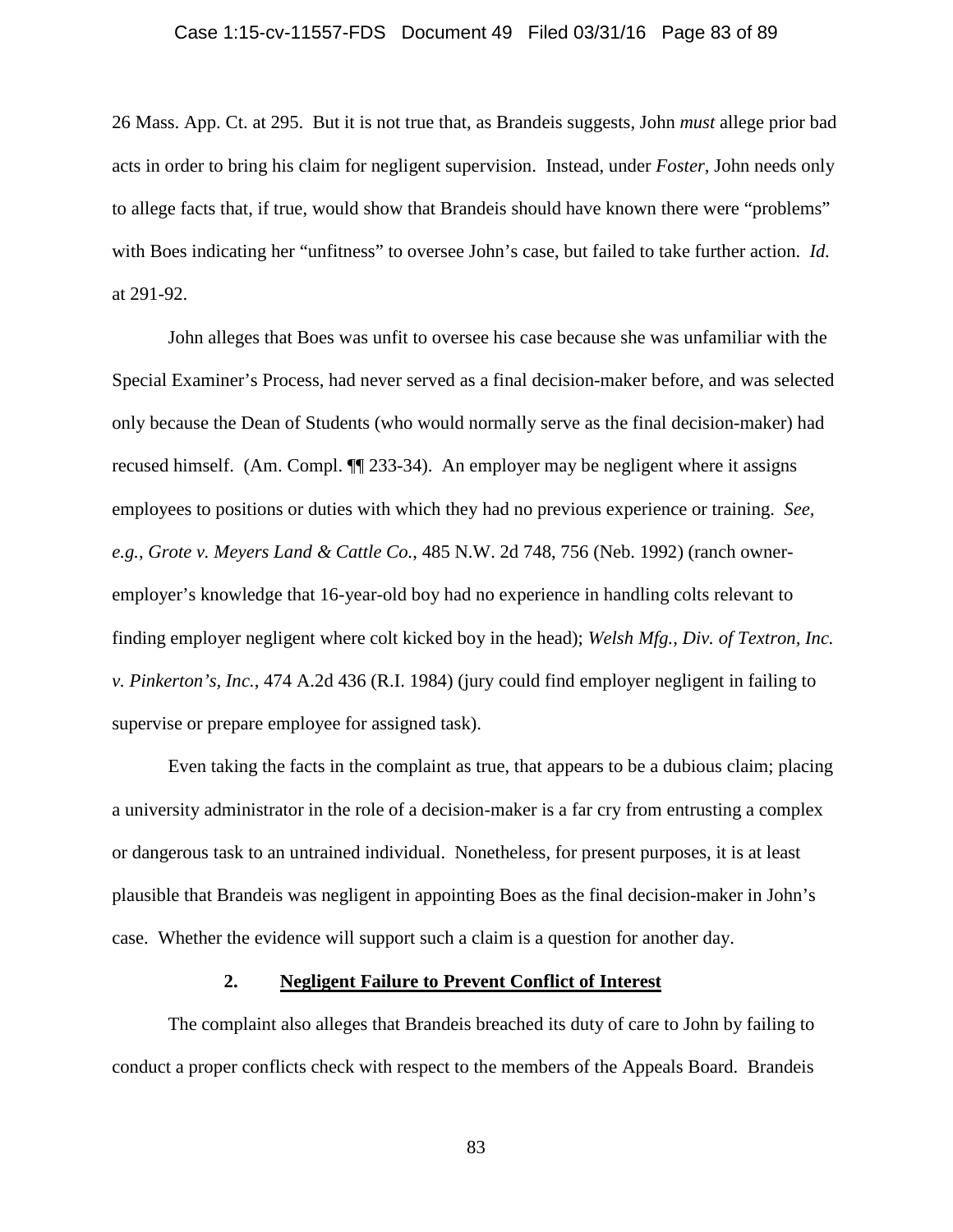26 Mass. App. Ct. at 295. But it is not true that, as Brandeis suggests, John *must* allege prior bad acts in order to bring his claim for negligent supervision. Instead, under *Foster*, John needs only to allege facts that, if true, would show that Brandeis should have known there were "problems" with Boes indicating her "unfitness" to oversee John's case, but failed to take further action. *Id.* at 291-92.

John alleges that Boes was unfit to oversee his case because she was unfamiliar with the Special Examiner's Process, had never served as a final decision-maker before, and was selected only because the Dean of Students (who would normally serve as the final decision-maker) had recused himself. (Am. Compl. ¶¶ 233-34). An employer may be negligent where it assigns employees to positions or duties with which they had no previous experience or training. *See, e.g.*, *Grote v. Meyers Land & Cattle Co.*, 485 N.W. 2d 748, 756 (Neb. 1992) (ranch owner-employer's knowledge that 16-year-old boy had no experience in handling colts relevant to finding employer negligent where colt kicked boy in the head); *Welsh Mfg., Div. of Textron, Inc. v. Pinkerton's, Inc.*, 474 A.2d 436 (R.I. 1984) (jury could find employer negligent in failing to supervise or prepare employee for assigned task).

Even taking the facts in the complaint as true, that appears to be a dubious claim; placing a university administrator in the role of a decision-maker is a far cry from entrusting a complex or dangerous task to an untrained individual. Nonetheless, for present purposes, it is at least plausible that Brandeis was negligent in appointing Boes as the final decision-maker in John's case. Whether the evidence will support such a claim is a question for another day.

**2. Negligent Failure to Prevent Conflict of Interest**

The complaint also alleges that Brandeis breached its duty of care to John by failing to conduct a proper conflicts check with respect to the members of the Appeals Board. Brandeis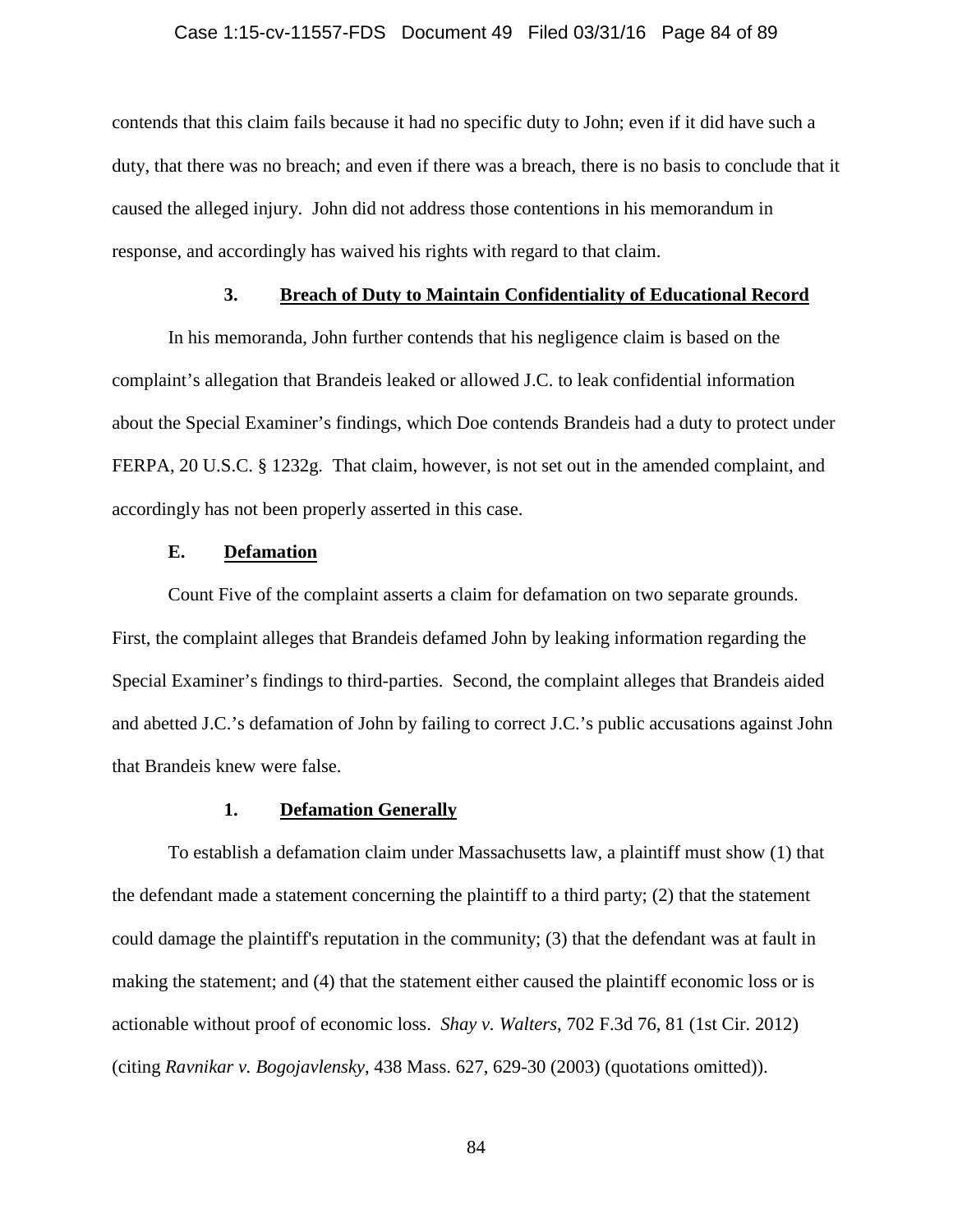contends that this claim fails because it had no specific duty to John; even if it did have such a duty, that there was no breach; and even if there was a breach, there is no basis to conclude that it caused the alleged injury. John did not address those contentions in his memorandum in response, and accordingly has waived his rights with regard to that claim.

#### 3. Breach of Duty to Maintain Confidentiality of Educational Record

In his memoranda, John further contends that his negligence claim is based on the complaint's allegation that Brandeis leaked or allowed J.C. to leak confidential information about the Special Examiner's findings, which Doe contends Brandeis had a duty to protect under FERPA, 20 U.S.C. § 1232g. That claim, however, is not set out in the amended complaint, and accordingly has not been properly asserted in this case.

### E. Defamation

Count Five of the complaint asserts a claim for defamation on two separate grounds. First, the complaint alleges that Brandeis defamed John by leaking information regarding the Special Examiner's findings to third-parties. Second, the complaint alleges that Brandeis aided and abetted J.C.'s defamation of John by failing to correct J.C.'s public accusations against John that Brandeis knew were false.

#### 1. Defamation Generally

To establish a defamation claim under Massachusetts law, a plaintiff must show (1) that the defendant made a statement concerning the plaintiff to a third party; (2) that the statement could damage the plaintiff's reputation in the community; (3) that the defendant was at fault in making the statement; and (4) that the statement either caused the plaintiff economic loss or is actionable without proof of economic loss. *Shay v. Walters*, 702 F.3d 76, 81 (1st Cir. 2012) (citing *Ravnikar v. Bogojavlensky*, 438 Mass. 627, 629-30 (2003) (quotations omitted)).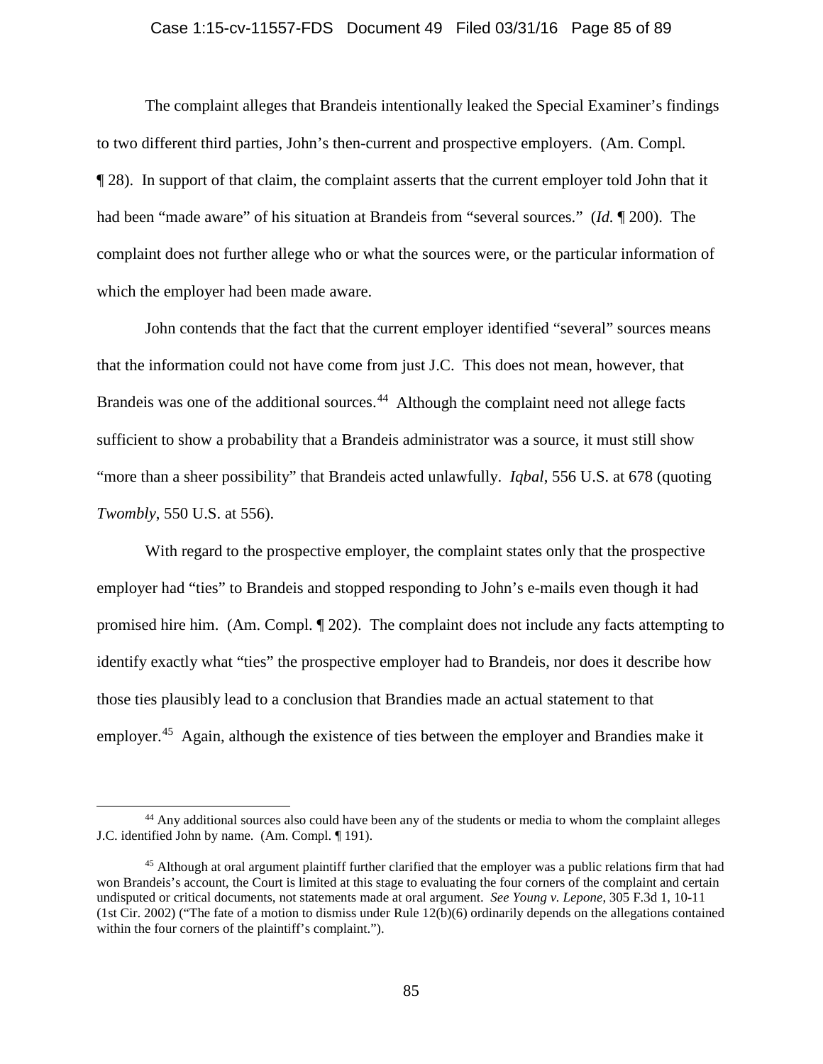The complaint alleges that Brandeis intentionally leaked the Special Examiner's findings to two different third parties, John's then-current and prospective employers. (Am. Compl. ¶ 28). In support of that claim, the complaint asserts that the current employer told John that it had been "made aware" of his situation at Brandeis from "several sources." (*Id.* ¶ 200). The complaint does not further allege who or what the sources were, or the particular information of which the employer had been made aware.

John contends that the fact that the current employer identified "several" sources means that the information could not have come from just J.C. This does not mean, however, that Brandeis was one of the additional sources.[44] Although the complaint need not allege facts sufficient to show a probability that a Brandeis administrator was a source, it must still show "more than a sheer possibility" that Brandeis acted unlawfully. *Iqbal*, 556 U.S. at 678 (quoting *Twombly*, 550 U.S. at 556).

With regard to the prospective employer, the complaint states only that the prospective employer had "ties" to Brandeis and stopped responding to John's e-mails even though it had promised hire him. (Am. Compl. ¶ 202). The complaint does not include any facts attempting to identify exactly what "ties" the prospective employer had to Brandeis, nor does it describe how those ties plausibly lead to a conclusion that Brandies made an actual statement to that employer.[45] Again, although the existence of ties between the employer and Brandies make it

---

[44] Any additional sources also could have been any of the students or media to whom the complaint alleges J.C. identified John by name. (Am. Compl. ¶ 191).

[45] Although at oral argument plaintiff further clarified that the employer was a public relations firm that had won Brandeis's account, the Court is limited at this stage to evaluating the four corners of the complaint and certain undisputed or critical documents, not statements made at oral argument. *See Young v. Lepone*, 305 F.3d 1, 10-11 (1st Cir. 2002) ("The fate of a motion to dismiss under Rule 12(b)(6) ordinarily depends on the allegations contained within the four corners of the plaintiff's complaint.").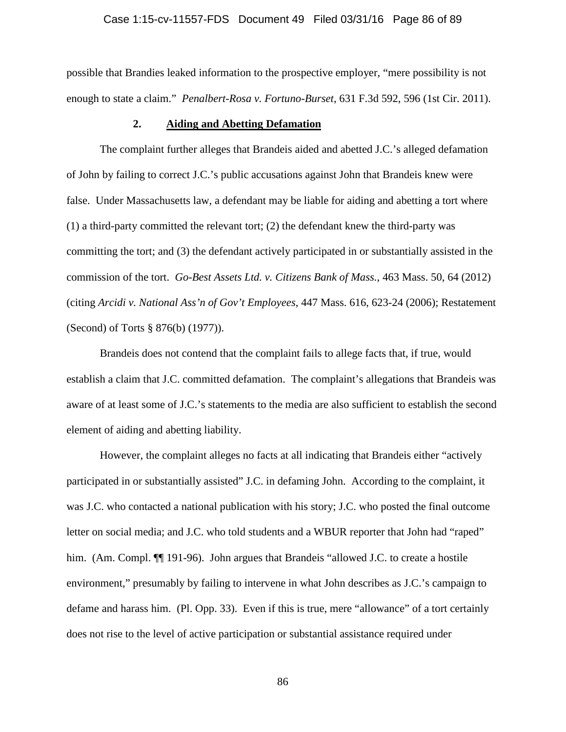possible that Brandies leaked information to the prospective employer, "mere possibility is not enough to state a claim." *Penalbert-Rosa v. Fortuno-Burset*, 631 F.3d 592, 596 (1st Cir. 2011).

### 2. Aiding and Abetting Defamation

The complaint further alleges that Brandeis aided and abetted J.C.'s alleged defamation of John by failing to correct J.C.'s public accusations against John that Brandeis knew were false. Under Massachusetts law, a defendant may be liable for aiding and abetting a tort where (1) a third-party committed the relevant tort; (2) the defendant knew the third-party was committing the tort; and (3) the defendant actively participated in or substantially assisted in the commission of the tort. *Go-Best Assets Ltd. v. Citizens Bank of Mass.*, 463 Mass. 50, 64 (2012) (citing *Arcidi v. National Ass'n of Gov't Employees*, 447 Mass. 616, 623-24 (2006); Restatement (Second) of Torts § 876(b) (1977)).

Brandeis does not contend that the complaint fails to allege facts that, if true, would establish a claim that J.C. committed defamation. The complaint's allegations that Brandeis was aware of at least some of J.C.'s statements to the media are also sufficient to establish the second element of aiding and abetting liability.

However, the complaint alleges no facts at all indicating that Brandeis either "actively participated in or substantially assisted" J.C. in defaming John. According to the complaint, it was J.C. who contacted a national publication with his story; J.C. who posted the final outcome letter on social media; and J.C. who told students and a WBUR reporter that John had "raped" him. (Am. Compl. ¶¶ 191-96). John argues that Brandeis "allowed J.C. to create a hostile environment," presumably by failing to intervene in what John describes as J.C.'s campaign to defame and harass him. (Pl. Opp. 33). Even if this is true, mere "allowance" of a tort certainly does not rise to the level of active participation or substantial assistance required under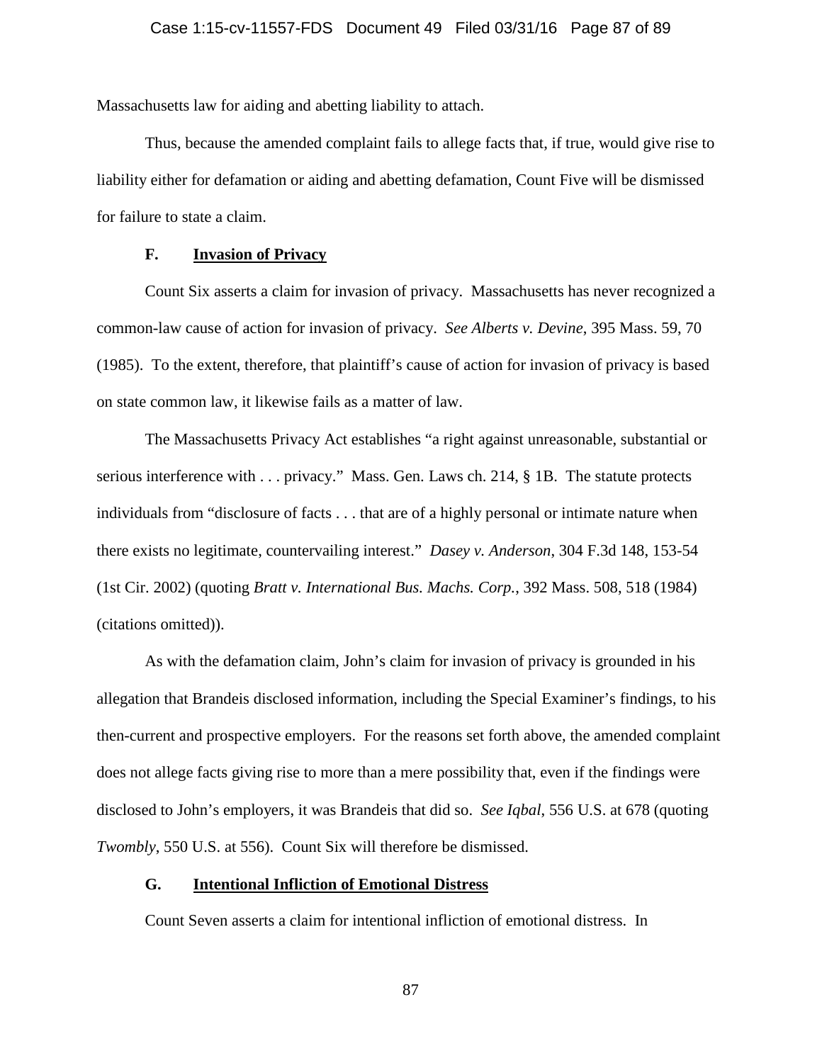Massachusetts law for aiding and abetting liability to attach.

Thus, because the amended complaint fails to allege facts that, if true, would give rise to liability either for defamation or aiding and abetting defamation, Count Five will be dismissed for failure to state a claim.

### F. Invasion of Privacy

Count Six asserts a claim for invasion of privacy. Massachusetts has never recognized a common-law cause of action for invasion of privacy. *See Alberts v. Devine*, 395 Mass. 59, 70 (1985). To the extent, therefore, that plaintiff's cause of action for invasion of privacy is based on state common law, it likewise fails as a matter of law.

The Massachusetts Privacy Act establishes "a right against unreasonable, substantial or serious interference with . . . privacy." Mass. Gen. Laws ch. 214, § 1B. The statute protects individuals from "disclosure of facts . . . that are of a highly personal or intimate nature when there exists no legitimate, countervailing interest." *Dasey v. Anderson*, 304 F.3d 148, 153-54 (1st Cir. 2002) (quoting *Bratt v. International Bus. Machs. Corp.*, 392 Mass. 508, 518 (1984) (citations omitted)).

As with the defamation claim, John's claim for invasion of privacy is grounded in his allegation that Brandeis disclosed information, including the Special Examiner's findings, to his then-current and prospective employers. For the reasons set forth above, the amended complaint does not allege facts giving rise to more than a mere possibility that, even if the findings were disclosed to John's employers, it was Brandeis that did so. *See Iqbal*, 556 U.S. at 678 (quoting *Twombly*, 550 U.S. at 556). Count Six will therefore be dismissed.

### G. Intentional Infliction of Emotional Distress

Count Seven asserts a claim for intentional infliction of emotional distress. In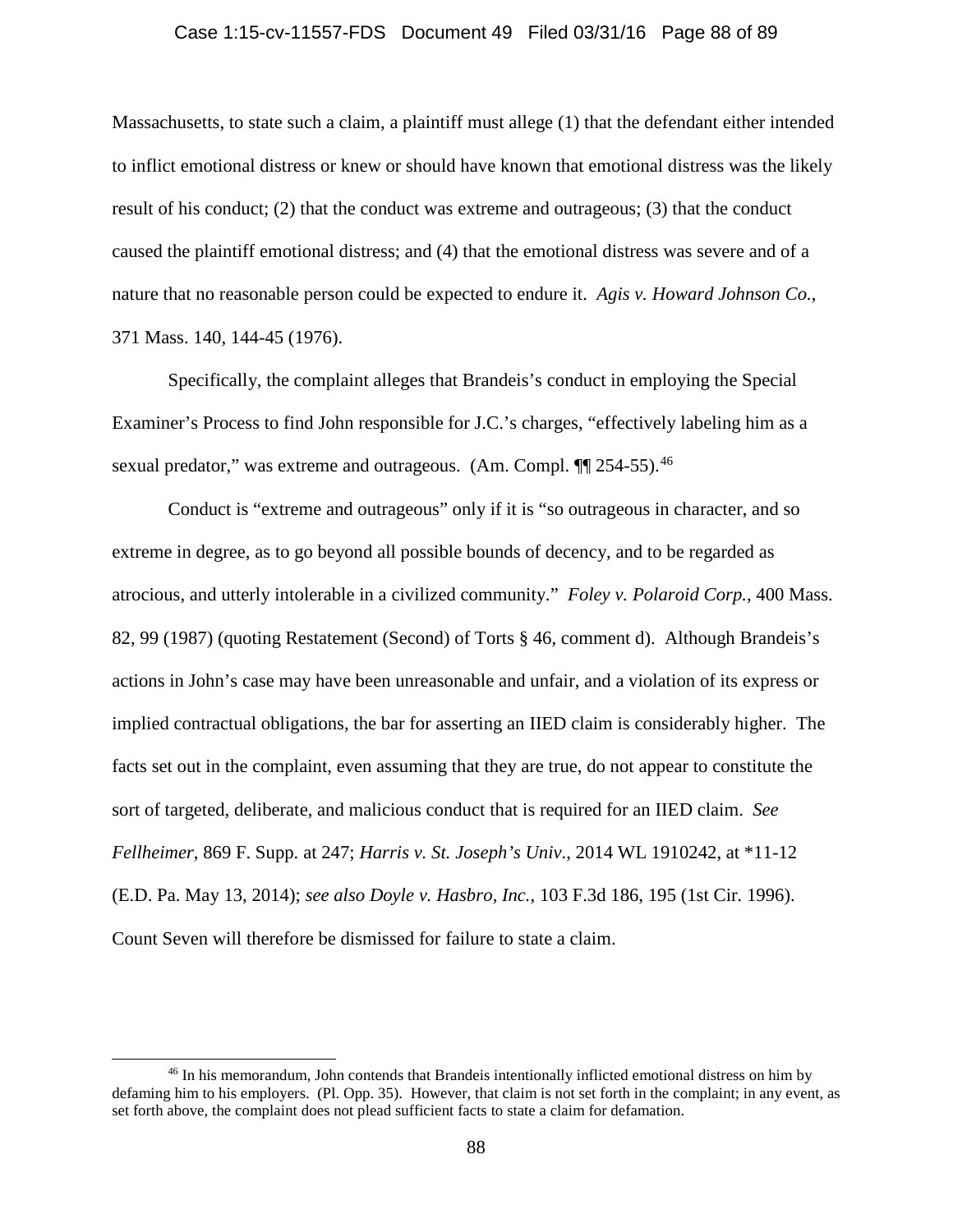Massachusetts, to state such a claim, a plaintiff must allege (1) that the defendant either intended to inflict emotional distress or knew or should have known that emotional distress was the likely result of his conduct; (2) that the conduct was extreme and outrageous; (3) that the conduct caused the plaintiff emotional distress; and (4) that the emotional distress was severe and of a nature that no reasonable person could be expected to endure it. *Agis v. Howard Johnson Co.*, 371 Mass. 140, 144-45 (1976).

Specifically, the complaint alleges that Brandeis's conduct in employing the Special Examiner's Process to find John responsible for J.C.'s charges, "effectively labeling him as a sexual predator," was extreme and outrageous. (Am. Compl. ¶¶ 254-55).[46]

Conduct is "extreme and outrageous" only if it is "so outrageous in character, and so extreme in degree, as to go beyond all possible bounds of decency, and to be regarded as atrocious, and utterly intolerable in a civilized community." *Foley v. Polaroid Corp.*, 400 Mass. 82, 99 (1987) (quoting Restatement (Second) of Torts § 46, comment d). Although Brandeis's actions in John's case may have been unreasonable and unfair, and a violation of its express or implied contractual obligations, the bar for asserting an IIED claim is considerably higher. The facts set out in the complaint, even assuming that they are true, do not appear to constitute the sort of targeted, deliberate, and malicious conduct that is required for an IIED claim. *See Fellheimer*, 869 F. Supp. at 247; *Harris v. St. Joseph's Univ*., 2014 WL 1910242, at *11-12 (E.D. Pa. May 13, 2014); *see also Doyle v. Hasbro, Inc.*, 103 F.3d 186, 195 (1st Cir. 1996). Count Seven will therefore be dismissed for failure to state a claim.

---

[46] In his memorandum, John contends that Brandeis intentionally inflicted emotional distress on him by defaming him to his employers. (Pl. Opp. 35). However, that claim is not set forth in the complaint; in any event, as set forth above, the complaint does not plead sufficient facts to state a claim for defamation.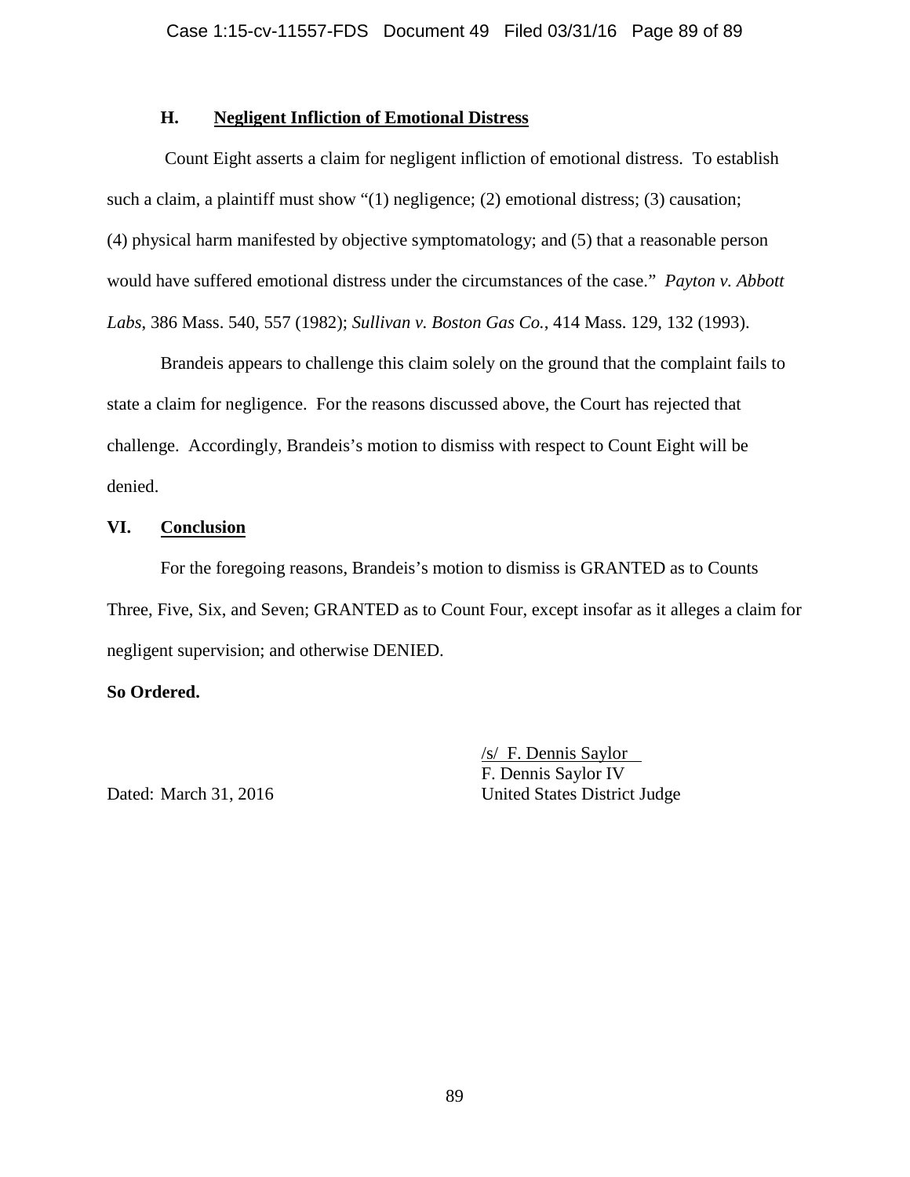### H. Negligent Infliction of Emotional Distress

Count Eight asserts a claim for negligent infliction of emotional distress. To establish such a claim, a plaintiff must show "(1) negligence; (2) emotional distress; (3) causation; (4) physical harm manifested by objective symptomatology; and (5) that a reasonable person would have suffered emotional distress under the circumstances of the case." *Payton v. Abbott Labs*, 386 Mass. 540, 557 (1982); *Sullivan v. Boston Gas Co.*, 414 Mass. 129, 132 (1993).

Brandeis appears to challenge this claim solely on the ground that the complaint fails to state a claim for negligence. For the reasons discussed above, the Court has rejected that challenge. Accordingly, Brandeis's motion to dismiss with respect to Count Eight will be denied.

## VI. Conclusion

For the foregoing reasons, Brandeis's motion to dismiss is GRANTED as to Counts Three, Five, Six, and Seven; GRANTED as to Count Four, except insofar as it alleges a claim for negligent supervision; and otherwise DENIED.

**So Ordered.**

/s/ F. Dennis Saylor
F. Dennis Saylor IV
United States District Judge

Dated: March 31, 2016